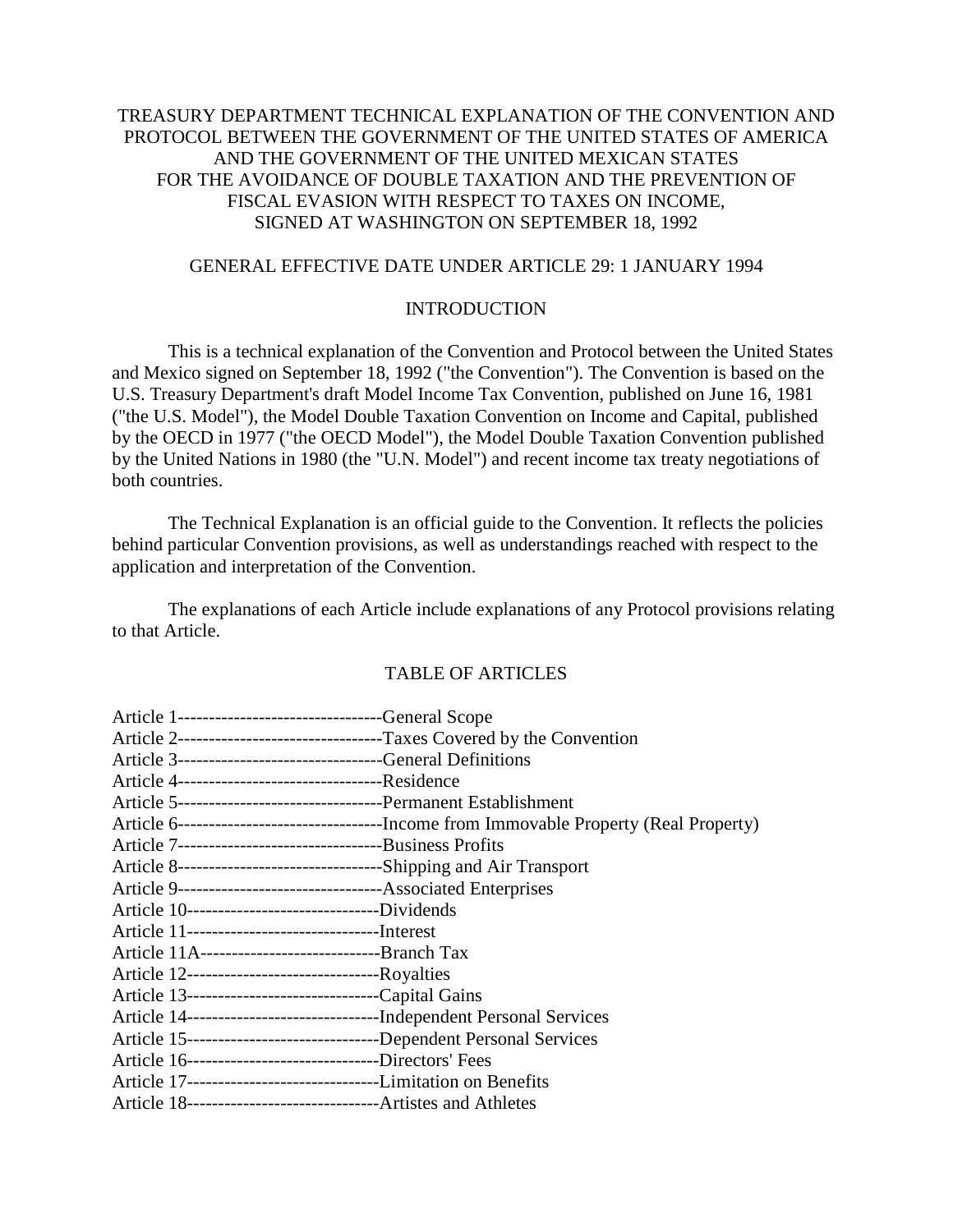# TREASURY DEPARTMENT TECHNICAL EXPLANATION OF THE CONVENTION AND PROTOCOL BETWEEN THE GOVERNMENT OF THE UNITED STATES OF AMERICA AND THE GOVERNMENT OF THE UNITED MEXICAN STATES FOR THE AVOIDANCE OF DOUBLE TAXATION AND THE PREVENTION OF FISCAL EVASION WITH RESPECT TO TAXES ON INCOME, SIGNED AT WASHINGTON ON SEPTEMBER 18, 1992

GENERAL EFFECTIVE DATE UNDER ARTICLE 29: 1 JANUARY 1994

## INTRODUCTION

This is a technical explanation of the Convention and Protocol between the United States and Mexico signed on September 18, 1992 ("the Convention"). The Convention is based on the U.S. Treasury Department's draft Model Income Tax Convention, published on June 16, 1981 ("the U.S. Model"), the Model Double Taxation Convention on Income and Capital, published by the OECD in 1977 ("the OECD Model"), the Model Double Taxation Convention published by the United Nations in 1980 (the "U.N. Model") and recent income tax treaty negotiations of both countries.

The Technical Explanation is an official guide to the Convention. It reflects the policies behind particular Convention provisions, as well as understandings reached with respect to the application and interpretation of the Convention.

The explanations of each Article include explanations of any Protocol provisions relating to that Article.

## TABLE OF ARTICLES

Article 1---------------------------------General Scope
Article 2---------------------------------Taxes Covered by the Convention
Article 3---------------------------------General Definitions
Article 4---------------------------------Residence
Article 5---------------------------------Permanent Establishment
Article 6---------------------------------Income from Immovable Property (Real Property)
Article 7---------------------------------Business Profits
Article 8---------------------------------Shipping and Air Transport
Article 9---------------------------------Associated Enterprises
Article 10-------------------------------Dividends
Article 11-------------------------------Interest
Article 11A-----------------------------Branch Tax
Article 12-------------------------------Royalties
Article 13-------------------------------Capital Gains
Article 14-------------------------------Independent Personal Services
Article 15-------------------------------Dependent Personal Services
Article 16-------------------------------Directors' Fees
Article 17-------------------------------Limitation on Benefits
Article 18-------------------------------Artistes and Athletes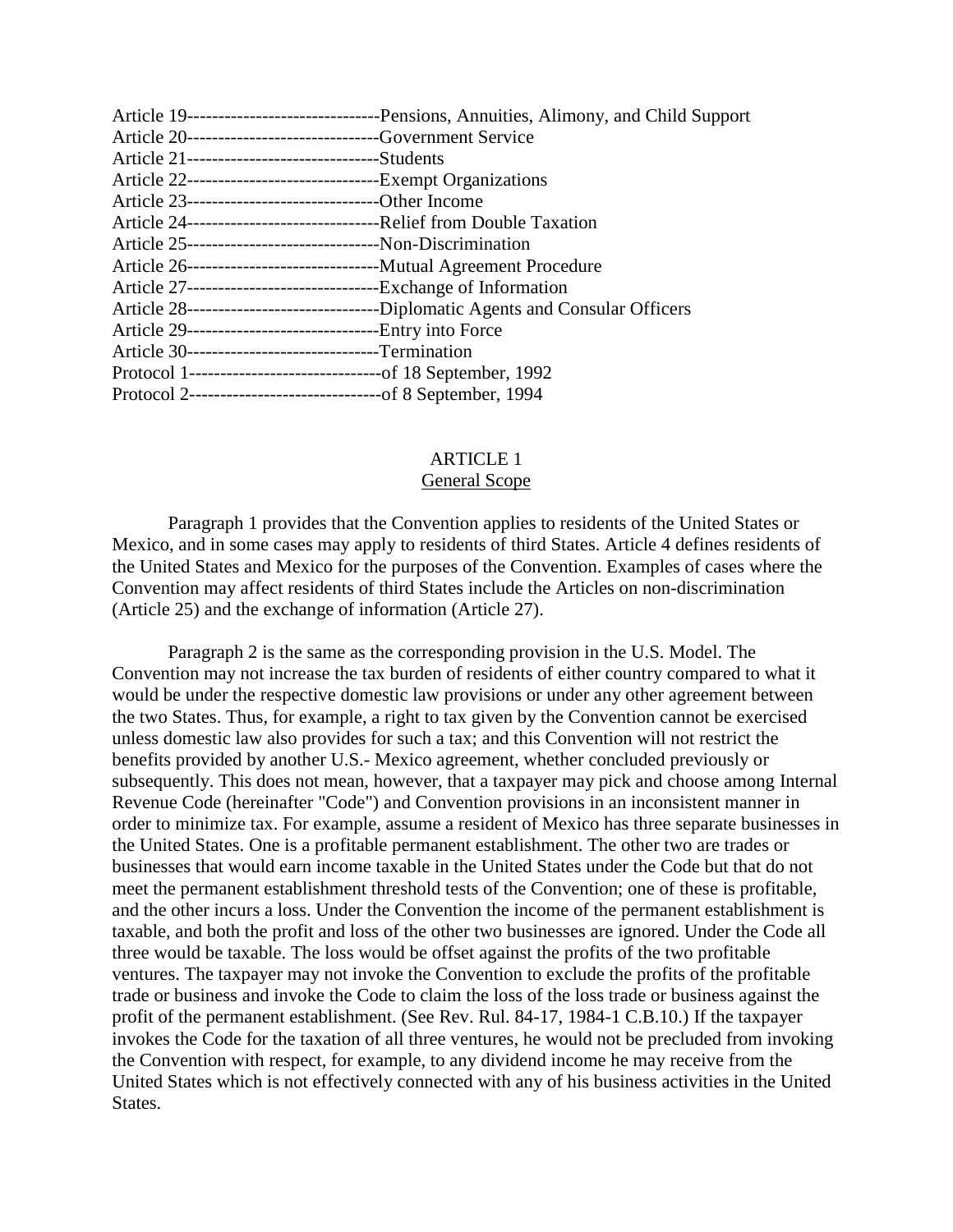Article 19-------------------------------Pensions, Annuities, Alimony, and Child Support
Article 20-------------------------------Government Service
Article 21-------------------------------Students
Article 22-------------------------------Exempt Organizations
Article 23-------------------------------Other Income
Article 24-------------------------------Relief from Double Taxation
Article 25-------------------------------Non-Discrimination
Article 26-------------------------------Mutual Agreement Procedure
Article 27-------------------------------Exchange of Information
Article 28-------------------------------Diplomatic Agents and Consular Officers
Article 29-------------------------------Entry into Force
Article 30-------------------------------Termination
Protocol 1-------------------------------of 18 September, 1992
Protocol 2-------------------------------of 8 September, 1994

## ARTICLE 1
## General Scope

Paragraph 1 provides that the Convention applies to residents of the United States or Mexico, and in some cases may apply to residents of third States. Article 4 defines residents of the United States and Mexico for the purposes of the Convention. Examples of cases where the Convention may affect residents of third States include the Articles on non-discrimination (Article 25) and the exchange of information (Article 27).

Paragraph 2 is the same as the corresponding provision in the U.S. Model. The Convention may not increase the tax burden of residents of either country compared to what it would be under the respective domestic law provisions or under any other agreement between the two States. Thus, for example, a right to tax given by the Convention cannot be exercised unless domestic law also provides for such a tax; and this Convention will not restrict the benefits provided by another U.S.- Mexico agreement, whether concluded previously or subsequently. This does not mean, however, that a taxpayer may pick and choose among Internal Revenue Code (hereinafter "Code") and Convention provisions in an inconsistent manner in order to minimize tax. For example, assume a resident of Mexico has three separate businesses in the United States. One is a profitable permanent establishment. The other two are trades or businesses that would earn income taxable in the United States under the Code but that do not meet the permanent establishment threshold tests of the Convention; one of these is profitable, and the other incurs a loss. Under the Convention the income of the permanent establishment is taxable, and both the profit and loss of the other two businesses are ignored. Under the Code all three would be taxable. The loss would be offset against the profits of the two profitable ventures. The taxpayer may not invoke the Convention to exclude the profits of the profitable trade or business and invoke the Code to claim the loss of the loss trade or business against the profit of the permanent establishment. (See Rev. Rul. 84-17, 1984-1 C.B.10.) If the taxpayer invokes the Code for the taxation of all three ventures, he would not be precluded from invoking the Convention with respect, for example, to any dividend income he may receive from the United States which is not effectively connected with any of his business activities in the United States.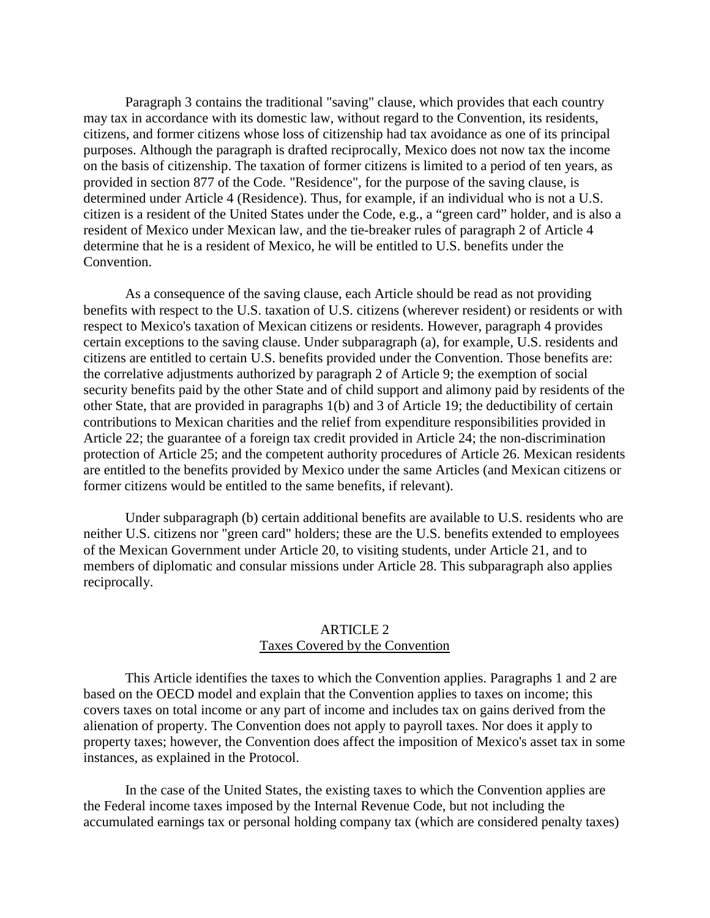Paragraph 3 contains the traditional "saving" clause, which provides that each country may tax in accordance with its domestic law, without regard to the Convention, its residents, citizens, and former citizens whose loss of citizenship had tax avoidance as one of its principal purposes. Although the paragraph is drafted reciprocally, Mexico does not now tax the income on the basis of citizenship. The taxation of former citizens is limited to a period of ten years, as provided in section 877 of the Code. "Residence", for the purpose of the saving clause, is determined under Article 4 (Residence). Thus, for example, if an individual who is not a U.S. citizen is a resident of the United States under the Code, e.g., a "green card" holder, and is also a resident of Mexico under Mexican law, and the tie-breaker rules of paragraph 2 of Article 4 determine that he is a resident of Mexico, he will be entitled to U.S. benefits under the Convention.

As a consequence of the saving clause, each Article should be read as not providing benefits with respect to the U.S. taxation of U.S. citizens (wherever resident) or residents or with respect to Mexico's taxation of Mexican citizens or residents. However, paragraph 4 provides certain exceptions to the saving clause. Under subparagraph (a), for example, U.S. residents and citizens are entitled to certain U.S. benefits provided under the Convention. Those benefits are: the correlative adjustments authorized by paragraph 2 of Article 9; the exemption of social security benefits paid by the other State and of child support and alimony paid by residents of the other State, that are provided in paragraphs 1(b) and 3 of Article 19; the deductibility of certain contributions to Mexican charities and the relief from expenditure responsibilities provided in Article 22; the guarantee of a foreign tax credit provided in Article 24; the non-discrimination protection of Article 25; and the competent authority procedures of Article 26. Mexican residents are entitled to the benefits provided by Mexico under the same Articles (and Mexican citizens or former citizens would be entitled to the same benefits, if relevant).

Under subparagraph (b) certain additional benefits are available to U.S. residents who are neither U.S. citizens nor "green card" holders; these are the U.S. benefits extended to employees of the Mexican Government under Article 20, to visiting students, under Article 21, and to members of diplomatic and consular missions under Article 28. This subparagraph also applies reciprocally.

## ARTICLE 2
## Taxes Covered by the Convention

This Article identifies the taxes to which the Convention applies. Paragraphs 1 and 2 are based on the OECD model and explain that the Convention applies to taxes on income; this covers taxes on total income or any part of income and includes tax on gains derived from the alienation of property. The Convention does not apply to payroll taxes. Nor does it apply to property taxes; however, the Convention does affect the imposition of Mexico's asset tax in some instances, as explained in the Protocol.

In the case of the United States, the existing taxes to which the Convention applies are the Federal income taxes imposed by the Internal Revenue Code, but not including the accumulated earnings tax or personal holding company tax (which are considered penalty taxes)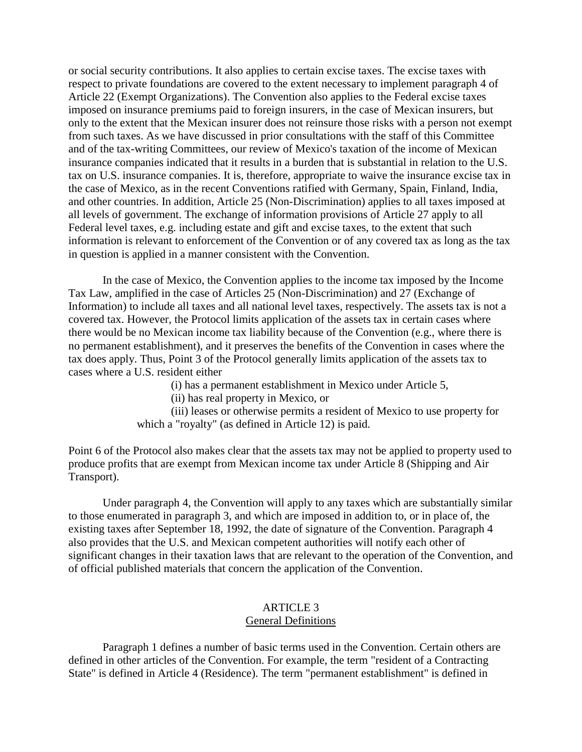or social security contributions. It also applies to certain excise taxes. The excise taxes with respect to private foundations are covered to the extent necessary to implement paragraph 4 of Article 22 (Exempt Organizations). The Convention also applies to the Federal excise taxes imposed on insurance premiums paid to foreign insurers, in the case of Mexican insurers, but only to the extent that the Mexican insurer does not reinsure those risks with a person not exempt from such taxes. As we have discussed in prior consultations with the staff of this Committee and of the tax-writing Committees, our review of Mexico's taxation of the income of Mexican insurance companies indicated that it results in a burden that is substantial in relation to the U.S. tax on U.S. insurance companies. It is, therefore, appropriate to waive the insurance excise tax in the case of Mexico, as in the recent Conventions ratified with Germany, Spain, Finland, India, and other countries. In addition, Article 25 (Non-Discrimination) applies to all taxes imposed at all levels of government. The exchange of information provisions of Article 27 apply to all Federal level taxes, e.g. including estate and gift and excise taxes, to the extent that such information is relevant to enforcement of the Convention or of any covered tax as long as the tax in question is applied in a manner consistent with the Convention.

In the case of Mexico, the Convention applies to the income tax imposed by the Income Tax Law, amplified in the case of Articles 25 (Non-Discrimination) and 27 (Exchange of Information) to include all taxes and all national level taxes, respectively. The assets tax is not a covered tax. However, the Protocol limits application of the assets tax in certain cases where there would be no Mexican income tax liability because of the Convention (e.g., where there is no permanent establishment), and it preserves the benefits of the Convention in cases where the tax does apply. Thus, Point 3 of the Protocol generally limits application of the assets tax to cases where a U.S. resident either

(i) has a permanent establishment in Mexico under Article 5,

(ii) has real property in Mexico, or

(iii) leases or otherwise permits a resident of Mexico to use property for which a "royalty" (as defined in Article 12) is paid.

Point 6 of the Protocol also makes clear that the assets tax may not be applied to property used to produce profits that are exempt from Mexican income tax under Article 8 (Shipping and Air Transport).

Under paragraph 4, the Convention will apply to any taxes which are substantially similar to those enumerated in paragraph 3, and which are imposed in addition to, or in place of, the existing taxes after September 18, 1992, the date of signature of the Convention. Paragraph 4 also provides that the U.S. and Mexican competent authorities will notify each other of significant changes in their taxation laws that are relevant to the operation of the Convention, and of official published materials that concern the application of the Convention.

## ARTICLE 3
## General Definitions

Paragraph 1 defines a number of basic terms used in the Convention. Certain others are defined in other articles of the Convention. For example, the term "resident of a Contracting State" is defined in Article 4 (Residence). The term "permanent establishment" is defined in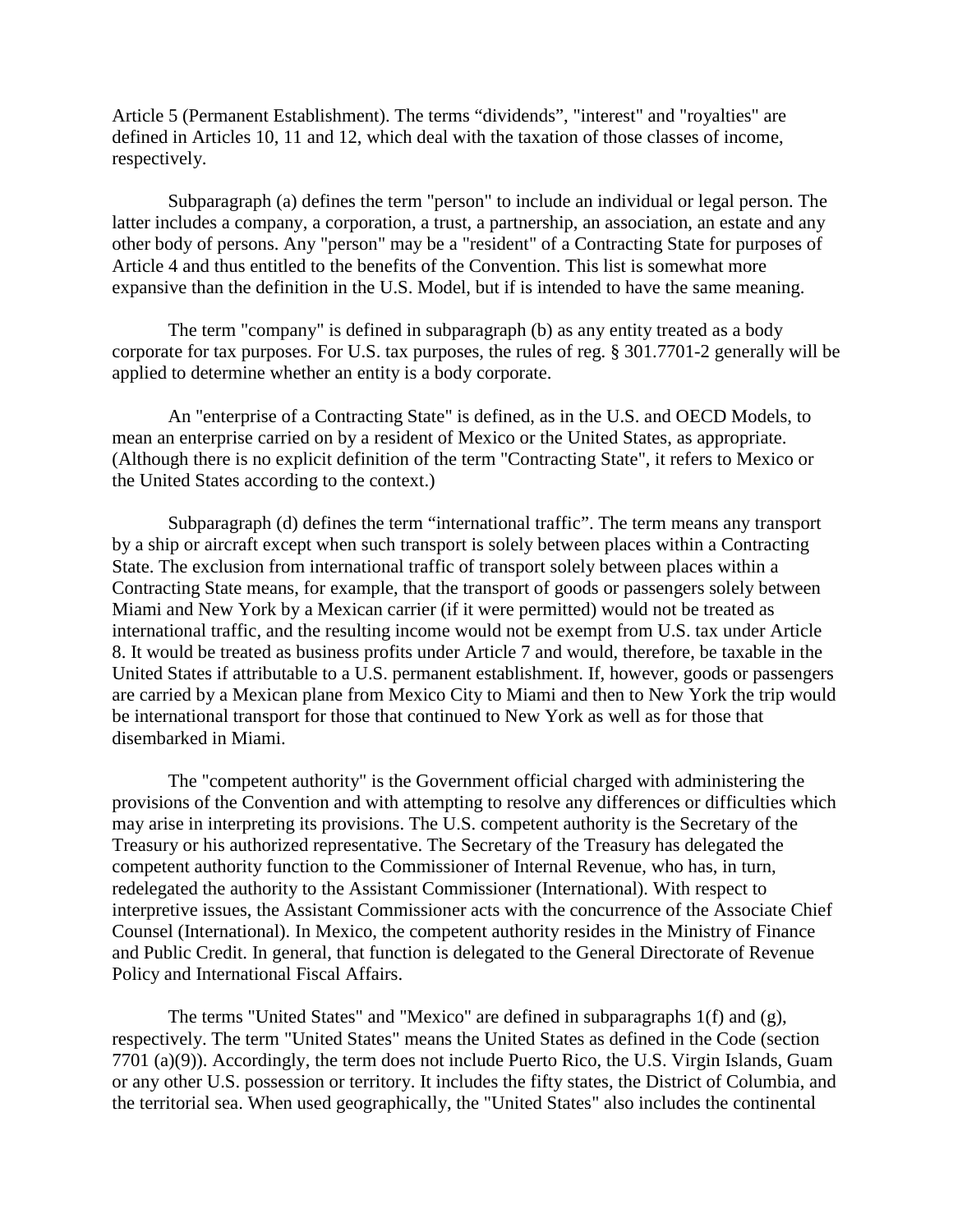Article 5 (Permanent Establishment). The terms “dividends”, "interest" and "royalties" are defined in Articles 10, 11 and 12, which deal with the taxation of those classes of income, respectively.

Subparagraph (a) defines the term "person" to include an individual or legal person. The latter includes a company, a corporation, a trust, a partnership, an association, an estate and any other body of persons. Any "person" may be a "resident" of a Contracting State for purposes of Article 4 and thus entitled to the benefits of the Convention. This list is somewhat more expansive than the definition in the U.S. Model, but if is intended to have the same meaning.

The term "company" is defined in subparagraph (b) as any entity treated as a body corporate for tax purposes. For U.S. tax purposes, the rules of reg. § 301.7701-2 generally will be applied to determine whether an entity is a body corporate.

An "enterprise of a Contracting State" is defined, as in the U.S. and OECD Models, to mean an enterprise carried on by a resident of Mexico or the United States, as appropriate. (Although there is no explicit definition of the term "Contracting State", it refers to Mexico or the United States according to the context.)

Subparagraph (d) defines the term “international traffic”. The term means any transport by a ship or aircraft except when such transport is solely between places within a Contracting State. The exclusion from international traffic of transport solely between places within a Contracting State means, for example, that the transport of goods or passengers solely between Miami and New York by a Mexican carrier (if it were permitted) would not be treated as international traffic, and the resulting income would not be exempt from U.S. tax under Article 8. It would be treated as business profits under Article 7 and would, therefore, be taxable in the United States if attributable to a U.S. permanent establishment. If, however, goods or passengers are carried by a Mexican plane from Mexico City to Miami and then to New York the trip would be international transport for those that continued to New York as well as for those that disembarked in Miami.

The "competent authority" is the Government official charged with administering the provisions of the Convention and with attempting to resolve any differences or difficulties which may arise in interpreting its provisions. The U.S. competent authority is the Secretary of the Treasury or his authorized representative. The Secretary of the Treasury has delegated the competent authority function to the Commissioner of Internal Revenue, who has, in turn, redelegated the authority to the Assistant Commissioner (International). With respect to interpretive issues, the Assistant Commissioner acts with the concurrence of the Associate Chief Counsel (International). In Mexico, the competent authority resides in the Ministry of Finance and Public Credit. In general, that function is delegated to the General Directorate of Revenue Policy and International Fiscal Affairs.

The terms "United States" and "Mexico" are defined in subparagraphs 1(f) and (g), respectively. The term "United States" means the United States as defined in the Code (section 7701 (a)(9)). Accordingly, the term does not include Puerto Rico, the U.S. Virgin Islands, Guam or any other U.S. possession or territory. It includes the fifty states, the District of Columbia, and the territorial sea. When used geographically, the "United States" also includes the continental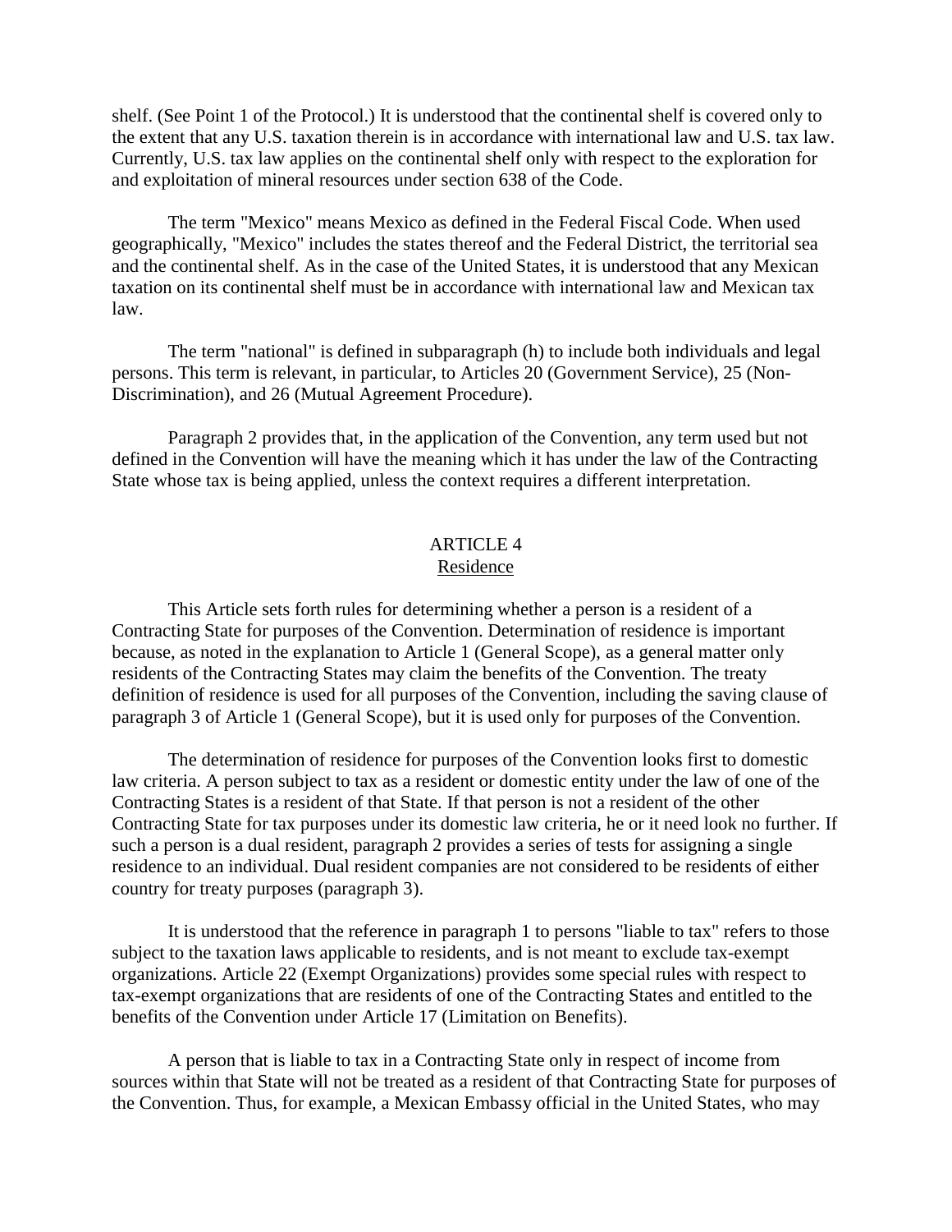shelf. (See Point 1 of the Protocol.) It is understood that the continental shelf is covered only to the extent that any U.S. taxation therein is in accordance with international law and U.S. tax law. Currently, U.S. tax law applies on the continental shelf only with respect to the exploration for and exploitation of mineral resources under section 638 of the Code.

The term "Mexico" means Mexico as defined in the Federal Fiscal Code. When used geographically, "Mexico" includes the states thereof and the Federal District, the territorial sea and the continental shelf. As in the case of the United States, it is understood that any Mexican taxation on its continental shelf must be in accordance with international law and Mexican tax law.

The term "national" is defined in subparagraph (h) to include both individuals and legal persons. This term is relevant, in particular, to Articles 20 (Government Service), 25 (Non-Discrimination), and 26 (Mutual Agreement Procedure).

Paragraph 2 provides that, in the application of the Convention, any term used but not defined in the Convention will have the meaning which it has under the law of the Contracting State whose tax is being applied, unless the context requires a different interpretation.

## ARTICLE 4
### Residence

This Article sets forth rules for determining whether a person is a resident of a Contracting State for purposes of the Convention. Determination of residence is important because, as noted in the explanation to Article 1 (General Scope), as a general matter only residents of the Contracting States may claim the benefits of the Convention. The treaty definition of residence is used for all purposes of the Convention, including the saving clause of paragraph 3 of Article 1 (General Scope), but it is used only for purposes of the Convention.

The determination of residence for purposes of the Convention looks first to domestic law criteria. A person subject to tax as a resident or domestic entity under the law of one of the Contracting States is a resident of that State. If that person is not a resident of the other Contracting State for tax purposes under its domestic law criteria, he or it need look no further. If such a person is a dual resident, paragraph 2 provides a series of tests for assigning a single residence to an individual. Dual resident companies are not considered to be residents of either country for treaty purposes (paragraph 3).

It is understood that the reference in paragraph 1 to persons "liable to tax" refers to those subject to the taxation laws applicable to residents, and is not meant to exclude tax-exempt organizations. Article 22 (Exempt Organizations) provides some special rules with respect to tax-exempt organizations that are residents of one of the Contracting States and entitled to the benefits of the Convention under Article 17 (Limitation on Benefits).

A person that is liable to tax in a Contracting State only in respect of income from sources within that State will not be treated as a resident of that Contracting State for purposes of the Convention. Thus, for example, a Mexican Embassy official in the United States, who may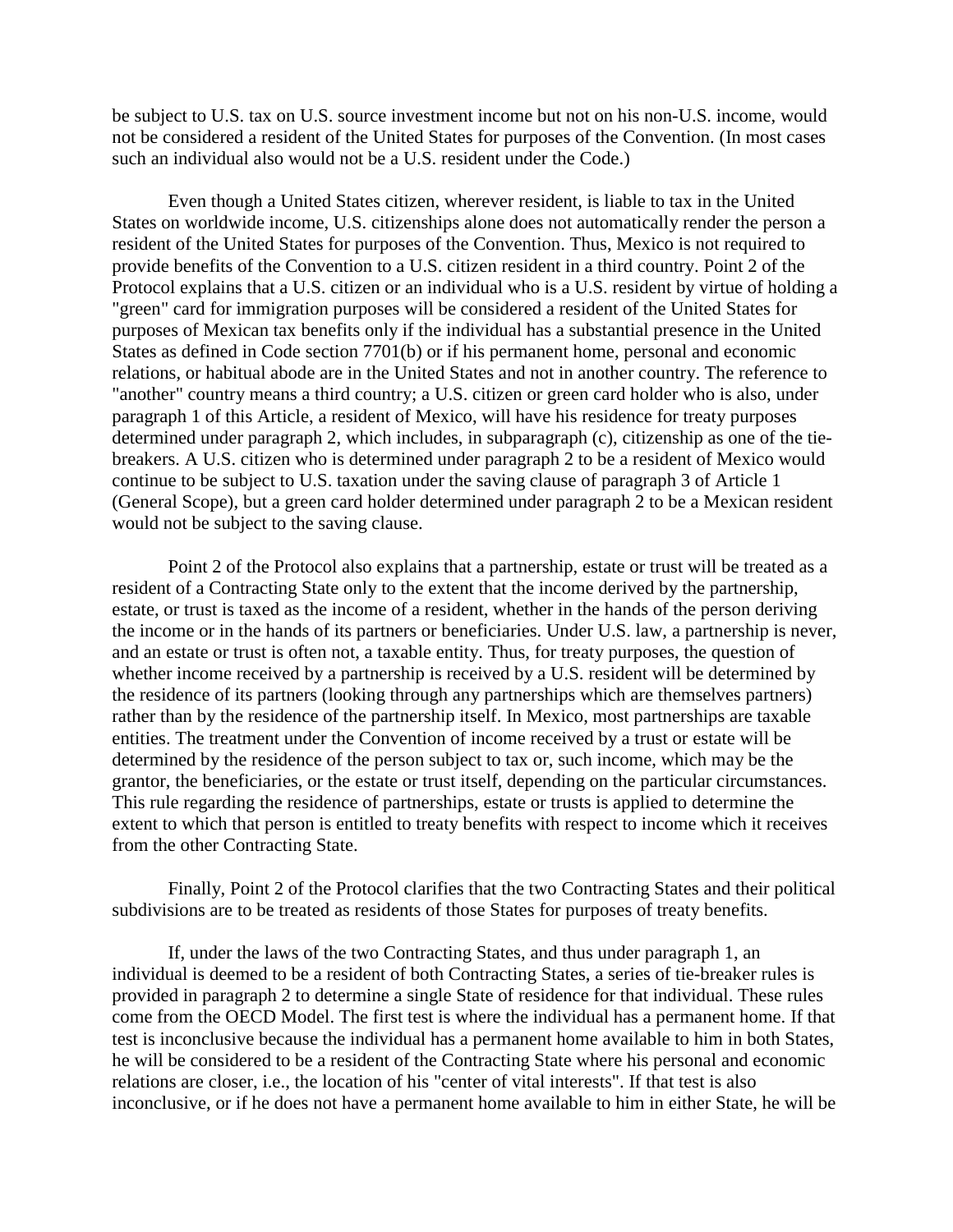be subject to U.S. tax on U.S. source investment income but not on his non-U.S. income, would not be considered a resident of the United States for purposes of the Convention. (In most cases such an individual also would not be a U.S. resident under the Code.)

Even though a United States citizen, wherever resident, is liable to tax in the United States on worldwide income, U.S. citizenships alone does not automatically render the person a resident of the United States for purposes of the Convention. Thus, Mexico is not required to provide benefits of the Convention to a U.S. citizen resident in a third country. Point 2 of the Protocol explains that a U.S. citizen or an individual who is a U.S. resident by virtue of holding a "green" card for immigration purposes will be considered a resident of the United States for purposes of Mexican tax benefits only if the individual has a substantial presence in the United States as defined in Code section 7701(b) or if his permanent home, personal and economic relations, or habitual abode are in the United States and not in another country. The reference to "another" country means a third country; a U.S. citizen or green card holder who is also, under paragraph 1 of this Article, a resident of Mexico, will have his residence for treaty purposes determined under paragraph 2, which includes, in subparagraph (c), citizenship as one of the tie-breakers. A U.S. citizen who is determined under paragraph 2 to be a resident of Mexico would continue to be subject to U.S. taxation under the saving clause of paragraph 3 of Article 1 (General Scope), but a green card holder determined under paragraph 2 to be a Mexican resident would not be subject to the saving clause.

Point 2 of the Protocol also explains that a partnership, estate or trust will be treated as a resident of a Contracting State only to the extent that the income derived by the partnership, estate, or trust is taxed as the income of a resident, whether in the hands of the person deriving the income or in the hands of its partners or beneficiaries. Under U.S. law, a partnership is never, and an estate or trust is often not, a taxable entity. Thus, for treaty purposes, the question of whether income received by a partnership is received by a U.S. resident will be determined by the residence of its partners (looking through any partnerships which are themselves partners) rather than by the residence of the partnership itself. In Mexico, most partnerships are taxable entities. The treatment under the Convention of income received by a trust or estate will be determined by the residence of the person subject to tax or, such income, which may be the grantor, the beneficiaries, or the estate or trust itself, depending on the particular circumstances. This rule regarding the residence of partnerships, estate or trusts is applied to determine the extent to which that person is entitled to treaty benefits with respect to income which it receives from the other Contracting State.

Finally, Point 2 of the Protocol clarifies that the two Contracting States and their political subdivisions are to be treated as residents of those States for purposes of treaty benefits.

If, under the laws of the two Contracting States, and thus under paragraph 1, an individual is deemed to be a resident of both Contracting States, a series of tie-breaker rules is provided in paragraph 2 to determine a single State of residence for that individual. These rules come from the OECD Model. The first test is where the individual has a permanent home. If that test is inconclusive because the individual has a permanent home available to him in both States, he will be considered to be a resident of the Contracting State where his personal and economic relations are closer, i.e., the location of his "center of vital interests". If that test is also inconclusive, or if he does not have a permanent home available to him in either State, he will be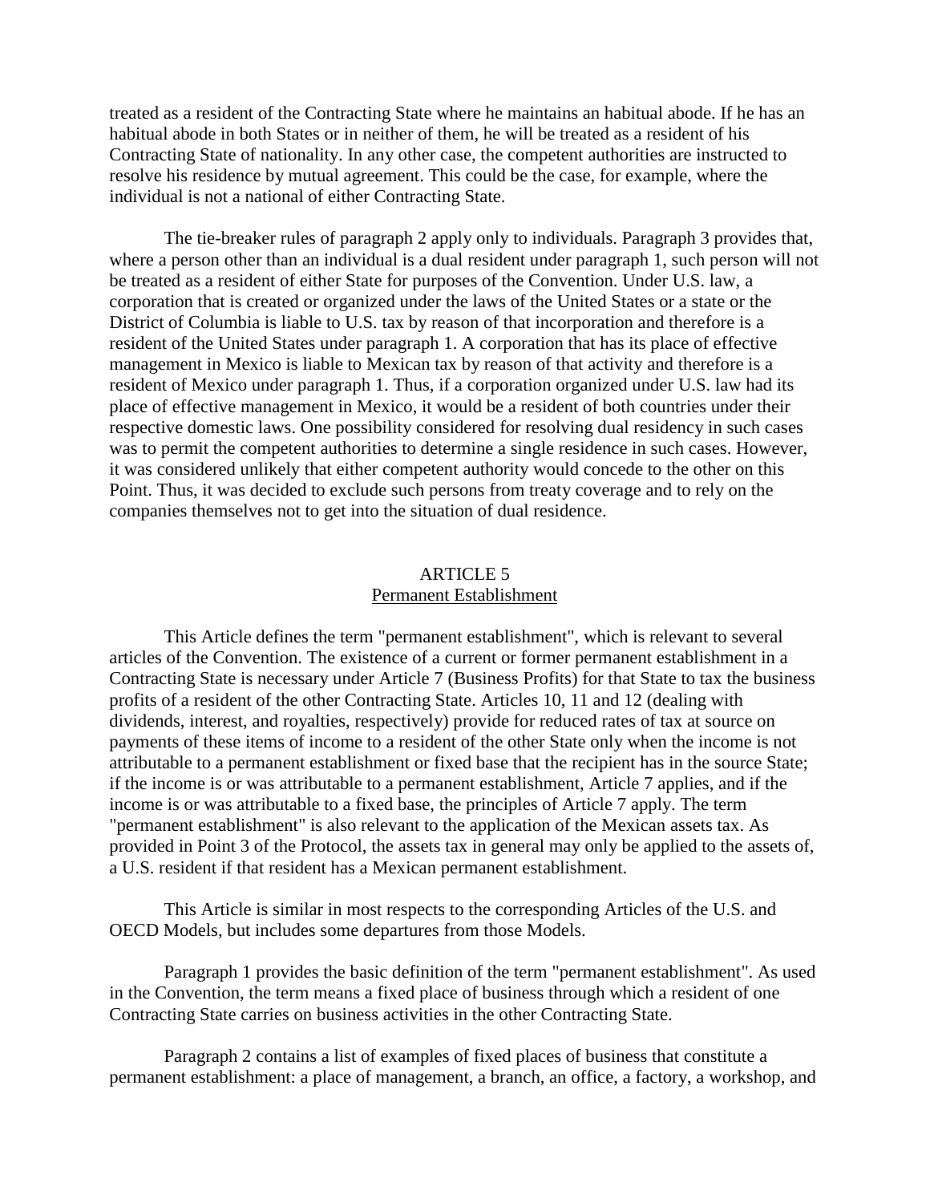treated as a resident of the Contracting State where he maintains an habitual abode. If he has an habitual abode in both States or in neither of them, he will be treated as a resident of his Contracting State of nationality. In any other case, the competent authorities are instructed to resolve his residence by mutual agreement. This could be the case, for example, where the individual is not a national of either Contracting State.

The tie-breaker rules of paragraph 2 apply only to individuals. Paragraph 3 provides that, where a person other than an individual is a dual resident under paragraph 1, such person will not be treated as a resident of either State for purposes of the Convention. Under U.S. law, a corporation that is created or organized under the laws of the United States or a state or the District of Columbia is liable to U.S. tax by reason of that incorporation and therefore is a resident of the United States under paragraph 1. A corporation that has its place of effective management in Mexico is liable to Mexican tax by reason of that activity and therefore is a resident of Mexico under paragraph 1. Thus, if a corporation organized under U.S. law had its place of effective management in Mexico, it would be a resident of both countries under their respective domestic laws. One possibility considered for resolving dual residency in such cases was to permit the competent authorities to determine a single residence in such cases. However, it was considered unlikely that either competent authority would concede to the other on this Point. Thus, it was decided to exclude such persons from treaty coverage and to rely on the companies themselves not to get into the situation of dual residence.

## ARTICLE 5
## Permanent Establishment

This Article defines the term "permanent establishment", which is relevant to several articles of the Convention. The existence of a current or former permanent establishment in a Contracting State is necessary under Article 7 (Business Profits) for that State to tax the business profits of a resident of the other Contracting State. Articles 10, 11 and 12 (dealing with dividends, interest, and royalties, respectively) provide for reduced rates of tax at source on payments of these items of income to a resident of the other State only when the income is not attributable to a permanent establishment or fixed base that the recipient has in the source State; if the income is or was attributable to a permanent establishment, Article 7 applies, and if the income is or was attributable to a fixed base, the principles of Article 7 apply. The term "permanent establishment" is also relevant to the application of the Mexican assets tax. As provided in Point 3 of the Protocol, the assets tax in general may only be applied to the assets of, a U.S. resident if that resident has a Mexican permanent establishment.

This Article is similar in most respects to the corresponding Articles of the U.S. and OECD Models, but includes some departures from those Models.

Paragraph 1 provides the basic definition of the term "permanent establishment". As used in the Convention, the term means a fixed place of business through which a resident of one Contracting State carries on business activities in the other Contracting State.

Paragraph 2 contains a list of examples of fixed places of business that constitute a permanent establishment: a place of management, a branch, an office, a factory, a workshop, and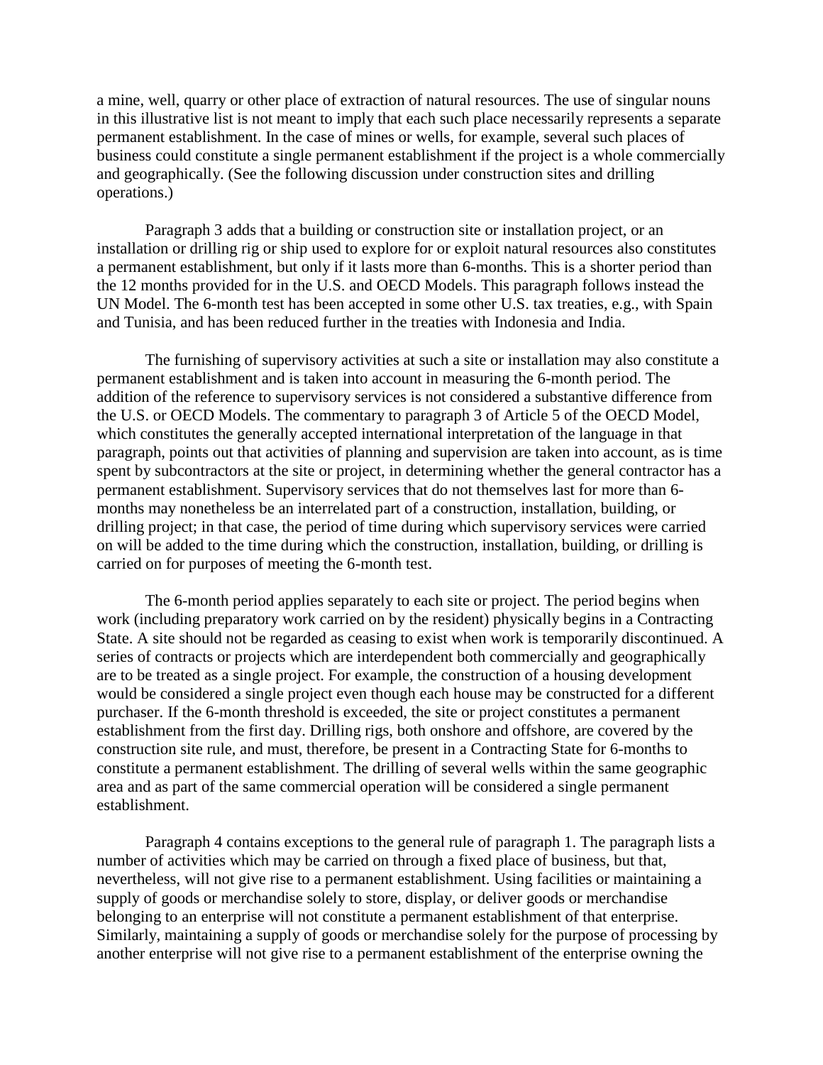a mine, well, quarry or other place of extraction of natural resources. The use of singular nouns in this illustrative list is not meant to imply that each such place necessarily represents a separate permanent establishment. In the case of mines or wells, for example, several such places of business could constitute a single permanent establishment if the project is a whole commercially and geographically. (See the following discussion under construction sites and drilling operations.)

Paragraph 3 adds that a building or construction site or installation project, or an installation or drilling rig or ship used to explore for or exploit natural resources also constitutes a permanent establishment, but only if it lasts more than 6-months. This is a shorter period than the 12 months provided for in the U.S. and OECD Models. This paragraph follows instead the UN Model. The 6-month test has been accepted in some other U.S. tax treaties, e.g., with Spain and Tunisia, and has been reduced further in the treaties with Indonesia and India.

The furnishing of supervisory activities at such a site or installation may also constitute a permanent establishment and is taken into account in measuring the 6-month period. The addition of the reference to supervisory services is not considered a substantive difference from the U.S. or OECD Models. The commentary to paragraph 3 of Article 5 of the OECD Model, which constitutes the generally accepted international interpretation of the language in that paragraph, points out that activities of planning and supervision are taken into account, as is time spent by subcontractors at the site or project, in determining whether the general contractor has a permanent establishment. Supervisory services that do not themselves last for more than 6-months may nonetheless be an interrelated part of a construction, installation, building, or drilling project; in that case, the period of time during which supervisory services were carried on will be added to the time during which the construction, installation, building, or drilling is carried on for purposes of meeting the 6-month test.

The 6-month period applies separately to each site or project. The period begins when work (including preparatory work carried on by the resident) physically begins in a Contracting State. A site should not be regarded as ceasing to exist when work is temporarily discontinued. A series of contracts or projects which are interdependent both commercially and geographically are to be treated as a single project. For example, the construction of a housing development would be considered a single project even though each house may be constructed for a different purchaser. If the 6-month threshold is exceeded, the site or project constitutes a permanent establishment from the first day. Drilling rigs, both onshore and offshore, are covered by the construction site rule, and must, therefore, be present in a Contracting State for 6-months to constitute a permanent establishment. The drilling of several wells within the same geographic area and as part of the same commercial operation will be considered a single permanent establishment.

Paragraph 4 contains exceptions to the general rule of paragraph 1. The paragraph lists a number of activities which may be carried on through a fixed place of business, but that, nevertheless, will not give rise to a permanent establishment. Using facilities or maintaining a supply of goods or merchandise solely to store, display, or deliver goods or merchandise belonging to an enterprise will not constitute a permanent establishment of that enterprise. Similarly, maintaining a supply of goods or merchandise solely for the purpose of processing by another enterprise will not give rise to a permanent establishment of the enterprise owning the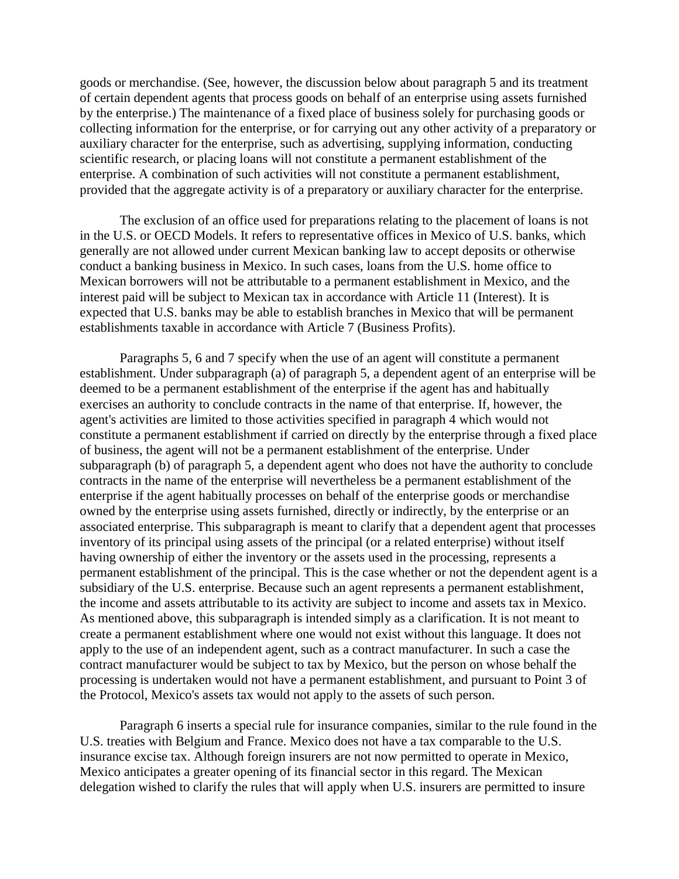goods or merchandise. (See, however, the discussion below about paragraph 5 and its treatment of certain dependent agents that process goods on behalf of an enterprise using assets furnished by the enterprise.) The maintenance of a fixed place of business solely for purchasing goods or collecting information for the enterprise, or for carrying out any other activity of a preparatory or auxiliary character for the enterprise, such as advertising, supplying information, conducting scientific research, or placing loans will not constitute a permanent establishment of the enterprise. A combination of such activities will not constitute a permanent establishment, provided that the aggregate activity is of a preparatory or auxiliary character for the enterprise.

The exclusion of an office used for preparations relating to the placement of loans is not in the U.S. or OECD Models. It refers to representative offices in Mexico of U.S. banks, which generally are not allowed under current Mexican banking law to accept deposits or otherwise conduct a banking business in Mexico. In such cases, loans from the U.S. home office to Mexican borrowers will not be attributable to a permanent establishment in Mexico, and the interest paid will be subject to Mexican tax in accordance with Article 11 (Interest). It is expected that U.S. banks may be able to establish branches in Mexico that will be permanent establishments taxable in accordance with Article 7 (Business Profits).

Paragraphs 5, 6 and 7 specify when the use of an agent will constitute a permanent establishment. Under subparagraph (a) of paragraph 5, a dependent agent of an enterprise will be deemed to be a permanent establishment of the enterprise if the agent has and habitually exercises an authority to conclude contracts in the name of that enterprise. If, however, the agent's activities are limited to those activities specified in paragraph 4 which would not constitute a permanent establishment if carried on directly by the enterprise through a fixed place of business, the agent will not be a permanent establishment of the enterprise. Under subparagraph (b) of paragraph 5, a dependent agent who does not have the authority to conclude contracts in the name of the enterprise will nevertheless be a permanent establishment of the enterprise if the agent habitually processes on behalf of the enterprise goods or merchandise owned by the enterprise using assets furnished, directly or indirectly, by the enterprise or an associated enterprise. This subparagraph is meant to clarify that a dependent agent that processes inventory of its principal using assets of the principal (or a related enterprise) without itself having ownership of either the inventory or the assets used in the processing, represents a permanent establishment of the principal. This is the case whether or not the dependent agent is a subsidiary of the U.S. enterprise. Because such an agent represents a permanent establishment, the income and assets attributable to its activity are subject to income and assets tax in Mexico. As mentioned above, this subparagraph is intended simply as a clarification. It is not meant to create a permanent establishment where one would not exist without this language. It does not apply to the use of an independent agent, such as a contract manufacturer. In such a case the contract manufacturer would be subject to tax by Mexico, but the person on whose behalf the processing is undertaken would not have a permanent establishment, and pursuant to Point 3 of the Protocol, Mexico's assets tax would not apply to the assets of such person.

Paragraph 6 inserts a special rule for insurance companies, similar to the rule found in the U.S. treaties with Belgium and France. Mexico does not have a tax comparable to the U.S. insurance excise tax. Although foreign insurers are not now permitted to operate in Mexico, Mexico anticipates a greater opening of its financial sector in this regard. The Mexican delegation wished to clarify the rules that will apply when U.S. insurers are permitted to insure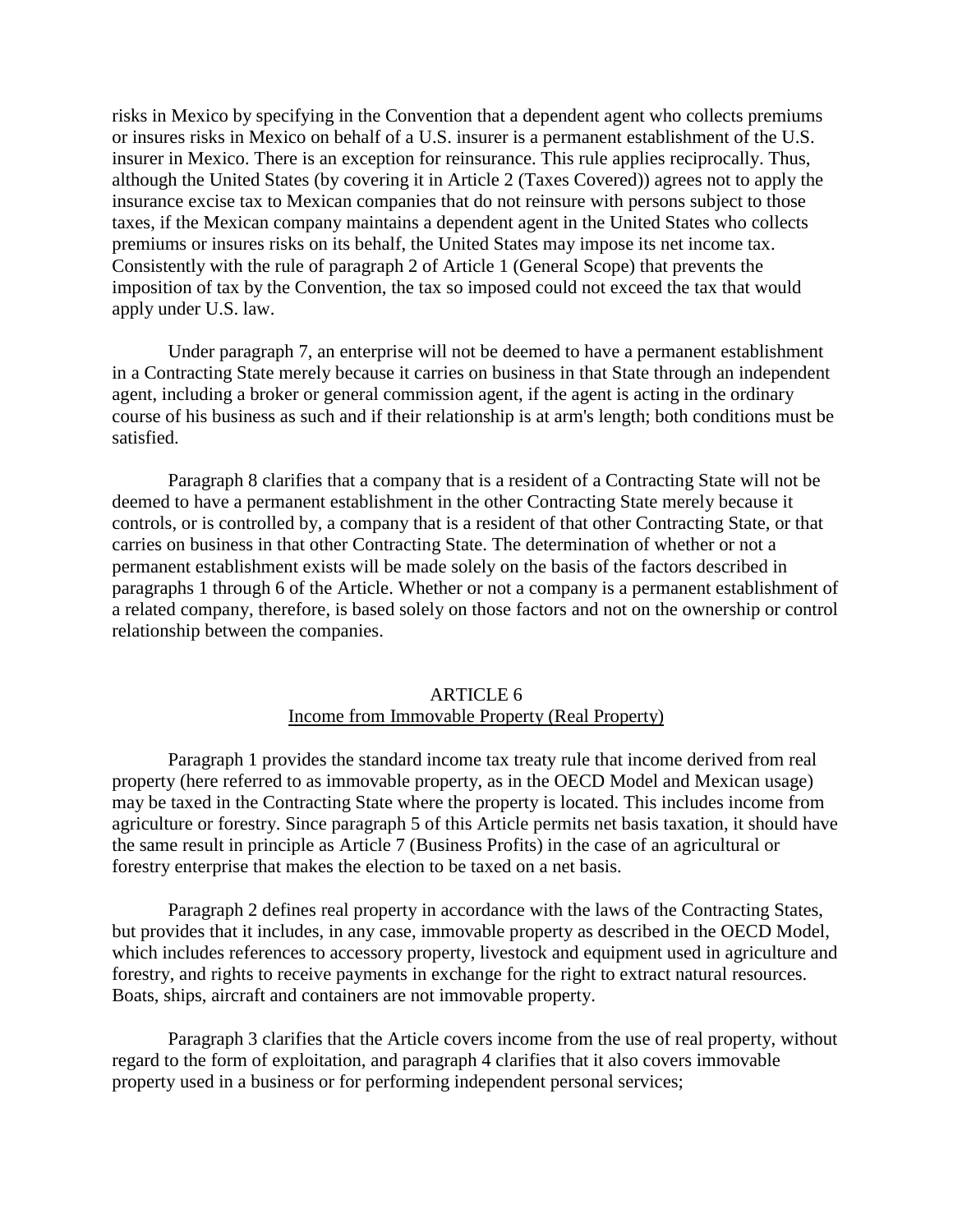risks in Mexico by specifying in the Convention that a dependent agent who collects premiums or insures risks in Mexico on behalf of a U.S. insurer is a permanent establishment of the U.S. insurer in Mexico. There is an exception for reinsurance. This rule applies reciprocally. Thus, although the United States (by covering it in Article 2 (Taxes Covered)) agrees not to apply the insurance excise tax to Mexican companies that do not reinsure with persons subject to those taxes, if the Mexican company maintains a dependent agent in the United States who collects premiums or insures risks on its behalf, the United States may impose its net income tax. Consistently with the rule of paragraph 2 of Article 1 (General Scope) that prevents the imposition of tax by the Convention, the tax so imposed could not exceed the tax that would apply under U.S. law.

Under paragraph 7, an enterprise will not be deemed to have a permanent establishment in a Contracting State merely because it carries on business in that State through an independent agent, including a broker or general commission agent, if the agent is acting in the ordinary course of his business as such and if their relationship is at arm's length; both conditions must be satisfied.

Paragraph 8 clarifies that a company that is a resident of a Contracting State will not be deemed to have a permanent establishment in the other Contracting State merely because it controls, or is controlled by, a company that is a resident of that other Contracting State, or that carries on business in that other Contracting State. The determination of whether or not a permanent establishment exists will be made solely on the basis of the factors described in paragraphs 1 through 6 of the Article. Whether or not a company is a permanent establishment of a related company, therefore, is based solely on those factors and not on the ownership or control relationship between the companies.

## ARTICLE 6
## Income from Immovable Property (Real Property)

Paragraph 1 provides the standard income tax treaty rule that income derived from real property (here referred to as immovable property, as in the OECD Model and Mexican usage) may be taxed in the Contracting State where the property is located. This includes income from agriculture or forestry. Since paragraph 5 of this Article permits net basis taxation, it should have the same result in principle as Article 7 (Business Profits) in the case of an agricultural or forestry enterprise that makes the election to be taxed on a net basis.

Paragraph 2 defines real property in accordance with the laws of the Contracting States, but provides that it includes, in any case, immovable property as described in the OECD Model, which includes references to accessory property, livestock and equipment used in agriculture and forestry, and rights to receive payments in exchange for the right to extract natural resources. Boats, ships, aircraft and containers are not immovable property.

Paragraph 3 clarifies that the Article covers income from the use of real property, without regard to the form of exploitation, and paragraph 4 clarifies that it also covers immovable property used in a business or for performing independent personal services;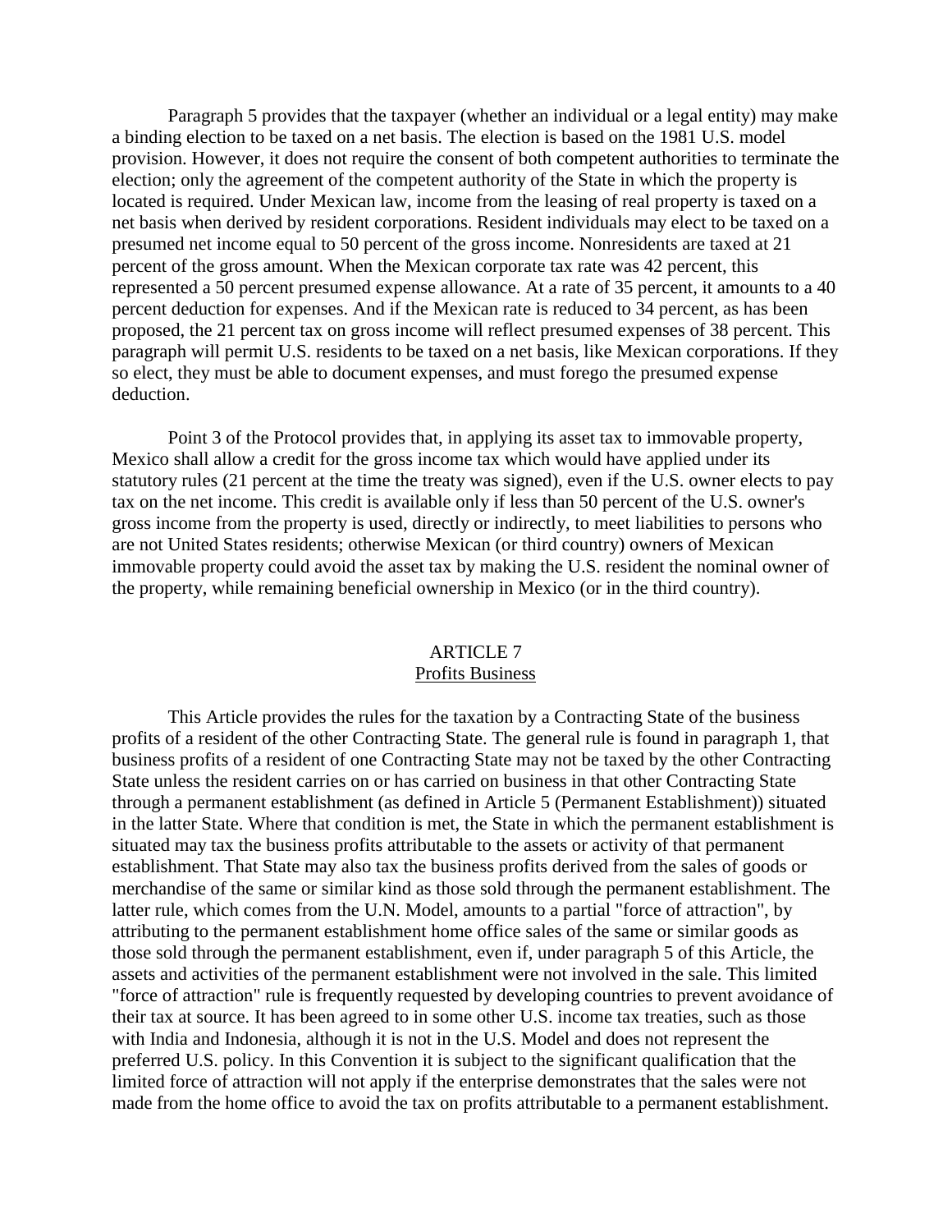Paragraph 5 provides that the taxpayer (whether an individual or a legal entity) may make a binding election to be taxed on a net basis. The election is based on the 1981 U.S. model provision. However, it does not require the consent of both competent authorities to terminate the election; only the agreement of the competent authority of the State in which the property is located is required. Under Mexican law, income from the leasing of real property is taxed on a net basis when derived by resident corporations. Resident individuals may elect to be taxed on a presumed net income equal to 50 percent of the gross income. Nonresidents are taxed at 21 percent of the gross amount. When the Mexican corporate tax rate was 42 percent, this represented a 50 percent presumed expense allowance. At a rate of 35 percent, it amounts to a 40 percent deduction for expenses. And if the Mexican rate is reduced to 34 percent, as has been proposed, the 21 percent tax on gross income will reflect presumed expenses of 38 percent. This paragraph will permit U.S. residents to be taxed on a net basis, like Mexican corporations. If they so elect, they must be able to document expenses, and must forego the presumed expense deduction.

Point 3 of the Protocol provides that, in applying its asset tax to immovable property, Mexico shall allow a credit for the gross income tax which would have applied under its statutory rules (21 percent at the time the treaty was signed), even if the U.S. owner elects to pay tax on the net income. This credit is available only if less than 50 percent of the U.S. owner's gross income from the property is used, directly or indirectly, to meet liabilities to persons who are not United States residents; otherwise Mexican (or third country) owners of Mexican immovable property could avoid the asset tax by making the U.S. resident the nominal owner of the property, while remaining beneficial ownership in Mexico (or in the third country).

## ARTICLE 7
## Profits Business

This Article provides the rules for the taxation by a Contracting State of the business profits of a resident of the other Contracting State. The general rule is found in paragraph 1, that business profits of a resident of one Contracting State may not be taxed by the other Contracting State unless the resident carries on or has carried on business in that other Contracting State through a permanent establishment (as defined in Article 5 (Permanent Establishment)) situated in the latter State. Where that condition is met, the State in which the permanent establishment is situated may tax the business profits attributable to the assets or activity of that permanent establishment. That State may also tax the business profits derived from the sales of goods or merchandise of the same or similar kind as those sold through the permanent establishment. The latter rule, which comes from the U.N. Model, amounts to a partial "force of attraction", by attributing to the permanent establishment home office sales of the same or similar goods as those sold through the permanent establishment, even if, under paragraph 5 of this Article, the assets and activities of the permanent establishment were not involved in the sale. This limited "force of attraction" rule is frequently requested by developing countries to prevent avoidance of their tax at source. It has been agreed to in some other U.S. income tax treaties, such as those with India and Indonesia, although it is not in the U.S. Model and does not represent the preferred U.S. policy. In this Convention it is subject to the significant qualification that the limited force of attraction will not apply if the enterprise demonstrates that the sales were not made from the home office to avoid the tax on profits attributable to a permanent establishment.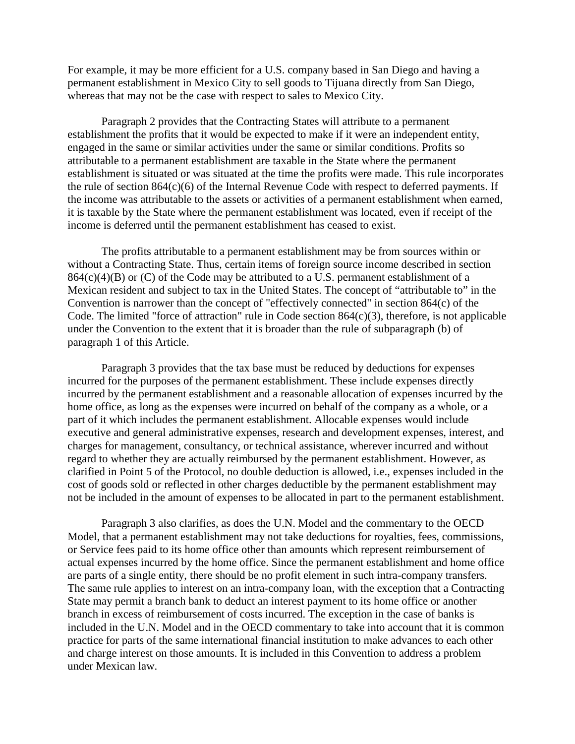For example, it may be more efficient for a U.S. company based in San Diego and having a permanent establishment in Mexico City to sell goods to Tijuana directly from San Diego, whereas that may not be the case with respect to sales to Mexico City.

Paragraph 2 provides that the Contracting States will attribute to a permanent establishment the profits that it would be expected to make if it were an independent entity, engaged in the same or similar activities under the same or similar conditions. Profits so attributable to a permanent establishment are taxable in the State where the permanent establishment is situated or was situated at the time the profits were made. This rule incorporates the rule of section 864(c)(6) of the Internal Revenue Code with respect to deferred payments. If the income was attributable to the assets or activities of a permanent establishment when earned, it is taxable by the State where the permanent establishment was located, even if receipt of the income is deferred until the permanent establishment has ceased to exist.

The profits attributable to a permanent establishment may be from sources within or without a Contracting State. Thus, certain items of foreign source income described in section 864(c)(4)(B) or (C) of the Code may be attributed to a U.S. permanent establishment of a Mexican resident and subject to tax in the United States. The concept of "attributable to" in the Convention is narrower than the concept of "effectively connected" in section 864(c) of the Code. The limited "force of attraction" rule in Code section 864(c)(3), therefore, is not applicable under the Convention to the extent that it is broader than the rule of subparagraph (b) of paragraph 1 of this Article.

Paragraph 3 provides that the tax base must be reduced by deductions for expenses incurred for the purposes of the permanent establishment. These include expenses directly incurred by the permanent establishment and a reasonable allocation of expenses incurred by the home office, as long as the expenses were incurred on behalf of the company as a whole, or a part of it which includes the permanent establishment. Allocable expenses would include executive and general administrative expenses, research and development expenses, interest, and charges for management, consultancy, or technical assistance, wherever incurred and without regard to whether they are actually reimbursed by the permanent establishment. However, as clarified in Point 5 of the Protocol, no double deduction is allowed, i.e., expenses included in the cost of goods sold or reflected in other charges deductible by the permanent establishment may not be included in the amount of expenses to be allocated in part to the permanent establishment.

Paragraph 3 also clarifies, as does the U.N. Model and the commentary to the OECD Model, that a permanent establishment may not take deductions for royalties, fees, commissions, or Service fees paid to its home office other than amounts which represent reimbursement of actual expenses incurred by the home office. Since the permanent establishment and home office are parts of a single entity, there should be no profit element in such intra-company transfers. The same rule applies to interest on an intra-company loan, with the exception that a Contracting State may permit a branch bank to deduct an interest payment to its home office or another branch in excess of reimbursement of costs incurred. The exception in the case of banks is included in the U.N. Model and in the OECD commentary to take into account that it is common practice for parts of the same international financial institution to make advances to each other and charge interest on those amounts. It is included in this Convention to address a problem under Mexican law.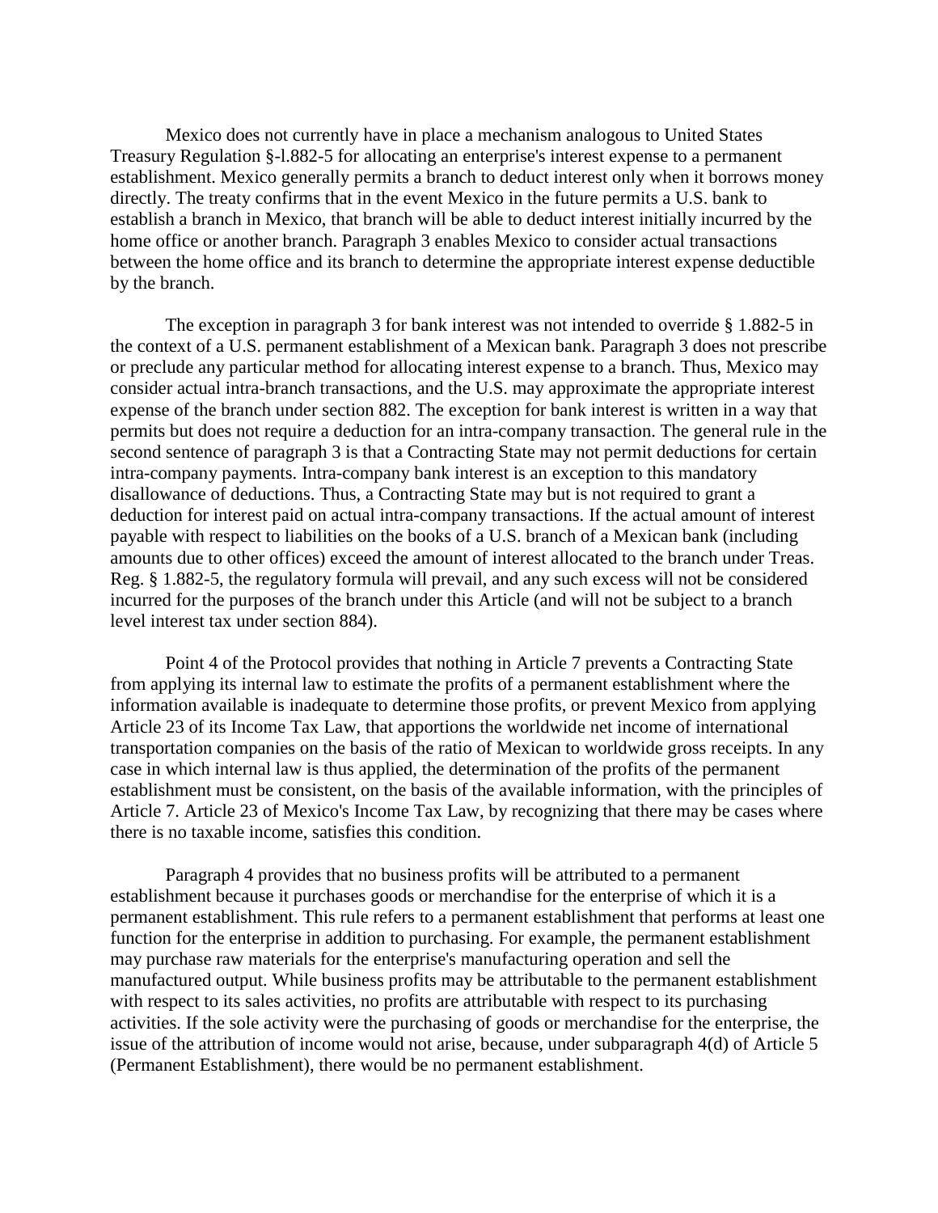Mexico does not currently have in place a mechanism analogous to United States Treasury Regulation §-l.882-5 for allocating an enterprise's interest expense to a permanent establishment. Mexico generally permits a branch to deduct interest only when it borrows money directly. The treaty confirms that in the event Mexico in the future permits a U.S. bank to establish a branch in Mexico, that branch will be able to deduct interest initially incurred by the home office or another branch. Paragraph 3 enables Mexico to consider actual transactions between the home office and its branch to determine the appropriate interest expense deductible by the branch.

The exception in paragraph 3 for bank interest was not intended to override § 1.882-5 in the context of a U.S. permanent establishment of a Mexican bank. Paragraph 3 does not prescribe or preclude any particular method for allocating interest expense to a branch. Thus, Mexico may consider actual intra-branch transactions, and the U.S. may approximate the appropriate interest expense of the branch under section 882. The exception for bank interest is written in a way that permits but does not require a deduction for an intra-company transaction. The general rule in the second sentence of paragraph 3 is that a Contracting State may not permit deductions for certain intra-company payments. Intra-company bank interest is an exception to this mandatory disallowance of deductions. Thus, a Contracting State may but is not required to grant a deduction for interest paid on actual intra-company transactions. If the actual amount of interest payable with respect to liabilities on the books of a U.S. branch of a Mexican bank (including amounts due to other offices) exceed the amount of interest allocated to the branch under Treas. Reg. § 1.882-5, the regulatory formula will prevail, and any such excess will not be considered incurred for the purposes of the branch under this Article (and will not be subject to a branch level interest tax under section 884).

Point 4 of the Protocol provides that nothing in Article 7 prevents a Contracting State from applying its internal law to estimate the profits of a permanent establishment where the information available is inadequate to determine those profits, or prevent Mexico from applying Article 23 of its Income Tax Law, that apportions the worldwide net income of international transportation companies on the basis of the ratio of Mexican to worldwide gross receipts. In any case in which internal law is thus applied, the determination of the profits of the permanent establishment must be consistent, on the basis of the available information, with the principles of Article 7. Article 23 of Mexico's Income Tax Law, by recognizing that there may be cases where there is no taxable income, satisfies this condition.

Paragraph 4 provides that no business profits will be attributed to a permanent establishment because it purchases goods or merchandise for the enterprise of which it is a permanent establishment. This rule refers to a permanent establishment that performs at least one function for the enterprise in addition to purchasing. For example, the permanent establishment may purchase raw materials for the enterprise's manufacturing operation and sell the manufactured output. While business profits may be attributable to the permanent establishment with respect to its sales activities, no profits are attributable with respect to its purchasing activities. If the sole activity were the purchasing of goods or merchandise for the enterprise, the issue of the attribution of income would not arise, because, under subparagraph 4(d) of Article 5 (Permanent Establishment), there would be no permanent establishment.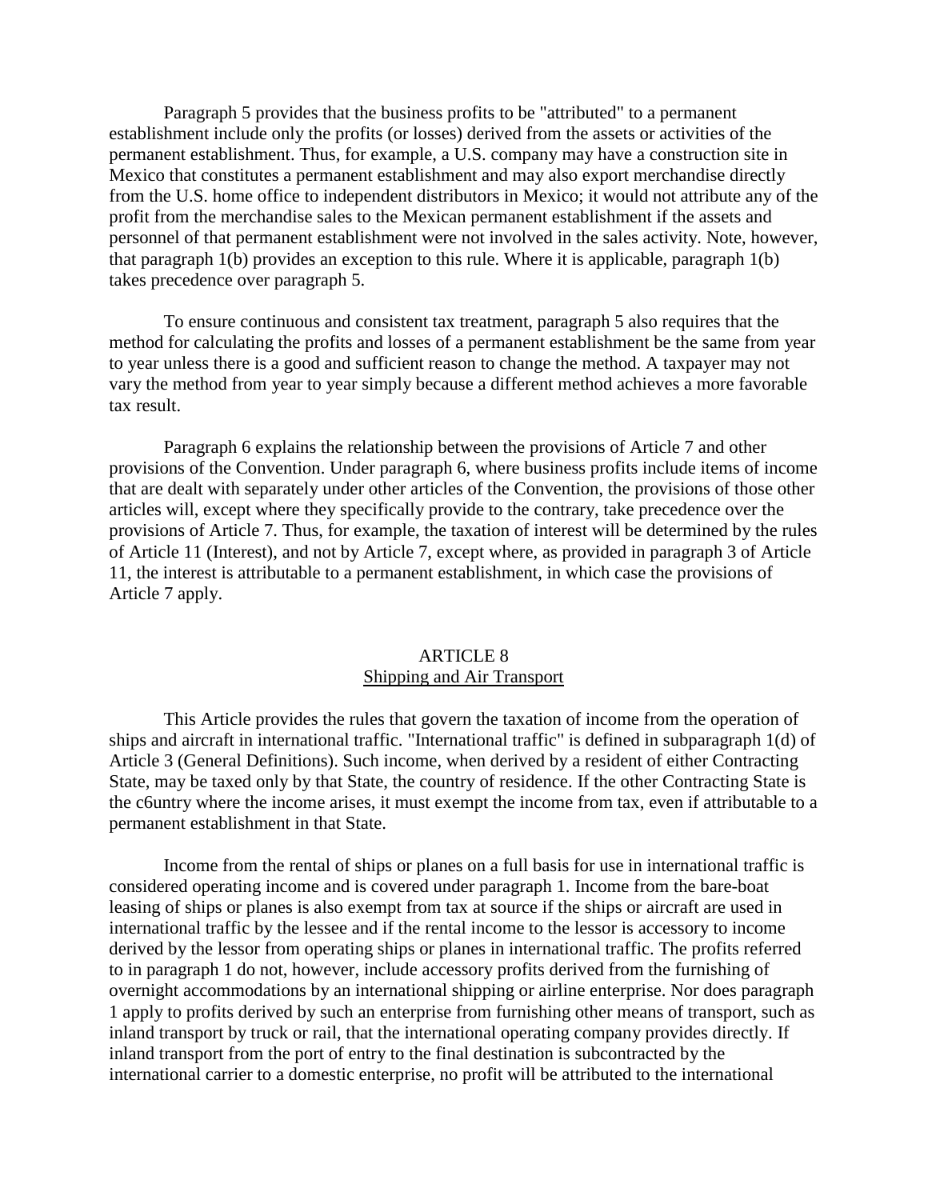Paragraph 5 provides that the business profits to be "attributed" to a permanent establishment include only the profits (or losses) derived from the assets or activities of the permanent establishment. Thus, for example, a U.S. company may have a construction site in Mexico that constitutes a permanent establishment and may also export merchandise directly from the U.S. home office to independent distributors in Mexico; it would not attribute any of the profit from the merchandise sales to the Mexican permanent establishment if the assets and personnel of that permanent establishment were not involved in the sales activity. Note, however, that paragraph 1(b) provides an exception to this rule. Where it is applicable, paragraph 1(b) takes precedence over paragraph 5.

To ensure continuous and consistent tax treatment, paragraph 5 also requires that the method for calculating the profits and losses of a permanent establishment be the same from year to year unless there is a good and sufficient reason to change the method. A taxpayer may not vary the method from year to year simply because a different method achieves a more favorable tax result.

Paragraph 6 explains the relationship between the provisions of Article 7 and other provisions of the Convention. Under paragraph 6, where business profits include items of income that are dealt with separately under other articles of the Convention, the provisions of those other articles will, except where they specifically provide to the contrary, take precedence over the provisions of Article 7. Thus, for example, the taxation of interest will be determined by the rules of Article 11 (Interest), and not by Article 7, except where, as provided in paragraph 3 of Article 11, the interest is attributable to a permanent establishment, in which case the provisions of Article 7 apply.

## ARTICLE 8
## Shipping and Air Transport

This Article provides the rules that govern the taxation of income from the operation of ships and aircraft in international traffic. "International traffic" is defined in subparagraph 1(d) of Article 3 (General Definitions). Such income, when derived by a resident of either Contracting State, may be taxed only by that State, the country of residence. If the other Contracting State is the c6untry where the income arises, it must exempt the income from tax, even if attributable to a permanent establishment in that State.

Income from the rental of ships or planes on a full basis for use in international traffic is considered operating income and is covered under paragraph 1. Income from the bare-boat leasing of ships or planes is also exempt from tax at source if the ships or aircraft are used in international traffic by the lessee and if the rental income to the lessor is accessory to income derived by the lessor from operating ships or planes in international traffic. The profits referred to in paragraph 1 do not, however, include accessory profits derived from the furnishing of overnight accommodations by an international shipping or airline enterprise. Nor does paragraph 1 apply to profits derived by such an enterprise from furnishing other means of transport, such as inland transport by truck or rail, that the international operating company provides directly. If inland transport from the port of entry to the final destination is subcontracted by the international carrier to a domestic enterprise, no profit will be attributed to the international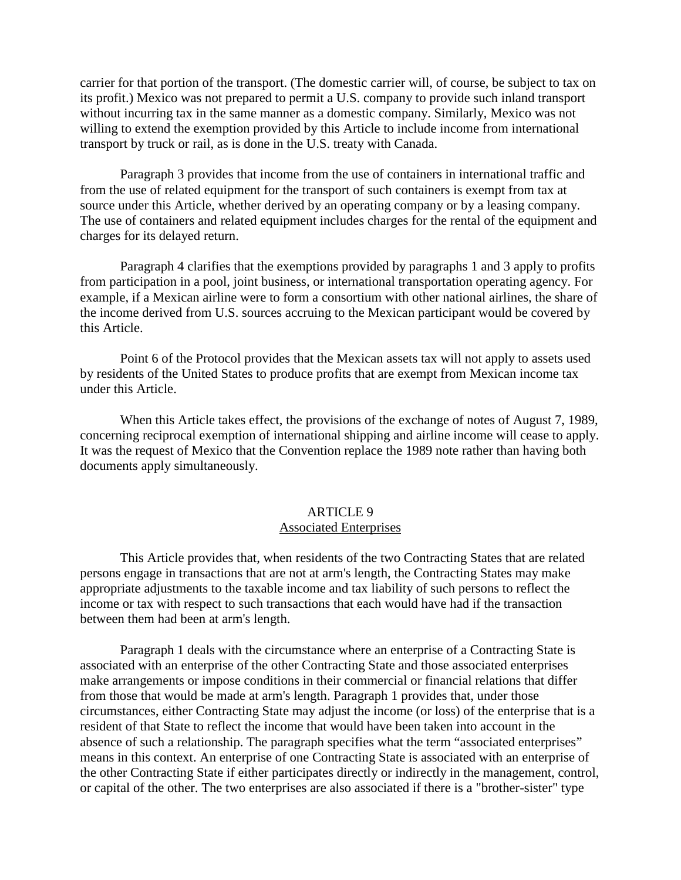carrier for that portion of the transport. (The domestic carrier will, of course, be subject to tax on its profit.) Mexico was not prepared to permit a U.S. company to provide such inland transport without incurring tax in the same manner as a domestic company. Similarly, Mexico was not willing to extend the exemption provided by this Article to include income from international transport by truck or rail, as is done in the U.S. treaty with Canada.

Paragraph 3 provides that income from the use of containers in international traffic and from the use of related equipment for the transport of such containers is exempt from tax at source under this Article, whether derived by an operating company or by a leasing company. The use of containers and related equipment includes charges for the rental of the equipment and charges for its delayed return.

Paragraph 4 clarifies that the exemptions provided by paragraphs 1 and 3 apply to profits from participation in a pool, joint business, or international transportation operating agency. For example, if a Mexican airline were to form a consortium with other national airlines, the share of the income derived from U.S. sources accruing to the Mexican participant would be covered by this Article.

Point 6 of the Protocol provides that the Mexican assets tax will not apply to assets used by residents of the United States to produce profits that are exempt from Mexican income tax under this Article.

When this Article takes effect, the provisions of the exchange of notes of August 7, 1989, concerning reciprocal exemption of international shipping and airline income will cease to apply. It was the request of Mexico that the Convention replace the 1989 note rather than having both documents apply simultaneously.

## ARTICLE 9
## Associated Enterprises

This Article provides that, when residents of the two Contracting States that are related persons engage in transactions that are not at arm's length, the Contracting States may make appropriate adjustments to the taxable income and tax liability of such persons to reflect the income or tax with respect to such transactions that each would have had if the transaction between them had been at arm's length.

Paragraph 1 deals with the circumstance where an enterprise of a Contracting State is associated with an enterprise of the other Contracting State and those associated enterprises make arrangements or impose conditions in their commercial or financial relations that differ from those that would be made at arm's length. Paragraph 1 provides that, under those circumstances, either Contracting State may adjust the income (or loss) of the enterprise that is a resident of that State to reflect the income that would have been taken into account in the absence of such a relationship. The paragraph specifies what the term "associated enterprises" means in this context. An enterprise of one Contracting State is associated with an enterprise of the other Contracting State if either participates directly or indirectly in the management, control, or capital of the other. The two enterprises are also associated if there is a "brother-sister" type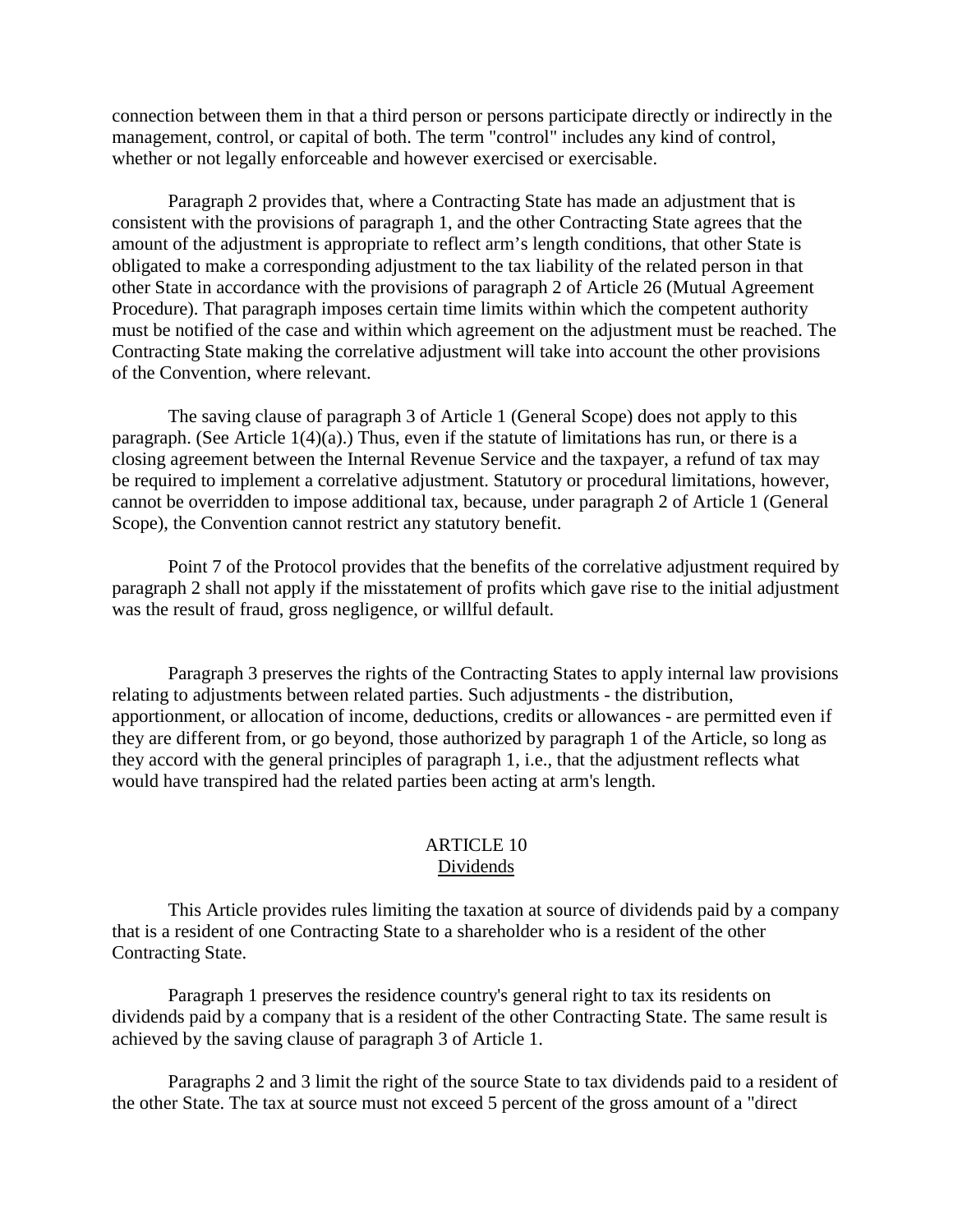connection between them in that a third person or persons participate directly or indirectly in the management, control, or capital of both. The term "control" includes any kind of control, whether or not legally enforceable and however exercised or exercisable.

Paragraph 2 provides that, where a Contracting State has made an adjustment that is consistent with the provisions of paragraph 1, and the other Contracting State agrees that the amount of the adjustment is appropriate to reflect arm's length conditions, that other State is obligated to make a corresponding adjustment to the tax liability of the related person in that other State in accordance with the provisions of paragraph 2 of Article 26 (Mutual Agreement Procedure). That paragraph imposes certain time limits within which the competent authority must be notified of the case and within which agreement on the adjustment must be reached. The Contracting State making the correlative adjustment will take into account the other provisions of the Convention, where relevant.

The saving clause of paragraph 3 of Article 1 (General Scope) does not apply to this paragraph. (See Article 1(4)(a).) Thus, even if the statute of limitations has run, or there is a closing agreement between the Internal Revenue Service and the taxpayer, a refund of tax may be required to implement a correlative adjustment. Statutory or procedural limitations, however, cannot be overridden to impose additional tax, because, under paragraph 2 of Article 1 (General Scope), the Convention cannot restrict any statutory benefit.

Point 7 of the Protocol provides that the benefits of the correlative adjustment required by paragraph 2 shall not apply if the misstatement of profits which gave rise to the initial adjustment was the result of fraud, gross negligence, or willful default.

Paragraph 3 preserves the rights of the Contracting States to apply internal law provisions relating to adjustments between related parties. Such adjustments - the distribution, apportionment, or allocation of income, deductions, credits or allowances - are permitted even if they are different from, or go beyond, those authorized by paragraph 1 of the Article, so long as they accord with the general principles of paragraph 1, i.e., that the adjustment reflects what would have transpired had the related parties been acting at arm's length.

## ARTICLE 10
## Dividends

This Article provides rules limiting the taxation at source of dividends paid by a company that is a resident of one Contracting State to a shareholder who is a resident of the other Contracting State.

Paragraph 1 preserves the residence country's general right to tax its residents on dividends paid by a company that is a resident of the other Contracting State. The same result is achieved by the saving clause of paragraph 3 of Article 1.

Paragraphs 2 and 3 limit the right of the source State to tax dividends paid to a resident of the other State. The tax at source must not exceed 5 percent of the gross amount of a "direct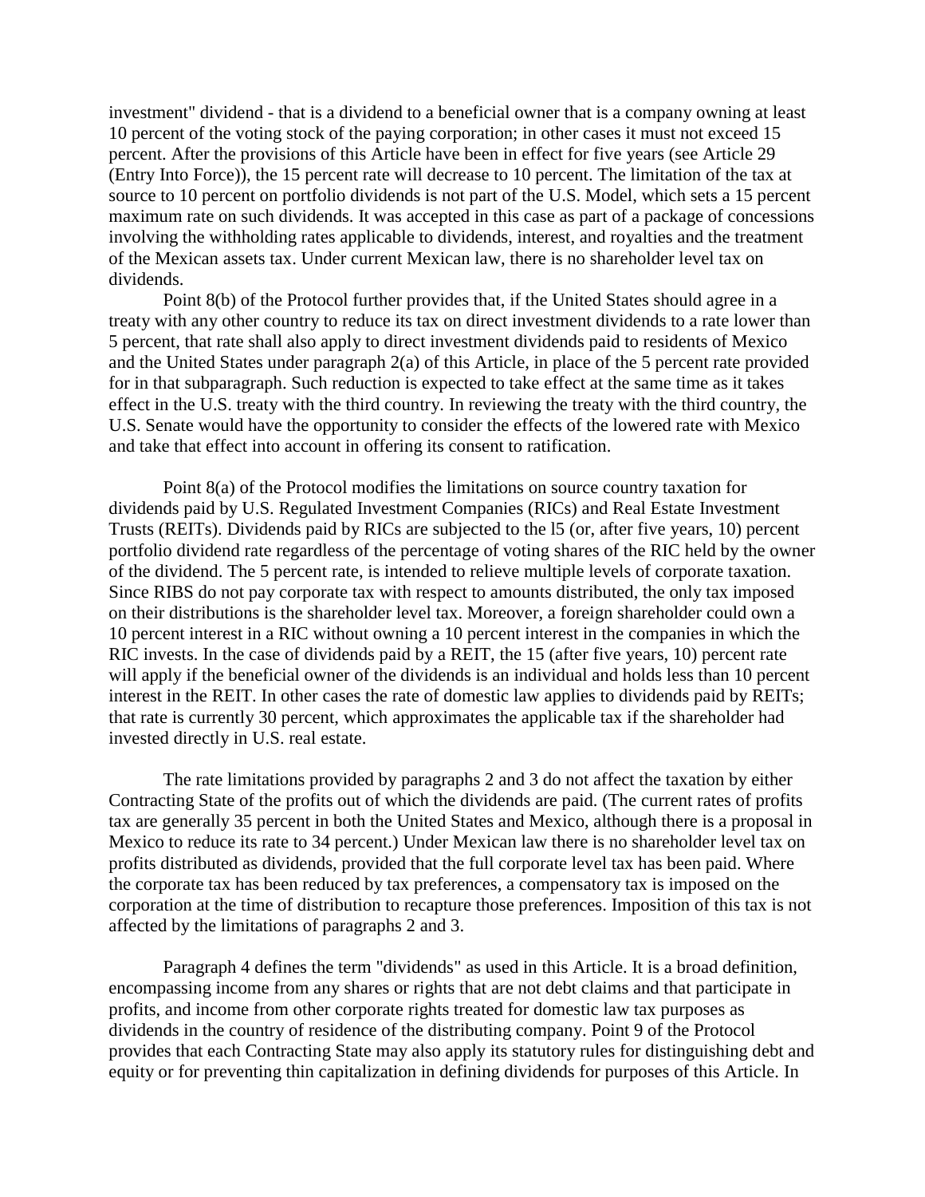investment" dividend - that is a dividend to a beneficial owner that is a company owning at least 10 percent of the voting stock of the paying corporation; in other cases it must not exceed 15 percent. After the provisions of this Article have been in effect for five years (see Article 29 (Entry Into Force)), the 15 percent rate will decrease to 10 percent. The limitation of the tax at source to 10 percent on portfolio dividends is not part of the U.S. Model, which sets a 15 percent maximum rate on such dividends. It was accepted in this case as part of a package of concessions involving the withholding rates applicable to dividends, interest, and royalties and the treatment of the Mexican assets tax. Under current Mexican law, there is no shareholder level tax on dividends.

Point 8(b) of the Protocol further provides that, if the United States should agree in a treaty with any other country to reduce its tax on direct investment dividends to a rate lower than 5 percent, that rate shall also apply to direct investment dividends paid to residents of Mexico and the United States under paragraph 2(a) of this Article, in place of the 5 percent rate provided for in that subparagraph. Such reduction is expected to take effect at the same time as it takes effect in the U.S. treaty with the third country. In reviewing the treaty with the third country, the U.S. Senate would have the opportunity to consider the effects of the lowered rate with Mexico and take that effect into account in offering its consent to ratification.

Point 8(a) of the Protocol modifies the limitations on source country taxation for dividends paid by U.S. Regulated Investment Companies (RICs) and Real Estate Investment Trusts (REITs). Dividends paid by RICs are subjected to the l5 (or, after five years, 10) percent portfolio dividend rate regardless of the percentage of voting shares of the RIC held by the owner of the dividend. The 5 percent rate, is intended to relieve multiple levels of corporate taxation. Since RIBS do not pay corporate tax with respect to amounts distributed, the only tax imposed on their distributions is the shareholder level tax. Moreover, a foreign shareholder could own a 10 percent interest in a RIC without owning a 10 percent interest in the companies in which the RIC invests. In the case of dividends paid by a REIT, the 15 (after five years, 10) percent rate will apply if the beneficial owner of the dividends is an individual and holds less than 10 percent interest in the REIT. In other cases the rate of domestic law applies to dividends paid by REITs; that rate is currently 30 percent, which approximates the applicable tax if the shareholder had invested directly in U.S. real estate.

The rate limitations provided by paragraphs 2 and 3 do not affect the taxation by either Contracting State of the profits out of which the dividends are paid. (The current rates of profits tax are generally 35 percent in both the United States and Mexico, although there is a proposal in Mexico to reduce its rate to 34 percent.) Under Mexican law there is no shareholder level tax on profits distributed as dividends, provided that the full corporate level tax has been paid. Where the corporate tax has been reduced by tax preferences, a compensatory tax is imposed on the corporation at the time of distribution to recapture those preferences. Imposition of this tax is not affected by the limitations of paragraphs 2 and 3.

Paragraph 4 defines the term "dividends" as used in this Article. It is a broad definition, encompassing income from any shares or rights that are not debt claims and that participate in profits, and income from other corporate rights treated for domestic law tax purposes as dividends in the country of residence of the distributing company. Point 9 of the Protocol provides that each Contracting State may also apply its statutory rules for distinguishing debt and equity or for preventing thin capitalization in defining dividends for purposes of this Article. In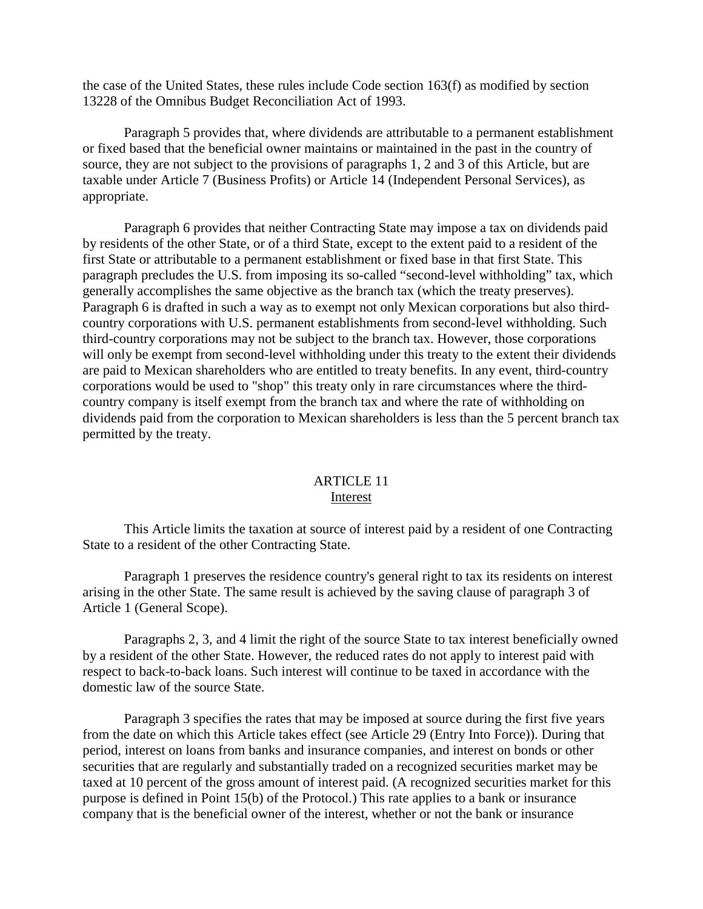the case of the United States, these rules include Code section 163(f) as modified by section 13228 of the Omnibus Budget Reconciliation Act of 1993.

Paragraph 5 provides that, where dividends are attributable to a permanent establishment or fixed based that the beneficial owner maintains or maintained in the past in the country of source, they are not subject to the provisions of paragraphs 1, 2 and 3 of this Article, but are taxable under Article 7 (Business Profits) or Article 14 (Independent Personal Services), as appropriate.

Paragraph 6 provides that neither Contracting State may impose a tax on dividends paid by residents of the other State, or of a third State, except to the extent paid to a resident of the first State or attributable to a permanent establishment or fixed base in that first State. This paragraph precludes the U.S. from imposing its so-called "second-level withholding" tax, which generally accomplishes the same objective as the branch tax (which the treaty preserves). Paragraph 6 is drafted in such a way as to exempt not only Mexican corporations but also third-country corporations with U.S. permanent establishments from second-level withholding. Such third-country corporations may not be subject to the branch tax. However, those corporations will only be exempt from second-level withholding under this treaty to the extent their dividends are paid to Mexican shareholders who are entitled to treaty benefits. In any event, third-country corporations would be used to "shop" this treaty only in rare circumstances where the third-country company is itself exempt from the branch tax and where the rate of withholding on dividends paid from the corporation to Mexican shareholders is less than the 5 percent branch tax permitted by the treaty.

## ARTICLE 11
## Interest

This Article limits the taxation at source of interest paid by a resident of one Contracting State to a resident of the other Contracting State.

Paragraph 1 preserves the residence country's general right to tax its residents on interest arising in the other State. The same result is achieved by the saving clause of paragraph 3 of Article 1 (General Scope).

Paragraphs 2, 3, and 4 limit the right of the source State to tax interest beneficially owned by a resident of the other State. However, the reduced rates do not apply to interest paid with respect to back-to-back loans. Such interest will continue to be taxed in accordance with the domestic law of the source State.

Paragraph 3 specifies the rates that may be imposed at source during the first five years from the date on which this Article takes effect (see Article 29 (Entry Into Force)). During that period, interest on loans from banks and insurance companies, and interest on bonds or other securities that are regularly and substantially traded on a recognized securities market may be taxed at 10 percent of the gross amount of interest paid. (A recognized securities market for this purpose is defined in Point 15(b) of the Protocol.) This rate applies to a bank or insurance company that is the beneficial owner of the interest, whether or not the bank or insurance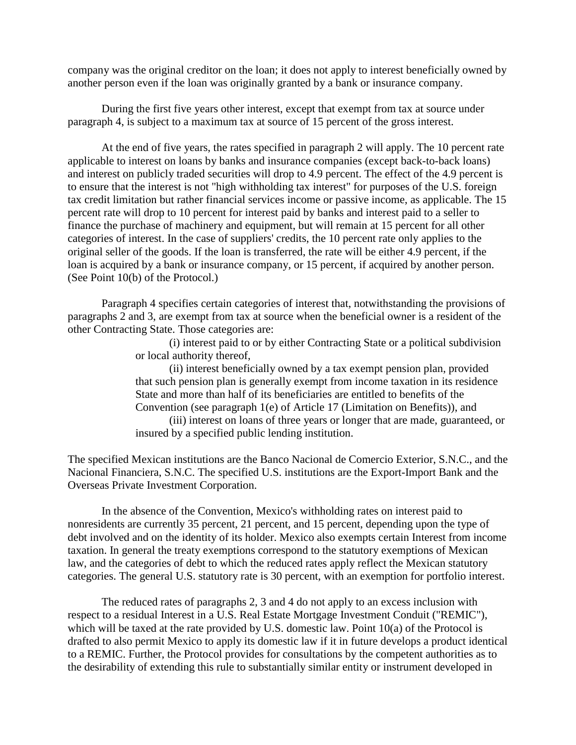company was the original creditor on the loan; it does not apply to interest beneficially owned by another person even if the loan was originally granted by a bank or insurance company.

During the first five years other interest, except that exempt from tax at source under paragraph 4, is subject to a maximum tax at source of 15 percent of the gross interest.

At the end of five years, the rates specified in paragraph 2 will apply. The 10 percent rate applicable to interest on loans by banks and insurance companies (except back-to-back loans) and interest on publicly traded securities will drop to 4.9 percent. The effect of the 4.9 percent is to ensure that the interest is not "high withholding tax interest" for purposes of the U.S. foreign tax credit limitation but rather financial services income or passive income, as applicable. The 15 percent rate will drop to 10 percent for interest paid by banks and interest paid to a seller to finance the purchase of machinery and equipment, but will remain at 15 percent for all other categories of interest. In the case of suppliers' credits, the 10 percent rate only applies to the original seller of the goods. If the loan is transferred, the rate will be either 4.9 percent, if the loan is acquired by a bank or insurance company, or 15 percent, if acquired by another person. (See Point 10(b) of the Protocol.)

Paragraph 4 specifies certain categories of interest that, notwithstanding the provisions of paragraphs 2 and 3, are exempt from tax at source when the beneficial owner is a resident of the other Contracting State. Those categories are:

(i) interest paid to or by either Contracting State or a political subdivision or local authority thereof,

(ii) interest beneficially owned by a tax exempt pension plan, provided that such pension plan is generally exempt from income taxation in its residence State and more than half of its beneficiaries are entitled to benefits of the Convention (see paragraph 1(e) of Article 17 (Limitation on Benefits)), and

(iii) interest on loans of three years or longer that are made, guaranteed, or insured by a specified public lending institution.

The specified Mexican institutions are the Banco Nacional de Comercio Exterior, S.N.C., and the Nacional Financiera, S.N.C. The specified U.S. institutions are the Export-Import Bank and the Overseas Private Investment Corporation.

In the absence of the Convention, Mexico's withholding rates on interest paid to nonresidents are currently 35 percent, 21 percent, and 15 percent, depending upon the type of debt involved and on the identity of its holder. Mexico also exempts certain Interest from income taxation. In general the treaty exemptions correspond to the statutory exemptions of Mexican law, and the categories of debt to which the reduced rates apply reflect the Mexican statutory categories. The general U.S. statutory rate is 30 percent, with an exemption for portfolio interest.

The reduced rates of paragraphs 2, 3 and 4 do not apply to an excess inclusion with respect to a residual Interest in a U.S. Real Estate Mortgage Investment Conduit ("REMIC"), which will be taxed at the rate provided by U.S. domestic law. Point 10(a) of the Protocol is drafted to also permit Mexico to apply its domestic law if it in future develops a product identical to a REMIC. Further, the Protocol provides for consultations by the competent authorities as to the desirability of extending this rule to substantially similar entity or instrument developed in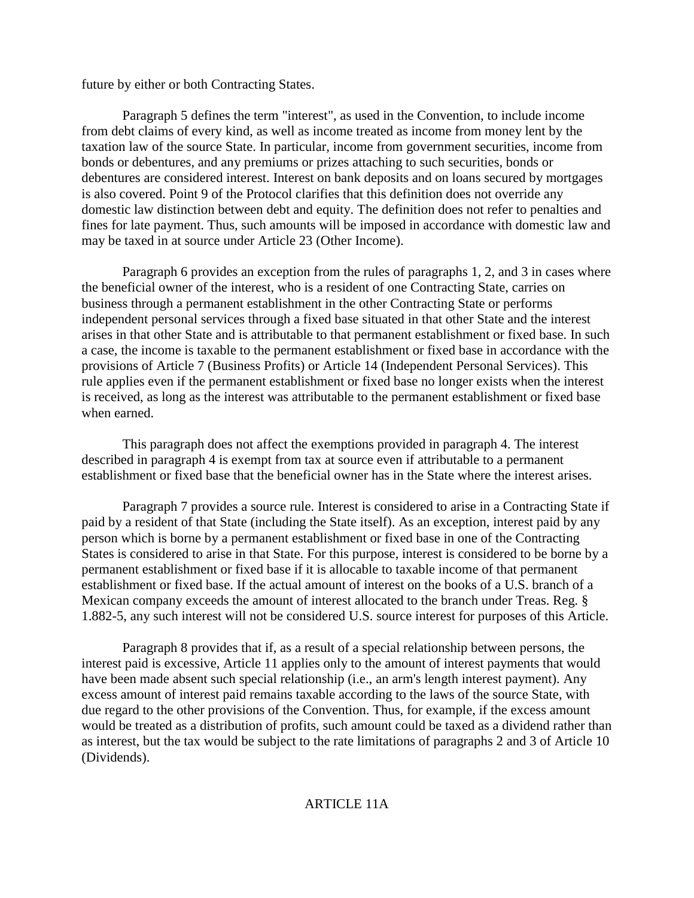future by either or both Contracting States.

Paragraph 5 defines the term "interest", as used in the Convention, to include income from debt claims of every kind, as well as income treated as income from money lent by the taxation law of the source State. In particular, income from government securities, income from bonds or debentures, and any premiums or prizes attaching to such securities, bonds or debentures are considered interest. Interest on bank deposits and on loans secured by mortgages is also covered. Point 9 of the Protocol clarifies that this definition does not override any domestic law distinction between debt and equity. The definition does not refer to penalties and fines for late payment. Thus, such amounts will be imposed in accordance with domestic law and may be taxed in at source under Article 23 (Other Income).

Paragraph 6 provides an exception from the rules of paragraphs 1, 2, and 3 in cases where the beneficial owner of the interest, who is a resident of one Contracting State, carries on business through a permanent establishment in the other Contracting State or performs independent personal services through a fixed base situated in that other State and the interest arises in that other State and is attributable to that permanent establishment or fixed base. In such a case, the income is taxable to the permanent establishment or fixed base in accordance with the provisions of Article 7 (Business Profits) or Article 14 (Independent Personal Services). This rule applies even if the permanent establishment or fixed base no longer exists when the interest is received, as long as the interest was attributable to the permanent establishment or fixed base when earned.

This paragraph does not affect the exemptions provided in paragraph 4. The interest described in paragraph 4 is exempt from tax at source even if attributable to a permanent establishment or fixed base that the beneficial owner has in the State where the interest arises.

Paragraph 7 provides a source rule. Interest is considered to arise in a Contracting State if paid by a resident of that State (including the State itself). As an exception, interest paid by any person which is borne by a permanent establishment or fixed base in one of the Contracting States is considered to arise in that State. For this purpose, interest is considered to be borne by a permanent establishment or fixed base if it is allocable to taxable income of that permanent establishment or fixed base. If the actual amount of interest on the books of a U.S. branch of a Mexican company exceeds the amount of interest allocated to the branch under Treas. Reg. § 1.882-5, any such interest will not be considered U.S. source interest for purposes of this Article.

Paragraph 8 provides that if, as a result of a special relationship between persons, the interest paid is excessive, Article 11 applies only to the amount of interest payments that would have been made absent such special relationship (i.e., an arm's length interest payment). Any excess amount of interest paid remains taxable according to the laws of the source State, with due regard to the other provisions of the Convention. Thus, for example, if the excess amount would be treated as a distribution of profits, such amount could be taxed as a dividend rather than as interest, but the tax would be subject to the rate limitations of paragraphs 2 and 3 of Article 10 (Dividends).

## ARTICLE 11A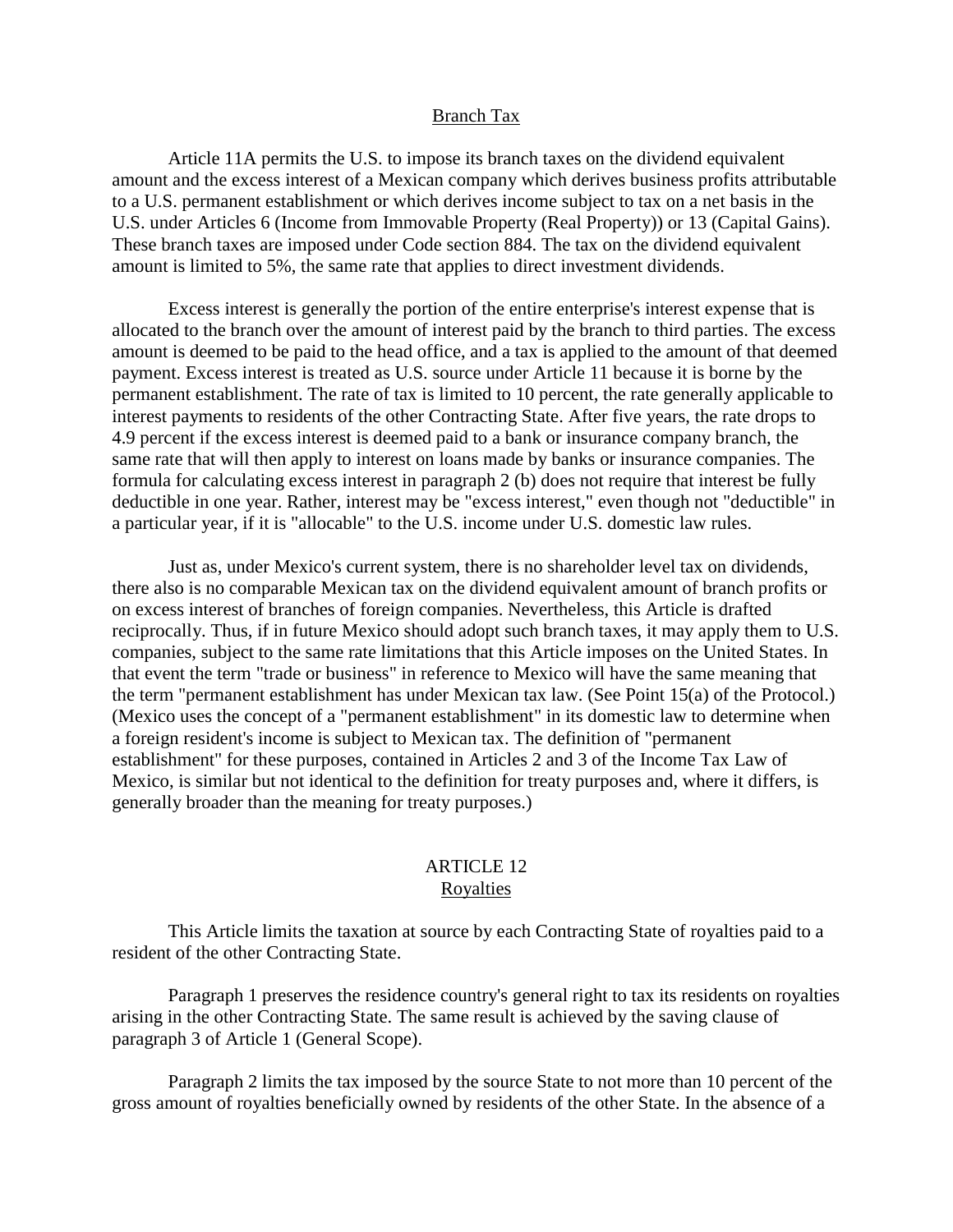## Branch Tax

Article 11A permits the U.S. to impose its branch taxes on the dividend equivalent amount and the excess interest of a Mexican company which derives business profits attributable to a U.S. permanent establishment or which derives income subject to tax on a net basis in the U.S. under Articles 6 (Income from Immovable Property (Real Property)) or 13 (Capital Gains). These branch taxes are imposed under Code section 884. The tax on the dividend equivalent amount is limited to 5%, the same rate that applies to direct investment dividends.

Excess interest is generally the portion of the entire enterprise's interest expense that is allocated to the branch over the amount of interest paid by the branch to third parties. The excess amount is deemed to be paid to the head office, and a tax is applied to the amount of that deemed payment. Excess interest is treated as U.S. source under Article 11 because it is borne by the permanent establishment. The rate of tax is limited to 10 percent, the rate generally applicable to interest payments to residents of the other Contracting State. After five years, the rate drops to 4.9 percent if the excess interest is deemed paid to a bank or insurance company branch, the same rate that will then apply to interest on loans made by banks or insurance companies. The formula for calculating excess interest in paragraph 2 (b) does not require that interest be fully deductible in one year. Rather, interest may be "excess interest," even though not "deductible" in a particular year, if it is "allocable" to the U.S. income under U.S. domestic law rules.

Just as, under Mexico's current system, there is no shareholder level tax on dividends, there also is no comparable Mexican tax on the dividend equivalent amount of branch profits or on excess interest of branches of foreign companies. Nevertheless, this Article is drafted reciprocally. Thus, if in future Mexico should adopt such branch taxes, it may apply them to U.S. companies, subject to the same rate limitations that this Article imposes on the United States. In that event the term "trade or business" in reference to Mexico will have the same meaning that the term "permanent establishment has under Mexican tax law. (See Point 15(a) of the Protocol.) (Mexico uses the concept of a "permanent establishment" in its domestic law to determine when a foreign resident's income is subject to Mexican tax. The definition of "permanent establishment" for these purposes, contained in Articles 2 and 3 of the Income Tax Law of Mexico, is similar but not identical to the definition for treaty purposes and, where it differs, is generally broader than the meaning for treaty purposes.)

## ARTICLE 12
## Royalties

This Article limits the taxation at source by each Contracting State of royalties paid to a resident of the other Contracting State.

Paragraph 1 preserves the residence country's general right to tax its residents on royalties arising in the other Contracting State. The same result is achieved by the saving clause of paragraph 3 of Article 1 (General Scope).

Paragraph 2 limits the tax imposed by the source State to not more than 10 percent of the gross amount of royalties beneficially owned by residents of the other State. In the absence of a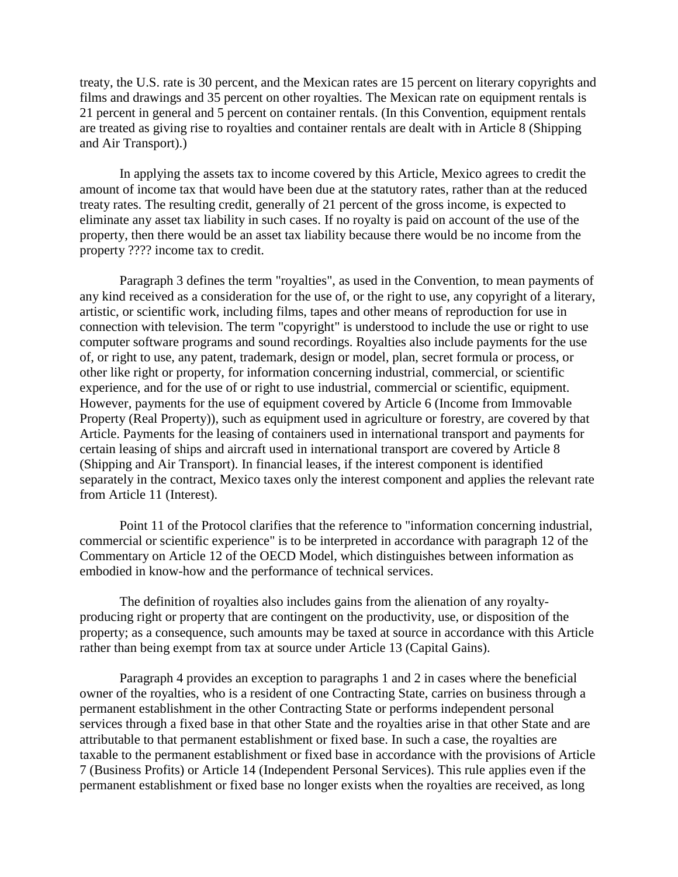treaty, the U.S. rate is 30 percent, and the Mexican rates are 15 percent on literary copyrights and films and drawings and 35 percent on other royalties. The Mexican rate on equipment rentals is 21 percent in general and 5 percent on container rentals. (In this Convention, equipment rentals are treated as giving rise to royalties and container rentals are dealt with in Article 8 (Shipping and Air Transport).)

In applying the assets tax to income covered by this Article, Mexico agrees to credit the amount of income tax that would have been due at the statutory rates, rather than at the reduced treaty rates. The resulting credit, generally of 21 percent of the gross income, is expected to eliminate any asset tax liability in such cases. If no royalty is paid on account of the use of the property, then there would be an asset tax liability because there would be no income from the property ???? income tax to credit.

Paragraph 3 defines the term "royalties", as used in the Convention, to mean payments of any kind received as a consideration for the use of, or the right to use, any copyright of a literary, artistic, or scientific work, including films, tapes and other means of reproduction for use in connection with television. The term "copyright" is understood to include the use or right to use computer software programs and sound recordings. Royalties also include payments for the use of, or right to use, any patent, trademark, design or model, plan, secret formula or process, or other like right or property, for information concerning industrial, commercial, or scientific experience, and for the use of or right to use industrial, commercial or scientific, equipment. However, payments for the use of equipment covered by Article 6 (Income from Immovable Property (Real Property)), such as equipment used in agriculture or forestry, are covered by that Article. Payments for the leasing of containers used in international transport and payments for certain leasing of ships and aircraft used in international transport are covered by Article 8 (Shipping and Air Transport). In financial leases, if the interest component is identified separately in the contract, Mexico taxes only the interest component and applies the relevant rate from Article 11 (Interest).

Point 11 of the Protocol clarifies that the reference to "information concerning industrial, commercial or scientific experience" is to be interpreted in accordance with paragraph 12 of the Commentary on Article 12 of the OECD Model, which distinguishes between information as embodied in know-how and the performance of technical services.

The definition of royalties also includes gains from the alienation of any royalty-producing right or property that are contingent on the productivity, use, or disposition of the property; as a consequence, such amounts may be taxed at source in accordance with this Article rather than being exempt from tax at source under Article 13 (Capital Gains).

Paragraph 4 provides an exception to paragraphs 1 and 2 in cases where the beneficial owner of the royalties, who is a resident of one Contracting State, carries on business through a permanent establishment in the other Contracting State or performs independent personal services through a fixed base in that other State and the royalties arise in that other State and are attributable to that permanent establishment or fixed base. In such a case, the royalties are taxable to the permanent establishment or fixed base in accordance with the provisions of Article 7 (Business Profits) or Article 14 (Independent Personal Services). This rule applies even if the permanent establishment or fixed base no longer exists when the royalties are received, as long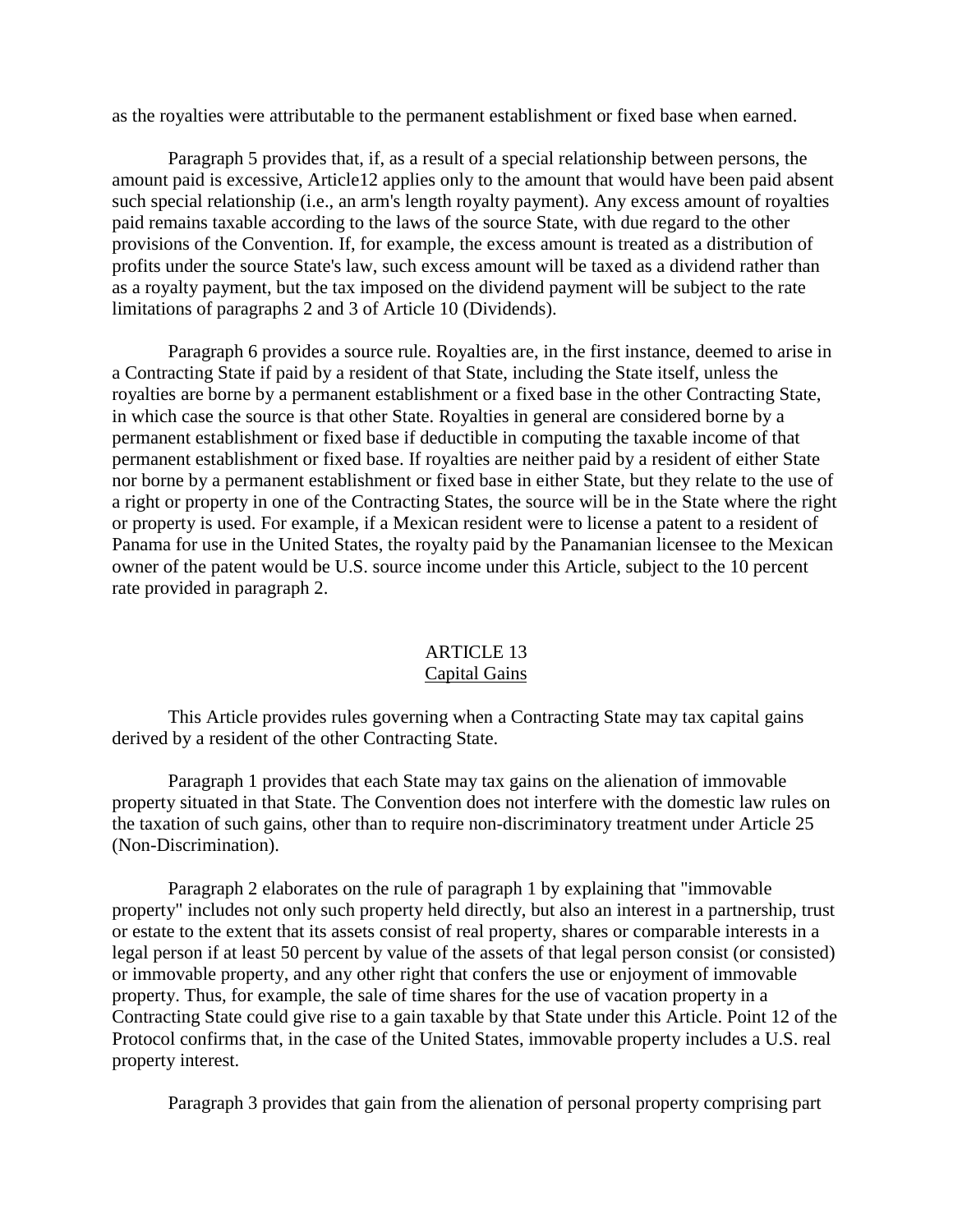as the royalties were attributable to the permanent establishment or fixed base when earned.

Paragraph 5 provides that, if, as a result of a special relationship between persons, the amount paid is excessive, Article12 applies only to the amount that would have been paid absent such special relationship (i.e., an arm's length royalty payment). Any excess amount of royalties paid remains taxable according to the laws of the source State, with due regard to the other provisions of the Convention. If, for example, the excess amount is treated as a distribution of profits under the source State's law, such excess amount will be taxed as a dividend rather than as a royalty payment, but the tax imposed on the dividend payment will be subject to the rate limitations of paragraphs 2 and 3 of Article 10 (Dividends).

Paragraph 6 provides a source rule. Royalties are, in the first instance, deemed to arise in a Contracting State if paid by a resident of that State, including the State itself, unless the royalties are borne by a permanent establishment or a fixed base in the other Contracting State, in which case the source is that other State. Royalties in general are considered borne by a permanent establishment or fixed base if deductible in computing the taxable income of that permanent establishment or fixed base. If royalties are neither paid by a resident of either State nor borne by a permanent establishment or fixed base in either State, but they relate to the use of a right or property in one of the Contracting States, the source will be in the State where the right or property is used. For example, if a Mexican resident were to license a patent to a resident of Panama for use in the United States, the royalty paid by the Panamanian licensee to the Mexican owner of the patent would be U.S. source income under this Article, subject to the 10 percent rate provided in paragraph 2.

## ARTICLE 13
## Capital Gains

This Article provides rules governing when a Contracting State may tax capital gains derived by a resident of the other Contracting State.

Paragraph 1 provides that each State may tax gains on the alienation of immovable property situated in that State. The Convention does not interfere with the domestic law rules on the taxation of such gains, other than to require non-discriminatory treatment under Article 25 (Non-Discrimination).

Paragraph 2 elaborates on the rule of paragraph 1 by explaining that "immovable property" includes not only such property held directly, but also an interest in a partnership, trust or estate to the extent that its assets consist of real property, shares or comparable interests in a legal person if at least 50 percent by value of the assets of that legal person consist (or consisted) or immovable property, and any other right that confers the use or enjoyment of immovable property. Thus, for example, the sale of time shares for the use of vacation property in a Contracting State could give rise to a gain taxable by that State under this Article. Point 12 of the Protocol confirms that, in the case of the United States, immovable property includes a U.S. real property interest.

Paragraph 3 provides that gain from the alienation of personal property comprising part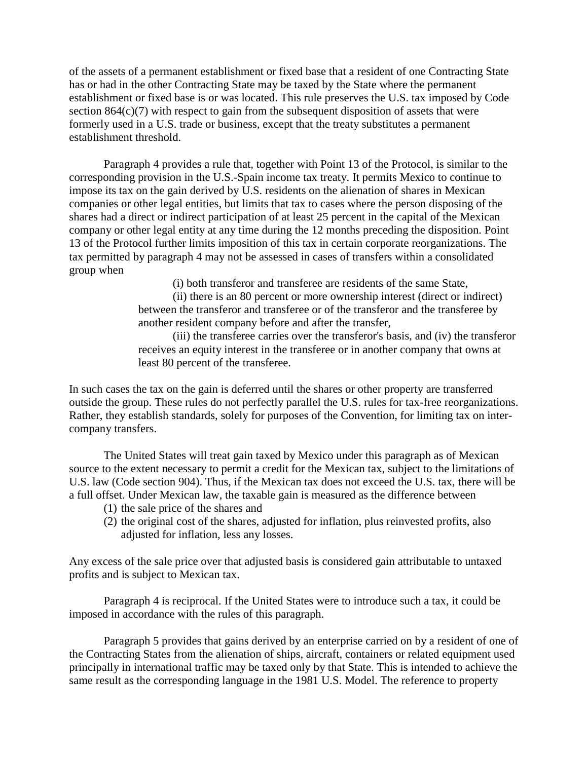of the assets of a permanent establishment or fixed base that a resident of one Contracting State has or had in the other Contracting State may be taxed by the State where the permanent establishment or fixed base is or was located. This rule preserves the U.S. tax imposed by Code section 864(c)(7) with respect to gain from the subsequent disposition of assets that were formerly used in a U.S. trade or business, except that the treaty substitutes a permanent establishment threshold.

Paragraph 4 provides a rule that, together with Point 13 of the Protocol, is similar to the corresponding provision in the U.S.-Spain income tax treaty. It permits Mexico to continue to impose its tax on the gain derived by U.S. residents on the alienation of shares in Mexican companies or other legal entities, but limits that tax to cases where the person disposing of the shares had a direct or indirect participation of at least 25 percent in the capital of the Mexican company or other legal entity at any time during the 12 months preceding the disposition. Point 13 of the Protocol further limits imposition of this tax in certain corporate reorganizations. The tax permitted by paragraph 4 may not be assessed in cases of transfers within a consolidated group when

> (i) both transferor and transferee are residents of the same State,
>
> (ii) there is an 80 percent or more ownership interest (direct or indirect) between the transferor and transferee or of the transferor and the transferee by another resident company before and after the transfer,
>
> (iii) the transferee carries over the transferor's basis, and (iv) the transferor receives an equity interest in the transferee or in another company that owns at least 80 percent of the transferee.

In such cases the tax on the gain is deferred until the shares or other property are transferred outside the group. These rules do not perfectly parallel the U.S. rules for tax-free reorganizations. Rather, they establish standards, solely for purposes of the Convention, for limiting tax on inter-company transfers.

The United States will treat gain taxed by Mexico under this paragraph as of Mexican source to the extent necessary to permit a credit for the Mexican tax, subject to the limitations of U.S. law (Code section 904). Thus, if the Mexican tax does not exceed the U.S. tax, there will be a full offset. Under Mexican law, the taxable gain is measured as the difference between

(1) the sale price of the shares and
(2) the original cost of the shares, adjusted for inflation, plus reinvested profits, also adjusted for inflation, less any losses.

Any excess of the sale price over that adjusted basis is considered gain attributable to untaxed profits and is subject to Mexican tax.

Paragraph 4 is reciprocal. If the United States were to introduce such a tax, it could be imposed in accordance with the rules of this paragraph.

Paragraph 5 provides that gains derived by an enterprise carried on by a resident of one of the Contracting States from the alienation of ships, aircraft, containers or related equipment used principally in international traffic may be taxed only by that State. This is intended to achieve the same result as the corresponding language in the 1981 U.S. Model. The reference to property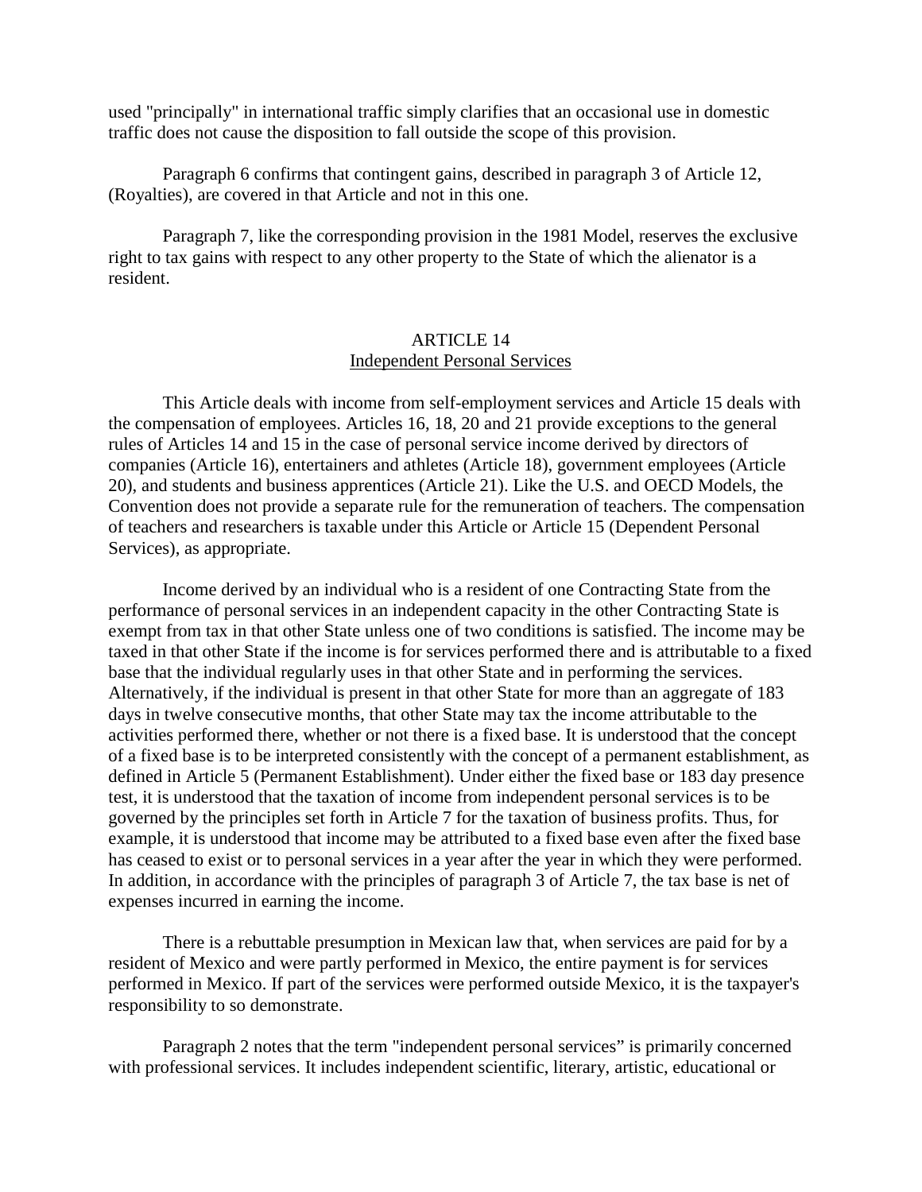used "principally" in international traffic simply clarifies that an occasional use in domestic traffic does not cause the disposition to fall outside the scope of this provision.

Paragraph 6 confirms that contingent gains, described in paragraph 3 of Article 12, (Royalties), are covered in that Article and not in this one.

Paragraph 7, like the corresponding provision in the 1981 Model, reserves the exclusive right to tax gains with respect to any other property to the State of which the alienator is a resident.

## ARTICLE 14
## Independent Personal Services

This Article deals with income from self-employment services and Article 15 deals with the compensation of employees. Articles 16, 18, 20 and 21 provide exceptions to the general rules of Articles 14 and 15 in the case of personal service income derived by directors of companies (Article 16), entertainers and athletes (Article 18), government employees (Article 20), and students and business apprentices (Article 21). Like the U.S. and OECD Models, the Convention does not provide a separate rule for the remuneration of teachers. The compensation of teachers and researchers is taxable under this Article or Article 15 (Dependent Personal Services), as appropriate.

Income derived by an individual who is a resident of one Contracting State from the performance of personal services in an independent capacity in the other Contracting State is exempt from tax in that other State unless one of two conditions is satisfied. The income may be taxed in that other State if the income is for services performed there and is attributable to a fixed base that the individual regularly uses in that other State and in performing the services. Alternatively, if the individual is present in that other State for more than an aggregate of 183 days in twelve consecutive months, that other State may tax the income attributable to the activities performed there, whether or not there is a fixed base. It is understood that the concept of a fixed base is to be interpreted consistently with the concept of a permanent establishment, as defined in Article 5 (Permanent Establishment). Under either the fixed base or 183 day presence test, it is understood that the taxation of income from independent personal services is to be governed by the principles set forth in Article 7 for the taxation of business profits. Thus, for example, it is understood that income may be attributed to a fixed base even after the fixed base has ceased to exist or to personal services in a year after the year in which they were performed. In addition, in accordance with the principles of paragraph 3 of Article 7, the tax base is net of expenses incurred in earning the income.

There is a rebuttable presumption in Mexican law that, when services are paid for by a resident of Mexico and were partly performed in Mexico, the entire payment is for services performed in Mexico. If part of the services were performed outside Mexico, it is the taxpayer's responsibility to so demonstrate.

Paragraph 2 notes that the term "independent personal services" is primarily concerned with professional services. It includes independent scientific, literary, artistic, educational or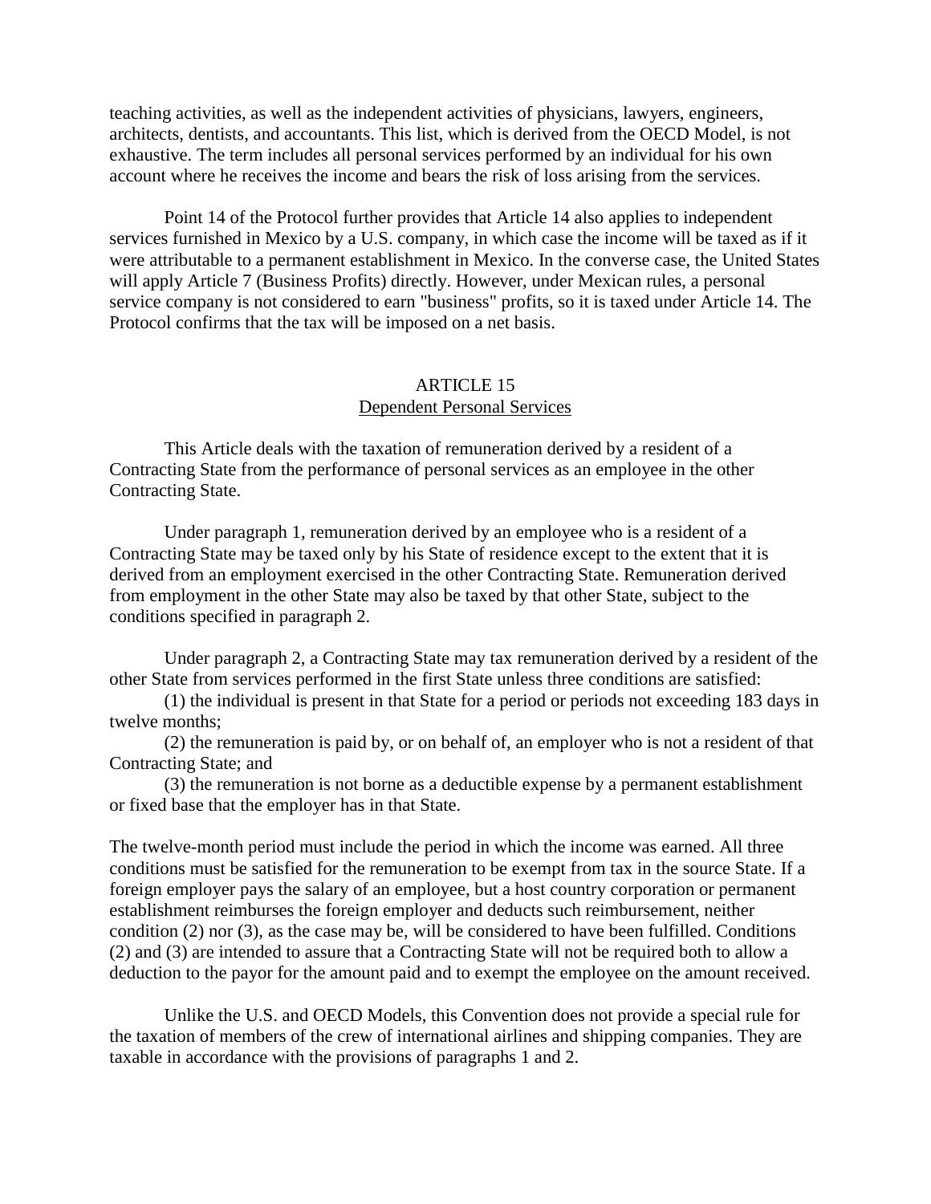teaching activities, as well as the independent activities of physicians, lawyers, engineers, architects, dentists, and accountants. This list, which is derived from the OECD Model, is not exhaustive. The term includes all personal services performed by an individual for his own account where he receives the income and bears the risk of loss arising from the services.

Point 14 of the Protocol further provides that Article 14 also applies to independent services furnished in Mexico by a U.S. company, in which case the income will be taxed as if it were attributable to a permanent establishment in Mexico. In the converse case, the United States will apply Article 7 (Business Profits) directly. However, under Mexican rules, a personal service company is not considered to earn "business" profits, so it is taxed under Article 14. The Protocol confirms that the tax will be imposed on a net basis.

## ARTICLE 15
## Dependent Personal Services

This Article deals with the taxation of remuneration derived by a resident of a Contracting State from the performance of personal services as an employee in the other Contracting State.

Under paragraph 1, remuneration derived by an employee who is a resident of a Contracting State may be taxed only by his State of residence except to the extent that it is derived from an employment exercised in the other Contracting State. Remuneration derived from employment in the other State may also be taxed by that other State, subject to the conditions specified in paragraph 2.

Under paragraph 2, a Contracting State may tax remuneration derived by a resident of the other State from services performed in the first State unless three conditions are satisfied:

(1) the individual is present in that State for a period or periods not exceeding 183 days in twelve months;

(2) the remuneration is paid by, or on behalf of, an employer who is not a resident of that Contracting State; and

(3) the remuneration is not borne as a deductible expense by a permanent establishment or fixed base that the employer has in that State.

The twelve-month period must include the period in which the income was earned. All three conditions must be satisfied for the remuneration to be exempt from tax in the source State. If a foreign employer pays the salary of an employee, but a host country corporation or permanent establishment reimburses the foreign employer and deducts such reimbursement, neither condition (2) nor (3), as the case may be, will be considered to have been fulfilled. Conditions (2) and (3) are intended to assure that a Contracting State will not be required both to allow a deduction to the payor for the amount paid and to exempt the employee on the amount received.

Unlike the U.S. and OECD Models, this Convention does not provide a special rule for the taxation of members of the crew of international airlines and shipping companies. They are taxable in accordance with the provisions of paragraphs 1 and 2.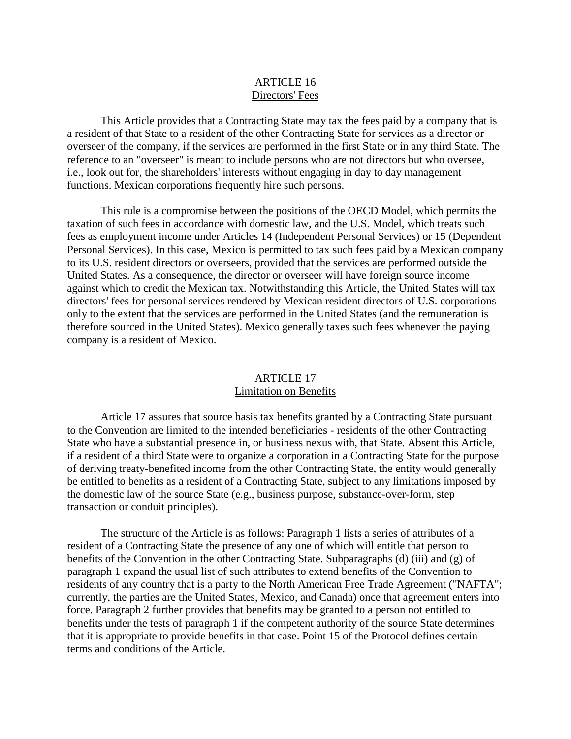## ARTICLE 16
## Directors' Fees

This Article provides that a Contracting State may tax the fees paid by a company that is a resident of that State to a resident of the other Contracting State for services as a director or overseer of the company, if the services are performed in the first State or in any third State. The reference to an "overseer" is meant to include persons who are not directors but who oversee, i.e., look out for, the shareholders' interests without engaging in day to day management functions. Mexican corporations frequently hire such persons.

This rule is a compromise between the positions of the OECD Model, which permits the taxation of such fees in accordance with domestic law, and the U.S. Model, which treats such fees as employment income under Articles 14 (Independent Personal Services) or 15 (Dependent Personal Services). In this case, Mexico is permitted to tax such fees paid by a Mexican company to its U.S. resident directors or overseers, provided that the services are performed outside the United States. As a consequence, the director or overseer will have foreign source income against which to credit the Mexican tax. Notwithstanding this Article, the United States will tax directors' fees for personal services rendered by Mexican resident directors of U.S. corporations only to the extent that the services are performed in the United States (and the remuneration is therefore sourced in the United States). Mexico generally taxes such fees whenever the paying company is a resident of Mexico.

## ARTICLE 17
## Limitation on Benefits

Article 17 assures that source basis tax benefits granted by a Contracting State pursuant to the Convention are limited to the intended beneficiaries - residents of the other Contracting State who have a substantial presence in, or business nexus with, that State. Absent this Article, if a resident of a third State were to organize a corporation in a Contracting State for the purpose of deriving treaty-benefited income from the other Contracting State, the entity would generally be entitled to benefits as a resident of a Contracting State, subject to any limitations imposed by the domestic law of the source State (e.g., business purpose, substance-over-form, step transaction or conduit principles).

The structure of the Article is as follows: Paragraph 1 lists a series of attributes of a resident of a Contracting State the presence of any one of which will entitle that person to benefits of the Convention in the other Contracting State. Subparagraphs (d) (iii) and (g) of paragraph 1 expand the usual list of such attributes to extend benefits of the Convention to residents of any country that is a party to the North American Free Trade Agreement ("NAFTA"; currently, the parties are the United States, Mexico, and Canada) once that agreement enters into force. Paragraph 2 further provides that benefits may be granted to a person not entitled to benefits under the tests of paragraph 1 if the competent authority of the source State determines that it is appropriate to provide benefits in that case. Point 15 of the Protocol defines certain terms and conditions of the Article.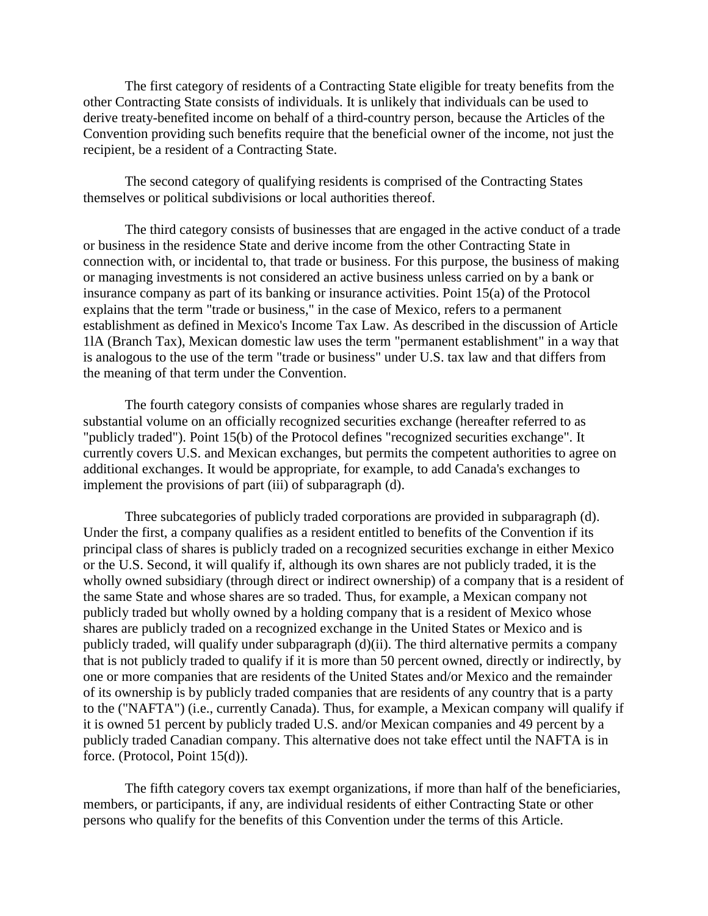The first category of residents of a Contracting State eligible for treaty benefits from the other Contracting State consists of individuals. It is unlikely that individuals can be used to derive treaty-benefited income on behalf of a third-country person, because the Articles of the Convention providing such benefits require that the beneficial owner of the income, not just the recipient, be a resident of a Contracting State.

The second category of qualifying residents is comprised of the Contracting States themselves or political subdivisions or local authorities thereof.

The third category consists of businesses that are engaged in the active conduct of a trade or business in the residence State and derive income from the other Contracting State in connection with, or incidental to, that trade or business. For this purpose, the business of making or managing investments is not considered an active business unless carried on by a bank or insurance company as part of its banking or insurance activities. Point 15(a) of the Protocol explains that the term "trade or business," in the case of Mexico, refers to a permanent establishment as defined in Mexico's Income Tax Law. As described in the discussion of Article 1lA (Branch Tax), Mexican domestic law uses the term "permanent establishment" in a way that is analogous to the use of the term "trade or business" under U.S. tax law and that differs from the meaning of that term under the Convention.

The fourth category consists of companies whose shares are regularly traded in substantial volume on an officially recognized securities exchange (hereafter referred to as "publicly traded"). Point 15(b) of the Protocol defines "recognized securities exchange". It currently covers U.S. and Mexican exchanges, but permits the competent authorities to agree on additional exchanges. It would be appropriate, for example, to add Canada's exchanges to implement the provisions of part (iii) of subparagraph (d).

Three subcategories of publicly traded corporations are provided in subparagraph (d). Under the first, a company qualifies as a resident entitled to benefits of the Convention if its principal class of shares is publicly traded on a recognized securities exchange in either Mexico or the U.S. Second, it will qualify if, although its own shares are not publicly traded, it is the wholly owned subsidiary (through direct or indirect ownership) of a company that is a resident of the same State and whose shares are so traded. Thus, for example, a Mexican company not publicly traded but wholly owned by a holding company that is a resident of Mexico whose shares are publicly traded on a recognized exchange in the United States or Mexico and is publicly traded, will qualify under subparagraph (d)(ii). The third alternative permits a company that is not publicly traded to qualify if it is more than 50 percent owned, directly or indirectly, by one or more companies that are residents of the United States and/or Mexico and the remainder of its ownership is by publicly traded companies that are residents of any country that is a party to the ("NAFTA") (i.e., currently Canada). Thus, for example, a Mexican company will qualify if it is owned 51 percent by publicly traded U.S. and/or Mexican companies and 49 percent by a publicly traded Canadian company. This alternative does not take effect until the NAFTA is in force. (Protocol, Point 15(d)).

The fifth category covers tax exempt organizations, if more than half of the beneficiaries, members, or participants, if any, are individual residents of either Contracting State or other persons who qualify for the benefits of this Convention under the terms of this Article.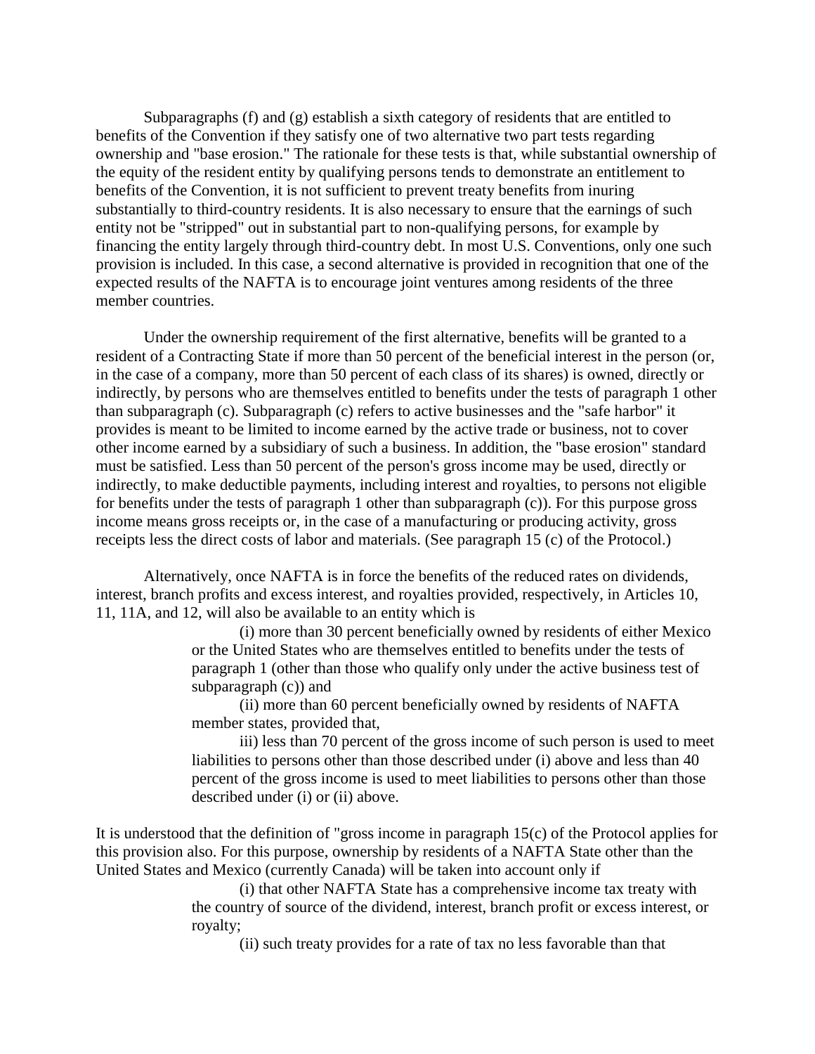Subparagraphs (f) and (g) establish a sixth category of residents that are entitled to benefits of the Convention if they satisfy one of two alternative two part tests regarding ownership and "base erosion." The rationale for these tests is that, while substantial ownership of the equity of the resident entity by qualifying persons tends to demonstrate an entitlement to benefits of the Convention, it is not sufficient to prevent treaty benefits from inuring substantially to third-country residents. It is also necessary to ensure that the earnings of such entity not be "stripped" out in substantial part to non-qualifying persons, for example by financing the entity largely through third-country debt. In most U.S. Conventions, only one such provision is included. In this case, a second alternative is provided in recognition that one of the expected results of the NAFTA is to encourage joint ventures among residents of the three member countries.

Under the ownership requirement of the first alternative, benefits will be granted to a resident of a Contracting State if more than 50 percent of the beneficial interest in the person (or, in the case of a company, more than 50 percent of each class of its shares) is owned, directly or indirectly, by persons who are themselves entitled to benefits under the tests of paragraph 1 other than subparagraph (c). Subparagraph (c) refers to active businesses and the "safe harbor" it provides is meant to be limited to income earned by the active trade or business, not to cover other income earned by a subsidiary of such a business. In addition, the "base erosion" standard must be satisfied. Less than 50 percent of the person's gross income may be used, directly or indirectly, to make deductible payments, including interest and royalties, to persons not eligible for benefits under the tests of paragraph 1 other than subparagraph (c)). For this purpose gross income means gross receipts or, in the case of a manufacturing or producing activity, gross receipts less the direct costs of labor and materials. (See paragraph 15 (c) of the Protocol.)

Alternatively, once NAFTA is in force the benefits of the reduced rates on dividends, interest, branch profits and excess interest, and royalties provided, respectively, in Articles 10, 11, 11A, and 12, will also be available to an entity which is

(i) more than 30 percent beneficially owned by residents of either Mexico or the United States who are themselves entitled to benefits under the tests of paragraph 1 (other than those who qualify only under the active business test of subparagraph (c)) and

(ii) more than 60 percent beneficially owned by residents of NAFTA member states, provided that,

iii) less than 70 percent of the gross income of such person is used to meet liabilities to persons other than those described under (i) above and less than 40 percent of the gross income is used to meet liabilities to persons other than those described under (i) or (ii) above.

It is understood that the definition of "gross income in paragraph 15(c) of the Protocol applies for this provision also. For this purpose, ownership by residents of a NAFTA State other than the United States and Mexico (currently Canada) will be taken into account only if

(i) that other NAFTA State has a comprehensive income tax treaty with the country of source of the dividend, interest, branch profit or excess interest, or royalty;

(ii) such treaty provides for a rate of tax no less favorable than that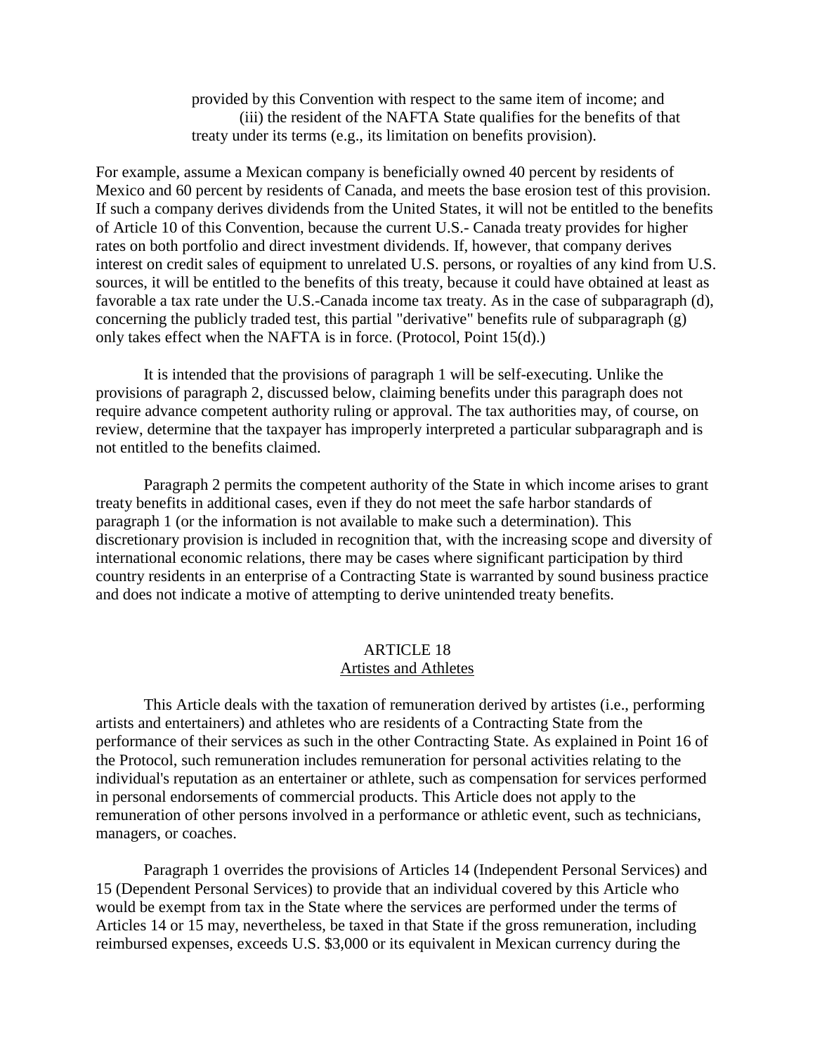provided by this Convention with respect to the same item of income; and

(iii) the resident of the NAFTA State qualifies for the benefits of that treaty under its terms (e.g., its limitation on benefits provision).

For example, assume a Mexican company is beneficially owned 40 percent by residents of Mexico and 60 percent by residents of Canada, and meets the base erosion test of this provision. If such a company derives dividends from the United States, it will not be entitled to the benefits of Article 10 of this Convention, because the current U.S.- Canada treaty provides for higher rates on both portfolio and direct investment dividends. If, however, that company derives interest on credit sales of equipment to unrelated U.S. persons, or royalties of any kind from U.S. sources, it will be entitled to the benefits of this treaty, because it could have obtained at least as favorable a tax rate under the U.S.-Canada income tax treaty. As in the case of subparagraph (d), concerning the publicly traded test, this partial "derivative" benefits rule of subparagraph (g) only takes effect when the NAFTA is in force. (Protocol, Point 15(d).)

It is intended that the provisions of paragraph 1 will be self-executing. Unlike the provisions of paragraph 2, discussed below, claiming benefits under this paragraph does not require advance competent authority ruling or approval. The tax authorities may, of course, on review, determine that the taxpayer has improperly interpreted a particular subparagraph and is not entitled to the benefits claimed.

Paragraph 2 permits the competent authority of the State in which income arises to grant treaty benefits in additional cases, even if they do not meet the safe harbor standards of paragraph 1 (or the information is not available to make such a determination). This discretionary provision is included in recognition that, with the increasing scope and diversity of international economic relations, there may be cases where significant participation by third country residents in an enterprise of a Contracting State is warranted by sound business practice and does not indicate a motive of attempting to derive unintended treaty benefits.

## ARTICLE 18
## Artistes and Athletes

This Article deals with the taxation of remuneration derived by artistes (i.e., performing artists and entertainers) and athletes who are residents of a Contracting State from the performance of their services as such in the other Contracting State. As explained in Point 16 of the Protocol, such remuneration includes remuneration for personal activities relating to the individual's reputation as an entertainer or athlete, such as compensation for services performed in personal endorsements of commercial products. This Article does not apply to the remuneration of other persons involved in a performance or athletic event, such as technicians, managers, or coaches.

Paragraph 1 overrides the provisions of Articles 14 (Independent Personal Services) and 15 (Dependent Personal Services) to provide that an individual covered by this Article who would be exempt from tax in the State where the services are performed under the terms of Articles 14 or 15 may, nevertheless, be taxed in that State if the gross remuneration, including reimbursed expenses, exceeds U.S. $3,000 or its equivalent in Mexican currency during the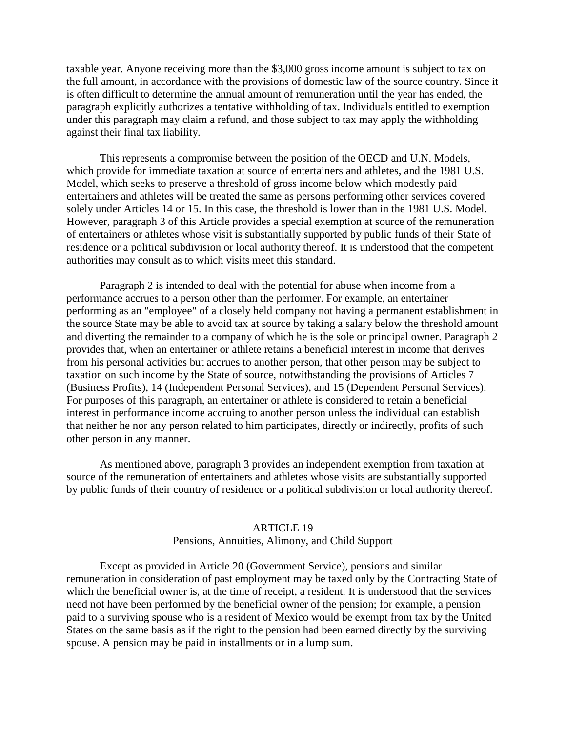taxable year. Anyone receiving more than the $3,000 gross income amount is subject to tax on the full amount, in accordance with the provisions of domestic law of the source country. Since it is often difficult to determine the annual amount of remuneration until the year has ended, the paragraph explicitly authorizes a tentative withholding of tax. Individuals entitled to exemption under this paragraph may claim a refund, and those subject to tax may apply the withholding against their final tax liability.

This represents a compromise between the position of the OECD and U.N. Models, which provide for immediate taxation at source of entertainers and athletes, and the 1981 U.S. Model, which seeks to preserve a threshold of gross income below which modestly paid entertainers and athletes will be treated the same as persons performing other services covered solely under Articles 14 or 15. In this case, the threshold is lower than in the 1981 U.S. Model. However, paragraph 3 of this Article provides a special exemption at source of the remuneration of entertainers or athletes whose visit is substantially supported by public funds of their State of residence or a political subdivision or local authority thereof. It is understood that the competent authorities may consult as to which visits meet this standard.

Paragraph 2 is intended to deal with the potential for abuse when income from a performance accrues to a person other than the performer. For example, an entertainer performing as an "employee" of a closely held company not having a permanent establishment in the source State may be able to avoid tax at source by taking a salary below the threshold amount and diverting the remainder to a company of which he is the sole or principal owner. Paragraph 2 provides that, when an entertainer or athlete retains a beneficial interest in income that derives from his personal activities but accrues to another person, that other person may be subject to taxation on such income by the State of source, notwithstanding the provisions of Articles 7 (Business Profits), 14 (Independent Personal Services), and 15 (Dependent Personal Services). For purposes of this paragraph, an entertainer or athlete is considered to retain a beneficial interest in performance income accruing to another person unless the individual can establish that neither he nor any person related to him participates, directly or indirectly, profits of such other person in any manner.

As mentioned above, paragraph 3 provides an independent exemption from taxation at source of the remuneration of entertainers and athletes whose visits are substantially supported by public funds of their country of residence or a political subdivision or local authority thereof.

## ARTICLE 19
## Pensions, Annuities, Alimony, and Child Support

Except as provided in Article 20 (Government Service), pensions and similar remuneration in consideration of past employment may be taxed only by the Contracting State of which the beneficial owner is, at the time of receipt, a resident. It is understood that the services need not have been performed by the beneficial owner of the pension; for example, a pension paid to a surviving spouse who is a resident of Mexico would be exempt from tax by the United States on the same basis as if the right to the pension had been earned directly by the surviving spouse. A pension may be paid in installments or in a lump sum.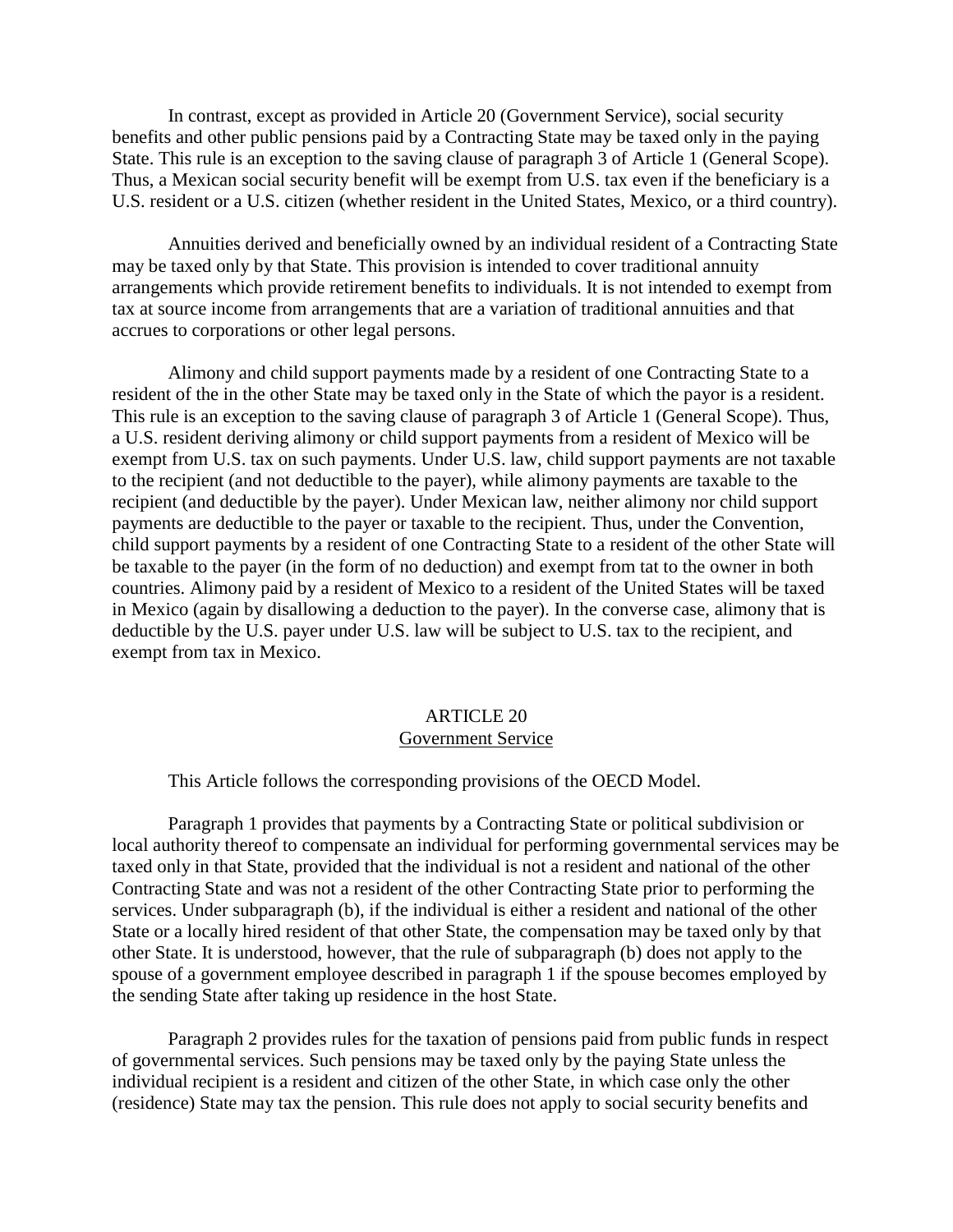In contrast, except as provided in Article 20 (Government Service), social security benefits and other public pensions paid by a Contracting State may be taxed only in the paying State. This rule is an exception to the saving clause of paragraph 3 of Article 1 (General Scope). Thus, a Mexican social security benefit will be exempt from U.S. tax even if the beneficiary is a U.S. resident or a U.S. citizen (whether resident in the United States, Mexico, or a third country).

Annuities derived and beneficially owned by an individual resident of a Contracting State may be taxed only by that State. This provision is intended to cover traditional annuity arrangements which provide retirement benefits to individuals. It is not intended to exempt from tax at source income from arrangements that are a variation of traditional annuities and that accrues to corporations or other legal persons.

Alimony and child support payments made by a resident of one Contracting State to a resident of the in the other State may be taxed only in the State of which the payor is a resident. This rule is an exception to the saving clause of paragraph 3 of Article 1 (General Scope). Thus, a U.S. resident deriving alimony or child support payments from a resident of Mexico will be exempt from U.S. tax on such payments. Under U.S. law, child support payments are not taxable to the recipient (and not deductible to the payer), while alimony payments are taxable to the recipient (and deductible by the payer). Under Mexican law, neither alimony nor child support payments are deductible to the payer or taxable to the recipient. Thus, under the Convention, child support payments by a resident of one Contracting State to a resident of the other State will be taxable to the payer (in the form of no deduction) and exempt from tat to the owner in both countries. Alimony paid by a resident of Mexico to a resident of the United States will be taxed in Mexico (again by disallowing a deduction to the payer). In the converse case, alimony that is deductible by the U.S. payer under U.S. law will be subject to U.S. tax to the recipient, and exempt from tax in Mexico.

## ARTICLE 20
## Government Service

This Article follows the corresponding provisions of the OECD Model.

Paragraph 1 provides that payments by a Contracting State or political subdivision or local authority thereof to compensate an individual for performing governmental services may be taxed only in that State, provided that the individual is not a resident and national of the other Contracting State and was not a resident of the other Contracting State prior to performing the services. Under subparagraph (b), if the individual is either a resident and national of the other State or a locally hired resident of that other State, the compensation may be taxed only by that other State. It is understood, however, that the rule of subparagraph (b) does not apply to the spouse of a government employee described in paragraph 1 if the spouse becomes employed by the sending State after taking up residence in the host State.

Paragraph 2 provides rules for the taxation of pensions paid from public funds in respect of governmental services. Such pensions may be taxed only by the paying State unless the individual recipient is a resident and citizen of the other State, in which case only the other (residence) State may tax the pension. This rule does not apply to social security benefits and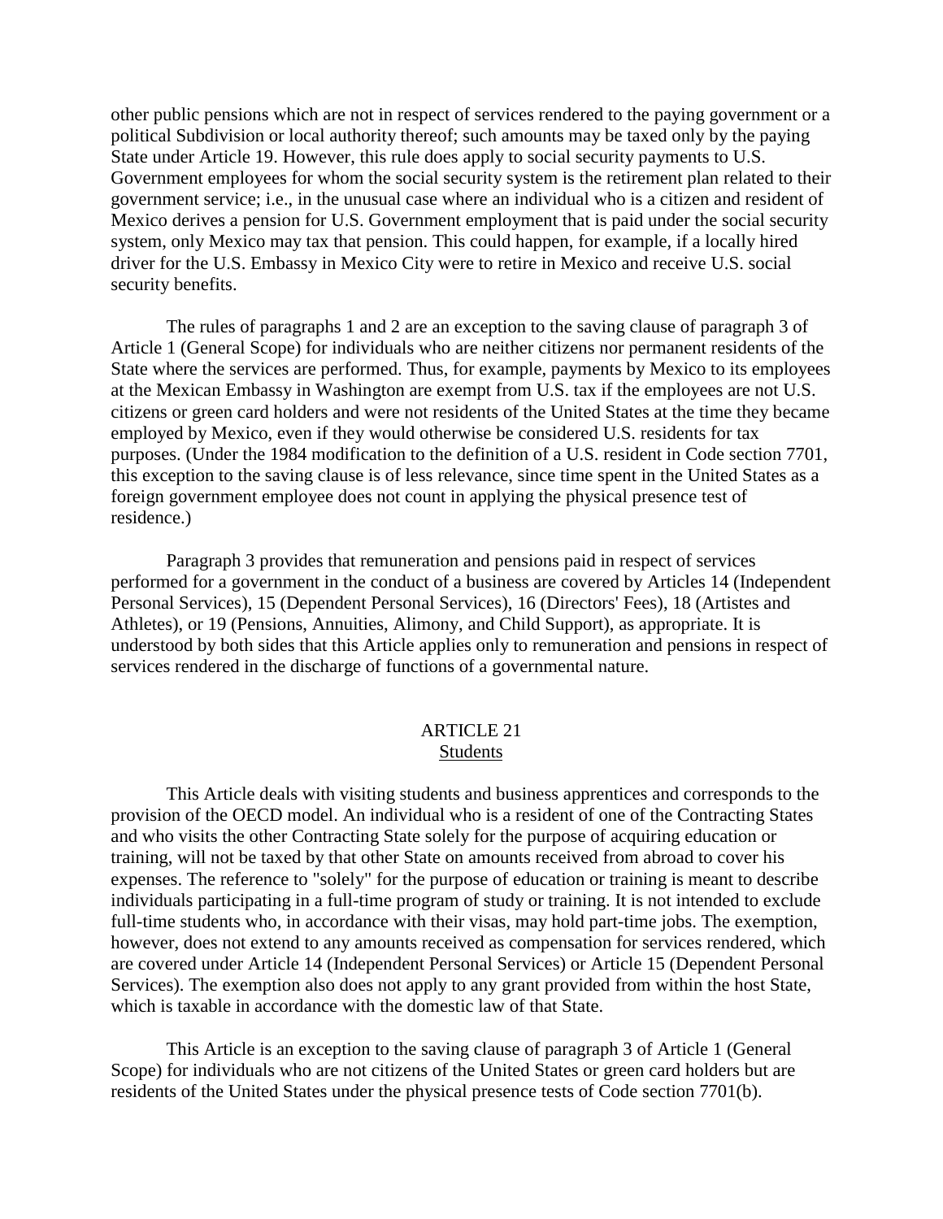other public pensions which are not in respect of services rendered to the paying government or a political Subdivision or local authority thereof; such amounts may be taxed only by the paying State under Article 19. However, this rule does apply to social security payments to U.S. Government employees for whom the social security system is the retirement plan related to their government service; i.e., in the unusual case where an individual who is a citizen and resident of Mexico derives a pension for U.S. Government employment that is paid under the social security system, only Mexico may tax that pension. This could happen, for example, if a locally hired driver for the U.S. Embassy in Mexico City were to retire in Mexico and receive U.S. social security benefits.

The rules of paragraphs 1 and 2 are an exception to the saving clause of paragraph 3 of Article 1 (General Scope) for individuals who are neither citizens nor permanent residents of the State where the services are performed. Thus, for example, payments by Mexico to its employees at the Mexican Embassy in Washington are exempt from U.S. tax if the employees are not U.S. citizens or green card holders and were not residents of the United States at the time they became employed by Mexico, even if they would otherwise be considered U.S. residents for tax purposes. (Under the 1984 modification to the definition of a U.S. resident in Code section 7701, this exception to the saving clause is of less relevance, since time spent in the United States as a foreign government employee does not count in applying the physical presence test of residence.)

Paragraph 3 provides that remuneration and pensions paid in respect of services performed for a government in the conduct of a business are covered by Articles 14 (Independent Personal Services), 15 (Dependent Personal Services), 16 (Directors' Fees), 18 (Artistes and Athletes), or 19 (Pensions, Annuities, Alimony, and Child Support), as appropriate. It is understood by both sides that this Article applies only to remuneration and pensions in respect of services rendered in the discharge of functions of a governmental nature.

## ARTICLE 21
## Students

This Article deals with visiting students and business apprentices and corresponds to the provision of the OECD model. An individual who is a resident of one of the Contracting States and who visits the other Contracting State solely for the purpose of acquiring education or training, will not be taxed by that other State on amounts received from abroad to cover his expenses. The reference to "solely" for the purpose of education or training is meant to describe individuals participating in a full-time program of study or training. It is not intended to exclude full-time students who, in accordance with their visas, may hold part-time jobs. The exemption, however, does not extend to any amounts received as compensation for services rendered, which are covered under Article 14 (Independent Personal Services) or Article 15 (Dependent Personal Services). The exemption also does not apply to any grant provided from within the host State, which is taxable in accordance with the domestic law of that State.

This Article is an exception to the saving clause of paragraph 3 of Article 1 (General Scope) for individuals who are not citizens of the United States or green card holders but are residents of the United States under the physical presence tests of Code section 7701(b).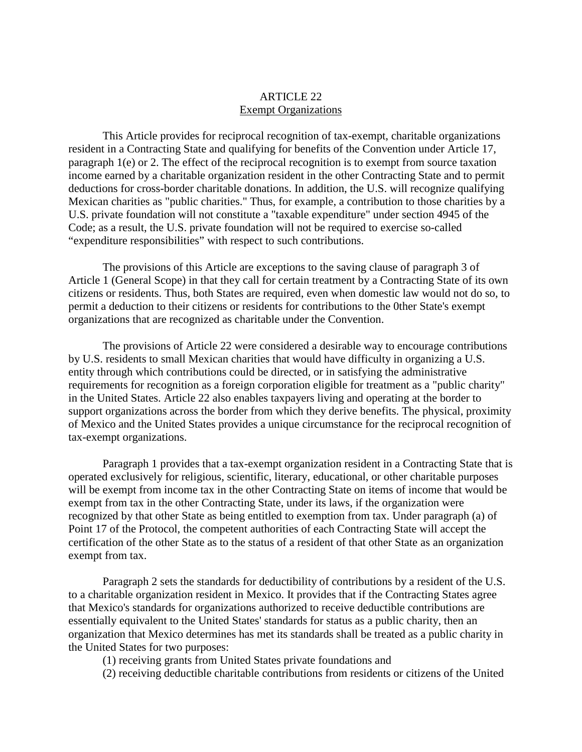# ARTICLE 22

## Exempt Organizations

This Article provides for reciprocal recognition of tax-exempt, charitable organizations resident in a Contracting State and qualifying for benefits of the Convention under Article 17, paragraph 1(e) or 2. The effect of the reciprocal recognition is to exempt from source taxation income earned by a charitable organization resident in the other Contracting State and to permit deductions for cross-border charitable donations. In addition, the U.S. will recognize qualifying Mexican charities as "public charities." Thus, for example, a contribution to those charities by a U.S. private foundation will not constitute a "taxable expenditure" under section 4945 of the Code; as a result, the U.S. private foundation will not be required to exercise so-called "expenditure responsibilities" with respect to such contributions.

The provisions of this Article are exceptions to the saving clause of paragraph 3 of Article 1 (General Scope) in that they call for certain treatment by a Contracting State of its own citizens or residents. Thus, both States are required, even when domestic law would not do so, to permit a deduction to their citizens or residents for contributions to the 0ther State's exempt organizations that are recognized as charitable under the Convention.

The provisions of Article 22 were considered a desirable way to encourage contributions by U.S. residents to small Mexican charities that would have difficulty in organizing a U.S. entity through which contributions could be directed, or in satisfying the administrative requirements for recognition as a foreign corporation eligible for treatment as a "public charity" in the United States. Article 22 also enables taxpayers living and operating at the border to support organizations across the border from which they derive benefits. The physical, proximity of Mexico and the United States provides a unique circumstance for the reciprocal recognition of tax-exempt organizations.

Paragraph 1 provides that a tax-exempt organization resident in a Contracting State that is operated exclusively for religious, scientific, literary, educational, or other charitable purposes will be exempt from income tax in the other Contracting State on items of income that would be exempt from tax in the other Contracting State, under its laws, if the organization were recognized by that other State as being entitled to exemption from tax. Under paragraph (a) of Point 17 of the Protocol, the competent authorities of each Contracting State will accept the certification of the other State as to the status of a resident of that other State as an organization exempt from tax.

Paragraph 2 sets the standards for deductibility of contributions by a resident of the U.S. to a charitable organization resident in Mexico. It provides that if the Contracting States agree that Mexico's standards for organizations authorized to receive deductible contributions are essentially equivalent to the United States' standards for status as a public charity, then an organization that Mexico determines has met its standards shall be treated as a public charity in the United States for two purposes:

(1) receiving grants from United States private foundations and

(2) receiving deductible charitable contributions from residents or citizens of the United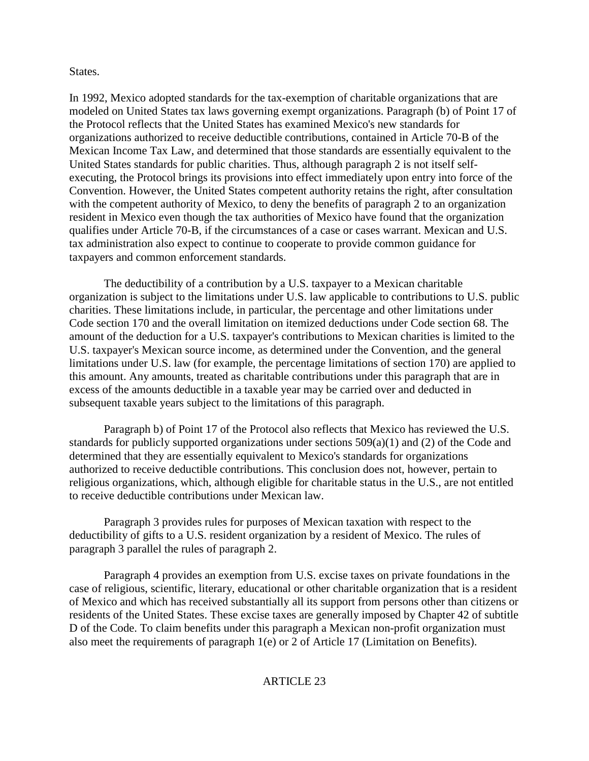States.

In 1992, Mexico adopted standards for the tax-exemption of charitable organizations that are modeled on United States tax laws governing exempt organizations. Paragraph (b) of Point 17 of the Protocol reflects that the United States has examined Mexico's new standards for organizations authorized to receive deductible contributions, contained in Article 70-B of the Mexican Income Tax Law, and determined that those standards are essentially equivalent to the United States standards for public charities. Thus, although paragraph 2 is not itself self-executing, the Protocol brings its provisions into effect immediately upon entry into force of the Convention. However, the United States competent authority retains the right, after consultation with the competent authority of Mexico, to deny the benefits of paragraph 2 to an organization resident in Mexico even though the tax authorities of Mexico have found that the organization qualifies under Article 70-B, if the circumstances of a case or cases warrant. Mexican and U.S. tax administration also expect to continue to cooperate to provide common guidance for taxpayers and common enforcement standards.

The deductibility of a contribution by a U.S. taxpayer to a Mexican charitable organization is subject to the limitations under U.S. law applicable to contributions to U.S. public charities. These limitations include, in particular, the percentage and other limitations under Code section 170 and the overall limitation on itemized deductions under Code section 68. The amount of the deduction for a U.S. taxpayer's contributions to Mexican charities is limited to the U.S. taxpayer's Mexican source income, as determined under the Convention, and the general limitations under U.S. law (for example, the percentage limitations of section 170) are applied to this amount. Any amounts, treated as charitable contributions under this paragraph that are in excess of the amounts deductible in a taxable year may be carried over and deducted in subsequent taxable years subject to the limitations of this paragraph.

Paragraph b) of Point 17 of the Protocol also reflects that Mexico has reviewed the U.S. standards for publicly supported organizations under sections 509(a)(1) and (2) of the Code and determined that they are essentially equivalent to Mexico's standards for organizations authorized to receive deductible contributions. This conclusion does not, however, pertain to religious organizations, which, although eligible for charitable status in the U.S., are not entitled to receive deductible contributions under Mexican law.

Paragraph 3 provides rules for purposes of Mexican taxation with respect to the deductibility of gifts to a U.S. resident organization by a resident of Mexico. The rules of paragraph 3 parallel the rules of paragraph 2.

Paragraph 4 provides an exemption from U.S. excise taxes on private foundations in the case of religious, scientific, literary, educational or other charitable organization that is a resident of Mexico and which has received substantially all its support from persons other than citizens or residents of the United States. These excise taxes are generally imposed by Chapter 42 of subtitle D of the Code. To claim benefits under this paragraph a Mexican non-profit organization must also meet the requirements of paragraph 1(e) or 2 of Article 17 (Limitation on Benefits).

## ARTICLE 23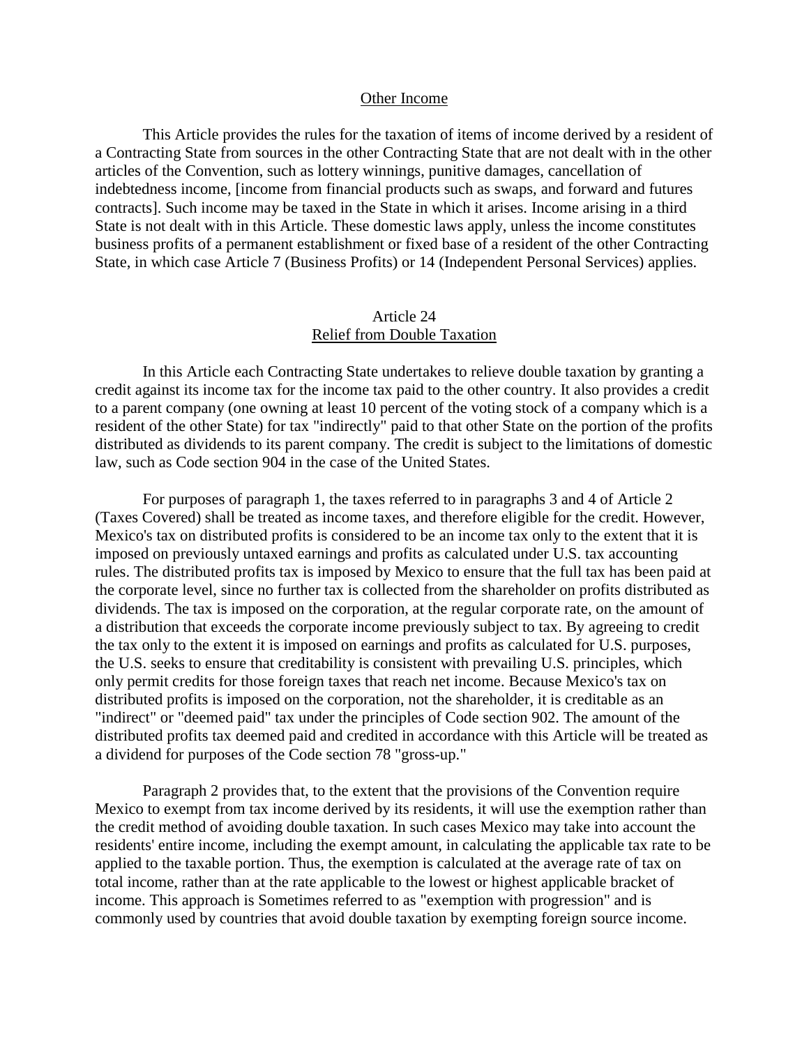## Other Income

This Article provides the rules for the taxation of items of income derived by a resident of a Contracting State from sources in the other Contracting State that are not dealt with in the other articles of the Convention, such as lottery winnings, punitive damages, cancellation of indebtedness income, [income from financial products such as swaps, and forward and futures contracts]. Such income may be taxed in the State in which it arises. Income arising in a third State is not dealt with in this Article. These domestic laws apply, unless the income constitutes business profits of a permanent establishment or fixed base of a resident of the other Contracting State, in which case Article 7 (Business Profits) or 14 (Independent Personal Services) applies.

## Article 24
## Relief from Double Taxation

In this Article each Contracting State undertakes to relieve double taxation by granting a credit against its income tax for the income tax paid to the other country. It also provides a credit to a parent company (one owning at least 10 percent of the voting stock of a company which is a resident of the other State) for tax "indirectly" paid to that other State on the portion of the profits distributed as dividends to its parent company. The credit is subject to the limitations of domestic law, such as Code section 904 in the case of the United States.

For purposes of paragraph 1, the taxes referred to in paragraphs 3 and 4 of Article 2 (Taxes Covered) shall be treated as income taxes, and therefore eligible for the credit. However, Mexico's tax on distributed profits is considered to be an income tax only to the extent that it is imposed on previously untaxed earnings and profits as calculated under U.S. tax accounting rules. The distributed profits tax is imposed by Mexico to ensure that the full tax has been paid at the corporate level, since no further tax is collected from the shareholder on profits distributed as dividends. The tax is imposed on the corporation, at the regular corporate rate, on the amount of a distribution that exceeds the corporate income previously subject to tax. By agreeing to credit the tax only to the extent it is imposed on earnings and profits as calculated for U.S. purposes, the U.S. seeks to ensure that creditability is consistent with prevailing U.S. principles, which only permit credits for those foreign taxes that reach net income. Because Mexico's tax on distributed profits is imposed on the corporation, not the shareholder, it is creditable as an "indirect" or "deemed paid" tax under the principles of Code section 902. The amount of the distributed profits tax deemed paid and credited in accordance with this Article will be treated as a dividend for purposes of the Code section 78 "gross-up."

Paragraph 2 provides that, to the extent that the provisions of the Convention require Mexico to exempt from tax income derived by its residents, it will use the exemption rather than the credit method of avoiding double taxation. In such cases Mexico may take into account the residents' entire income, including the exempt amount, in calculating the applicable tax rate to be applied to the taxable portion. Thus, the exemption is calculated at the average rate of tax on total income, rather than at the rate applicable to the lowest or highest applicable bracket of income. This approach is Sometimes referred to as "exemption with progression" and is commonly used by countries that avoid double taxation by exempting foreign source income.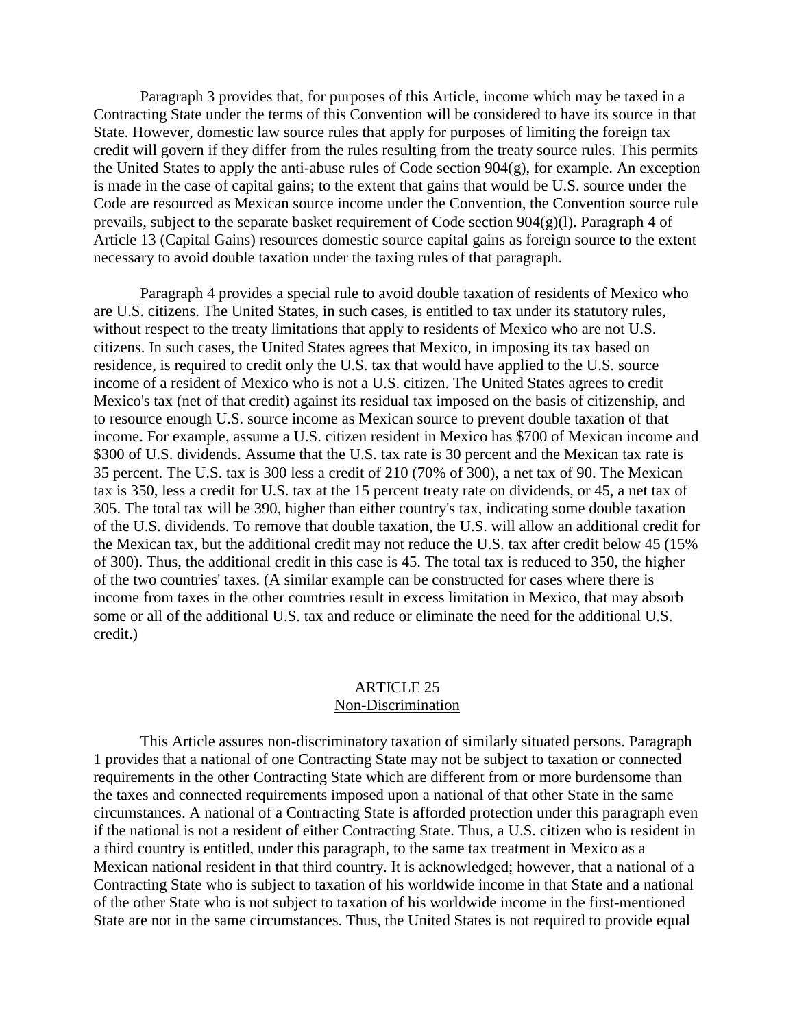Paragraph 3 provides that, for purposes of this Article, income which may be taxed in a Contracting State under the terms of this Convention will be considered to have its source in that State. However, domestic law source rules that apply for purposes of limiting the foreign tax credit will govern if they differ from the rules resulting from the treaty source rules. This permits the United States to apply the anti-abuse rules of Code section 904(g), for example. An exception is made in the case of capital gains; to the extent that gains that would be U.S. source under the Code are resourced as Mexican source income under the Convention, the Convention source rule prevails, subject to the separate basket requirement of Code section 904(g)(l). Paragraph 4 of Article 13 (Capital Gains) resources domestic source capital gains as foreign source to the extent necessary to avoid double taxation under the taxing rules of that paragraph.

Paragraph 4 provides a special rule to avoid double taxation of residents of Mexico who are U.S. citizens. The United States, in such cases, is entitled to tax under its statutory rules, without respect to the treaty limitations that apply to residents of Mexico who are not U.S. citizens. In such cases, the United States agrees that Mexico, in imposing its tax based on residence, is required to credit only the U.S. tax that would have applied to the U.S. source income of a resident of Mexico who is not a U.S. citizen. The United States agrees to credit Mexico's tax (net of that credit) against its residual tax imposed on the basis of citizenship, and to resource enough U.S. source income as Mexican source to prevent double taxation of that income. For example, assume a U.S. citizen resident in Mexico has $700 of Mexican income and $300 of U.S. dividends. Assume that the U.S. tax rate is 30 percent and the Mexican tax rate is 35 percent. The U.S. tax is 300 less a credit of 210 (70% of 300), a net tax of 90. The Mexican tax is 350, less a credit for U.S. tax at the 15 percent treaty rate on dividends, or 45, a net tax of 305. The total tax will be 390, higher than either country's tax, indicating some double taxation of the U.S. dividends. To remove that double taxation, the U.S. will allow an additional credit for the Mexican tax, but the additional credit may not reduce the U.S. tax after credit below 45 (15% of 300). Thus, the additional credit in this case is 45. The total tax is reduced to 350, the higher of the two countries' taxes. (A similar example can be constructed for cases where there is income from taxes in the other countries result in excess limitation in Mexico, that may absorb some or all of the additional U.S. tax and reduce or eliminate the need for the additional U.S. credit.)

## ARTICLE 25
## Non-Discrimination

This Article assures non-discriminatory taxation of similarly situated persons. Paragraph 1 provides that a national of one Contracting State may not be subject to taxation or connected requirements in the other Contracting State which are different from or more burdensome than the taxes and connected requirements imposed upon a national of that other State in the same circumstances. A national of a Contracting State is afforded protection under this paragraph even if the national is not a resident of either Contracting State. Thus, a U.S. citizen who is resident in a third country is entitled, under this paragraph, to the same tax treatment in Mexico as a Mexican national resident in that third country. It is acknowledged; however, that a national of a Contracting State who is subject to taxation of his worldwide income in that State and a national of the other State who is not subject to taxation of his worldwide income in the first-mentioned State are not in the same circumstances. Thus, the United States is not required to provide equal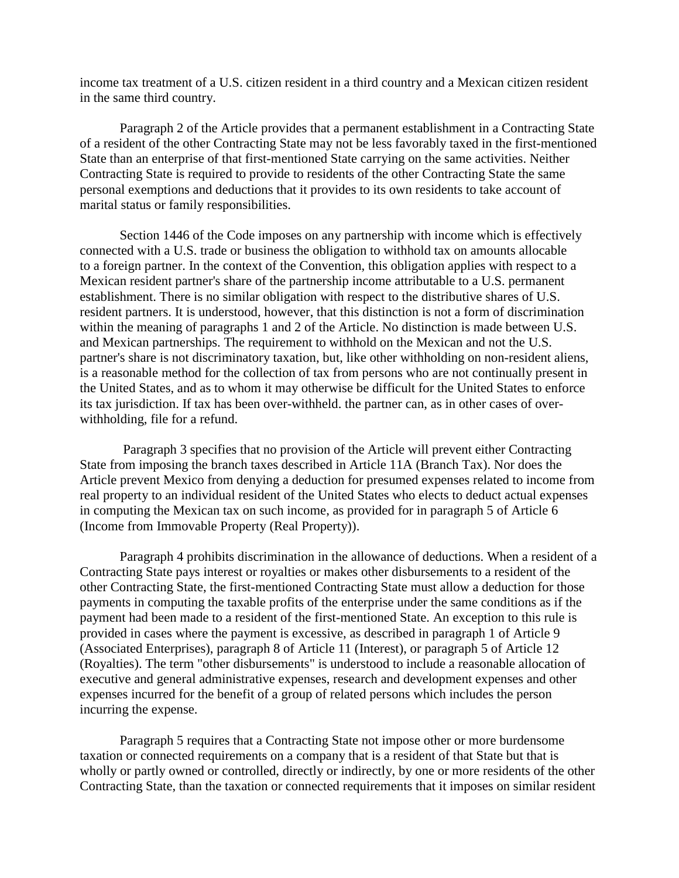income tax treatment of a U.S. citizen resident in a third country and a Mexican citizen resident in the same third country.

Paragraph 2 of the Article provides that a permanent establishment in a Contracting State of a resident of the other Contracting State may not be less favorably taxed in the first-mentioned State than an enterprise of that first-mentioned State carrying on the same activities. Neither Contracting State is required to provide to residents of the other Contracting State the same personal exemptions and deductions that it provides to its own residents to take account of marital status or family responsibilities.

Section 1446 of the Code imposes on any partnership with income which is effectively connected with a U.S. trade or business the obligation to withhold tax on amounts allocable to a foreign partner. In the context of the Convention, this obligation applies with respect to a Mexican resident partner's share of the partnership income attributable to a U.S. permanent establishment. There is no similar obligation with respect to the distributive shares of U.S. resident partners. It is understood, however, that this distinction is not a form of discrimination within the meaning of paragraphs 1 and 2 of the Article. No distinction is made between U.S. and Mexican partnerships. The requirement to withhold on the Mexican and not the U.S. partner's share is not discriminatory taxation, but, like other withholding on non-resident aliens, is a reasonable method for the collection of tax from persons who are not continually present in the United States, and as to whom it may otherwise be difficult for the United States to enforce its tax jurisdiction. If tax has been over-withheld. the partner can, as in other cases of over-withholding, file for a refund.

Paragraph 3 specifies that no provision of the Article will prevent either Contracting State from imposing the branch taxes described in Article 11A (Branch Tax). Nor does the Article prevent Mexico from denying a deduction for presumed expenses related to income from real property to an individual resident of the United States who elects to deduct actual expenses in computing the Mexican tax on such income, as provided for in paragraph 5 of Article 6 (Income from Immovable Property (Real Property)).

Paragraph 4 prohibits discrimination in the allowance of deductions. When a resident of a Contracting State pays interest or royalties or makes other disbursements to a resident of the other Contracting State, the first-mentioned Contracting State must allow a deduction for those payments in computing the taxable profits of the enterprise under the same conditions as if the payment had been made to a resident of the first-mentioned State. An exception to this rule is provided in cases where the payment is excessive, as described in paragraph 1 of Article 9 (Associated Enterprises), paragraph 8 of Article 11 (Interest), or paragraph 5 of Article 12 (Royalties). The term "other disbursements" is understood to include a reasonable allocation of executive and general administrative expenses, research and development expenses and other expenses incurred for the benefit of a group of related persons which includes the person incurring the expense.

Paragraph 5 requires that a Contracting State not impose other or more burdensome taxation or connected requirements on a company that is a resident of that State but that is wholly or partly owned or controlled, directly or indirectly, by one or more residents of the other Contracting State, than the taxation or connected requirements that it imposes on similar resident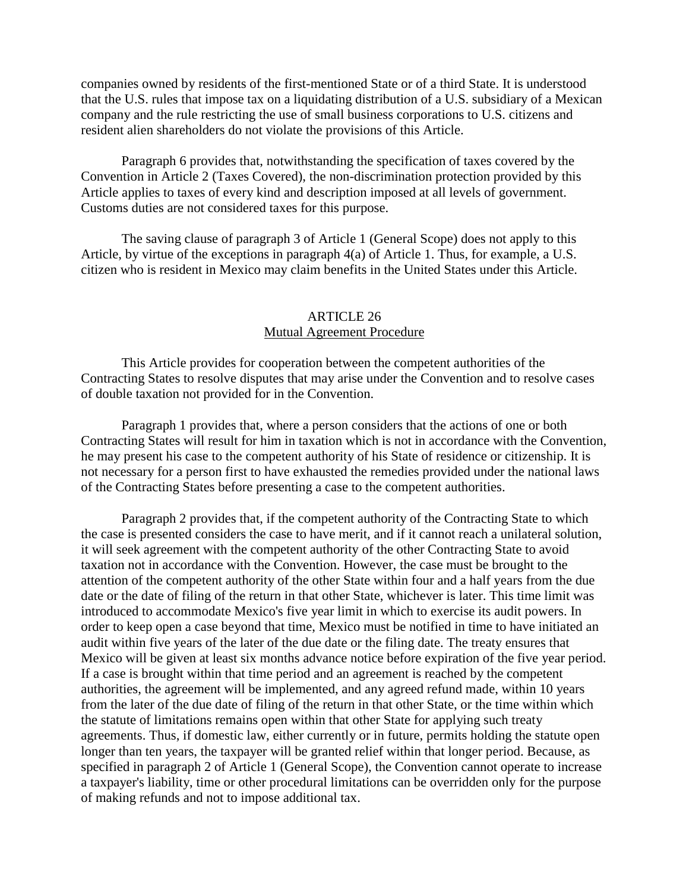companies owned by residents of the first-mentioned State or of a third State. It is understood that the U.S. rules that impose tax on a liquidating distribution of a U.S. subsidiary of a Mexican company and the rule restricting the use of small business corporations to U.S. citizens and resident alien shareholders do not violate the provisions of this Article.

Paragraph 6 provides that, notwithstanding the specification of taxes covered by the Convention in Article 2 (Taxes Covered), the non-discrimination protection provided by this Article applies to taxes of every kind and description imposed at all levels of government. Customs duties are not considered taxes for this purpose.

The saving clause of paragraph 3 of Article 1 (General Scope) does not apply to this Article, by virtue of the exceptions in paragraph 4(a) of Article 1. Thus, for example, a U.S. citizen who is resident in Mexico may claim benefits in the United States under this Article.

## ARTICLE 26
## Mutual Agreement Procedure

This Article provides for cooperation between the competent authorities of the Contracting States to resolve disputes that may arise under the Convention and to resolve cases of double taxation not provided for in the Convention.

Paragraph 1 provides that, where a person considers that the actions of one or both Contracting States will result for him in taxation which is not in accordance with the Convention, he may present his case to the competent authority of his State of residence or citizenship. It is not necessary for a person first to have exhausted the remedies provided under the national laws of the Contracting States before presenting a case to the competent authorities.

Paragraph 2 provides that, if the competent authority of the Contracting State to which the case is presented considers the case to have merit, and if it cannot reach a unilateral solution, it will seek agreement with the competent authority of the other Contracting State to avoid taxation not in accordance with the Convention. However, the case must be brought to the attention of the competent authority of the other State within four and a half years from the due date or the date of filing of the return in that other State, whichever is later. This time limit was introduced to accommodate Mexico's five year limit in which to exercise its audit powers. In order to keep open a case beyond that time, Mexico must be notified in time to have initiated an audit within five years of the later of the due date or the filing date. The treaty ensures that Mexico will be given at least six months advance notice before expiration of the five year period. If a case is brought within that time period and an agreement is reached by the competent authorities, the agreement will be implemented, and any agreed refund made, within 10 years from the later of the due date of filing of the return in that other State, or the time within which the statute of limitations remains open within that other State for applying such treaty agreements. Thus, if domestic law, either currently or in future, permits holding the statute open longer than ten years, the taxpayer will be granted relief within that longer period. Because, as specified in paragraph 2 of Article 1 (General Scope), the Convention cannot operate to increase a taxpayer's liability, time or other procedural limitations can be overridden only for the purpose of making refunds and not to impose additional tax.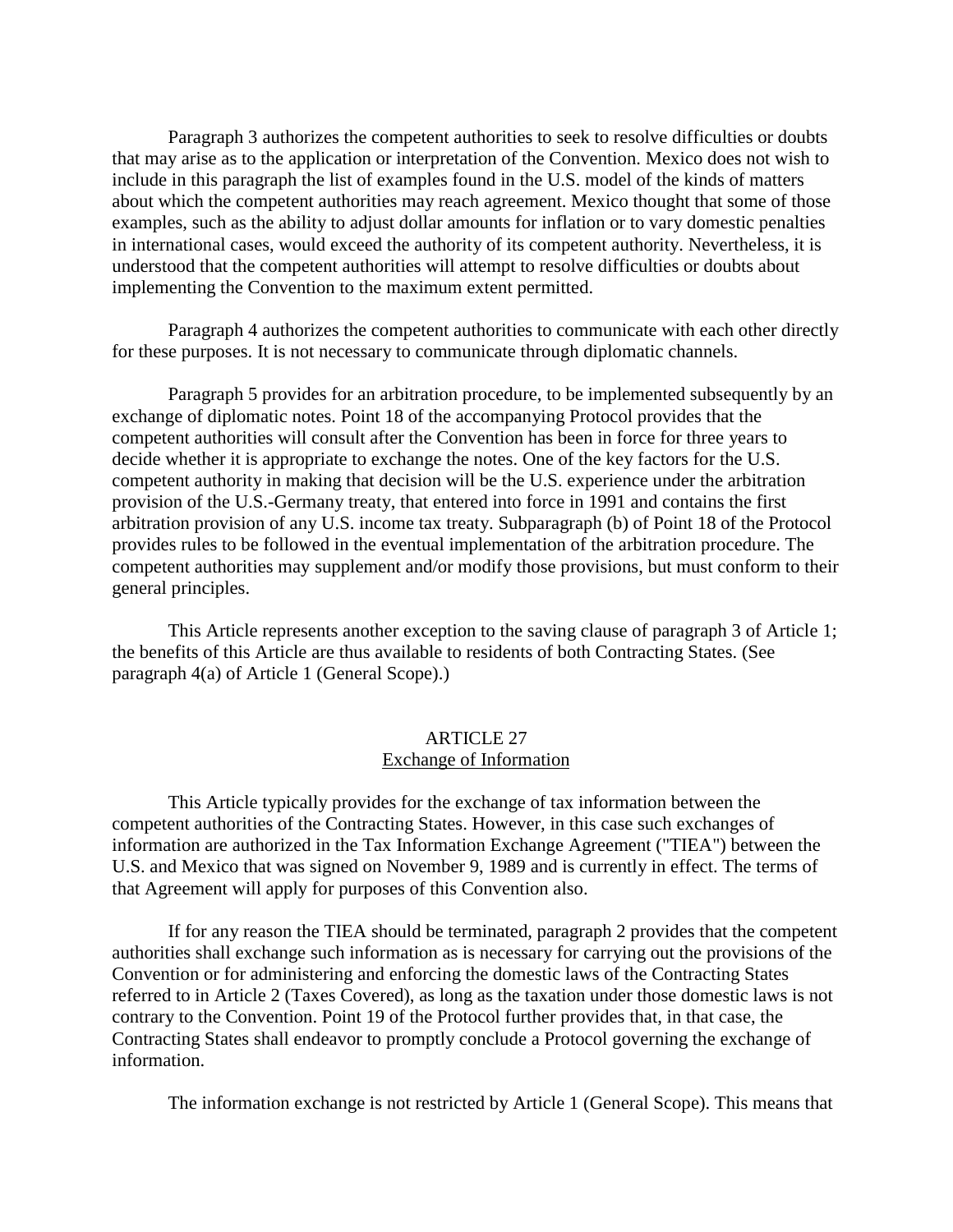Paragraph 3 authorizes the competent authorities to seek to resolve difficulties or doubts that may arise as to the application or interpretation of the Convention. Mexico does not wish to include in this paragraph the list of examples found in the U.S. model of the kinds of matters about which the competent authorities may reach agreement. Mexico thought that some of those examples, such as the ability to adjust dollar amounts for inflation or to vary domestic penalties in international cases, would exceed the authority of its competent authority. Nevertheless, it is understood that the competent authorities will attempt to resolve difficulties or doubts about implementing the Convention to the maximum extent permitted.

Paragraph 4 authorizes the competent authorities to communicate with each other directly for these purposes. It is not necessary to communicate through diplomatic channels.

Paragraph 5 provides for an arbitration procedure, to be implemented subsequently by an exchange of diplomatic notes. Point 18 of the accompanying Protocol provides that the competent authorities will consult after the Convention has been in force for three years to decide whether it is appropriate to exchange the notes. One of the key factors for the U.S. competent authority in making that decision will be the U.S. experience under the arbitration provision of the U.S.-Germany treaty, that entered into force in 1991 and contains the first arbitration provision of any U.S. income tax treaty. Subparagraph (b) of Point 18 of the Protocol provides rules to be followed in the eventual implementation of the arbitration procedure. The competent authorities may supplement and/or modify those provisions, but must conform to their general principles.

This Article represents another exception to the saving clause of paragraph 3 of Article 1; the benefits of this Article are thus available to residents of both Contracting States. (See paragraph 4(a) of Article 1 (General Scope).)

## ARTICLE 27
## Exchange of Information

This Article typically provides for the exchange of tax information between the competent authorities of the Contracting States. However, in this case such exchanges of information are authorized in the Tax Information Exchange Agreement ("TIEA") between the U.S. and Mexico that was signed on November 9, 1989 and is currently in effect. The terms of that Agreement will apply for purposes of this Convention also.

If for any reason the TIEA should be terminated, paragraph 2 provides that the competent authorities shall exchange such information as is necessary for carrying out the provisions of the Convention or for administering and enforcing the domestic laws of the Contracting States referred to in Article 2 (Taxes Covered), as long as the taxation under those domestic laws is not contrary to the Convention. Point 19 of the Protocol further provides that, in that case, the Contracting States shall endeavor to promptly conclude a Protocol governing the exchange of information.

The information exchange is not restricted by Article 1 (General Scope). This means that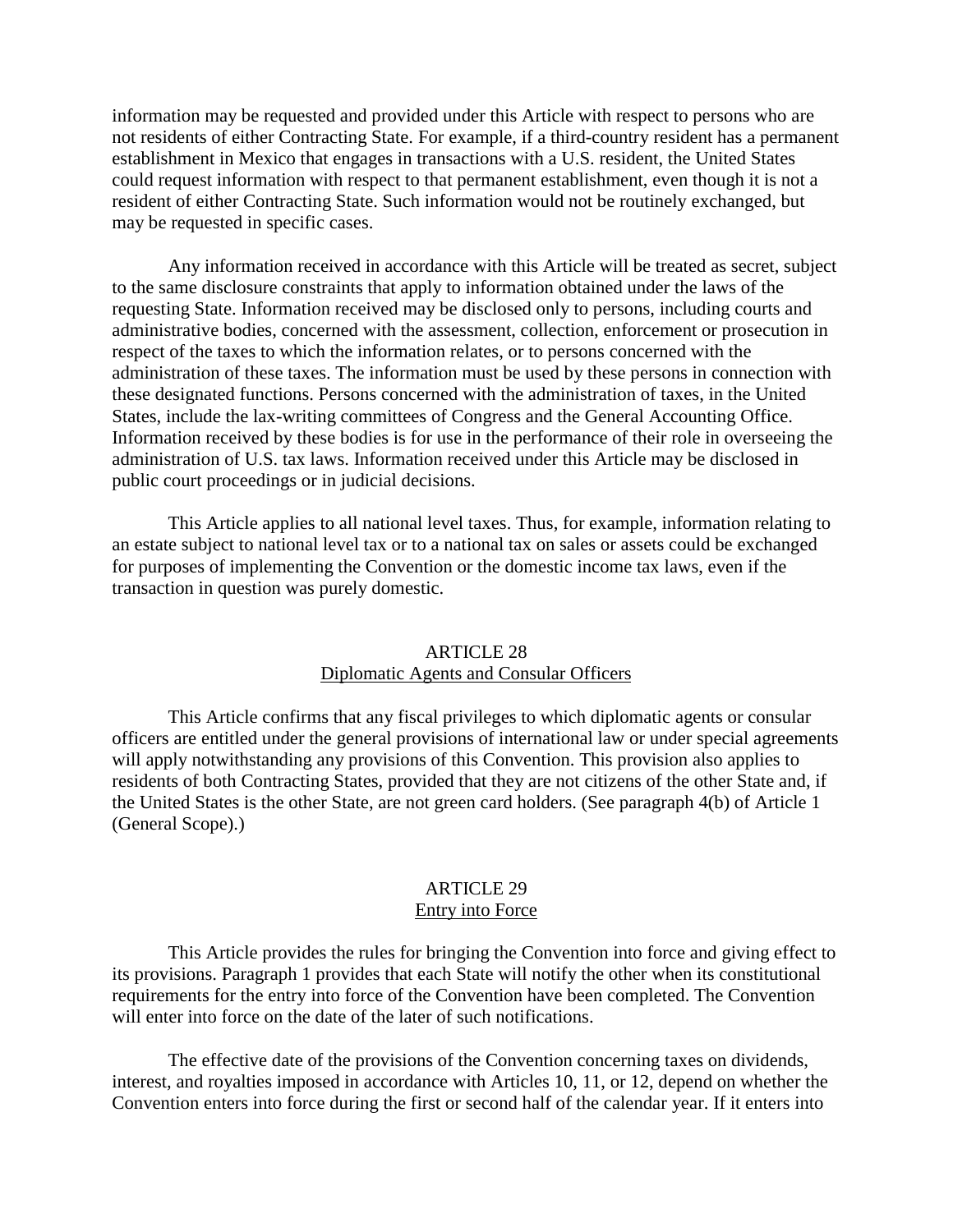information may be requested and provided under this Article with respect to persons who are not residents of either Contracting State. For example, if a third-country resident has a permanent establishment in Mexico that engages in transactions with a U.S. resident, the United States could request information with respect to that permanent establishment, even though it is not a resident of either Contracting State. Such information would not be routinely exchanged, but may be requested in specific cases.

Any information received in accordance with this Article will be treated as secret, subject to the same disclosure constraints that apply to information obtained under the laws of the requesting State. Information received may be disclosed only to persons, including courts and administrative bodies, concerned with the assessment, collection, enforcement or prosecution in respect of the taxes to which the information relates, or to persons concerned with the administration of these taxes. The information must be used by these persons in connection with these designated functions. Persons concerned with the administration of taxes, in the United States, include the lax-writing committees of Congress and the General Accounting Office. Information received by these bodies is for use in the performance of their role in overseeing the administration of U.S. tax laws. Information received under this Article may be disclosed in public court proceedings or in judicial decisions.

This Article applies to all national level taxes. Thus, for example, information relating to an estate subject to national level tax or to a national tax on sales or assets could be exchanged for purposes of implementing the Convention or the domestic income tax laws, even if the transaction in question was purely domestic.

## ARTICLE 28
## Diplomatic Agents and Consular Officers

This Article confirms that any fiscal privileges to which diplomatic agents or consular officers are entitled under the general provisions of international law or under special agreements will apply notwithstanding any provisions of this Convention. This provision also applies to residents of both Contracting States, provided that they are not citizens of the other State and, if the United States is the other State, are not green card holders. (See paragraph 4(b) of Article 1 (General Scope).)

## ARTICLE 29
## Entry into Force

This Article provides the rules for bringing the Convention into force and giving effect to its provisions. Paragraph 1 provides that each State will notify the other when its constitutional requirements for the entry into force of the Convention have been completed. The Convention will enter into force on the date of the later of such notifications.

The effective date of the provisions of the Convention concerning taxes on dividends, interest, and royalties imposed in accordance with Articles 10, 11, or 12, depend on whether the Convention enters into force during the first or second half of the calendar year. If it enters into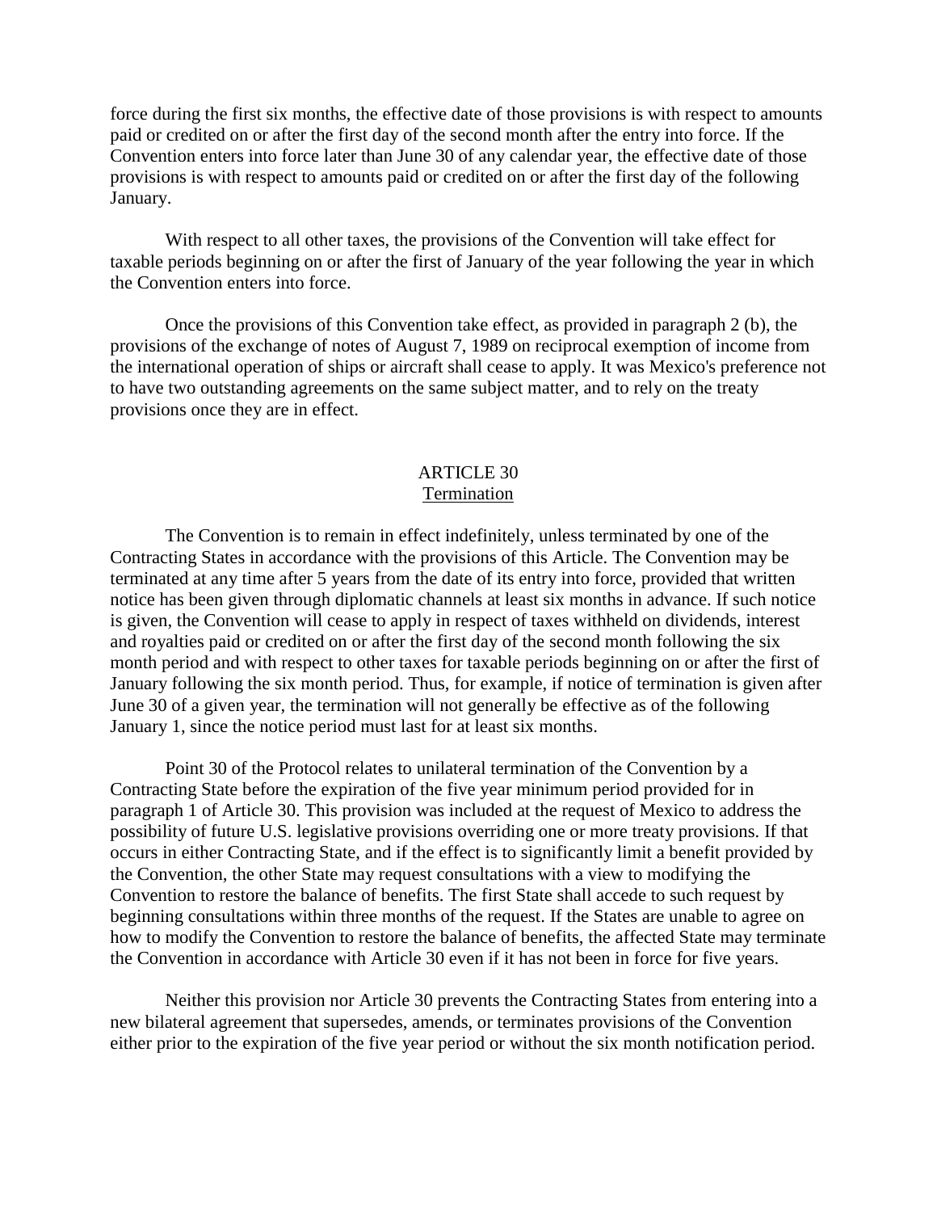force during the first six months, the effective date of those provisions is with respect to amounts paid or credited on or after the first day of the second month after the entry into force. If the Convention enters into force later than June 30 of any calendar year, the effective date of those provisions is with respect to amounts paid or credited on or after the first day of the following January.

With respect to all other taxes, the provisions of the Convention will take effect for taxable periods beginning on or after the first of January of the year following the year in which the Convention enters into force.

Once the provisions of this Convention take effect, as provided in paragraph 2 (b), the provisions of the exchange of notes of August 7, 1989 on reciprocal exemption of income from the international operation of ships or aircraft shall cease to apply. It was Mexico's preference not to have two outstanding agreements on the same subject matter, and to rely on the treaty provisions once they are in effect.

## ARTICLE 30
## Termination

The Convention is to remain in effect indefinitely, unless terminated by one of the Contracting States in accordance with the provisions of this Article. The Convention may be terminated at any time after 5 years from the date of its entry into force, provided that written notice has been given through diplomatic channels at least six months in advance. If such notice is given, the Convention will cease to apply in respect of taxes withheld on dividends, interest and royalties paid or credited on or after the first day of the second month following the six month period and with respect to other taxes for taxable periods beginning on or after the first of January following the six month period. Thus, for example, if notice of termination is given after June 30 of a given year, the termination will not generally be effective as of the following January 1, since the notice period must last for at least six months.

Point 30 of the Protocol relates to unilateral termination of the Convention by a Contracting State before the expiration of the five year minimum period provided for in paragraph 1 of Article 30. This provision was included at the request of Mexico to address the possibility of future U.S. legislative provisions overriding one or more treaty provisions. If that occurs in either Contracting State, and if the effect is to significantly limit a benefit provided by the Convention, the other State may request consultations with a view to modifying the Convention to restore the balance of benefits. The first State shall accede to such request by beginning consultations within three months of the request. If the States are unable to agree on how to modify the Convention to restore the balance of benefits, the affected State may terminate the Convention in accordance with Article 30 even if it has not been in force for five years.

Neither this provision nor Article 30 prevents the Contracting States from entering into a new bilateral agreement that supersedes, amends, or terminates provisions of the Convention either prior to the expiration of the five year period or without the six month notification period.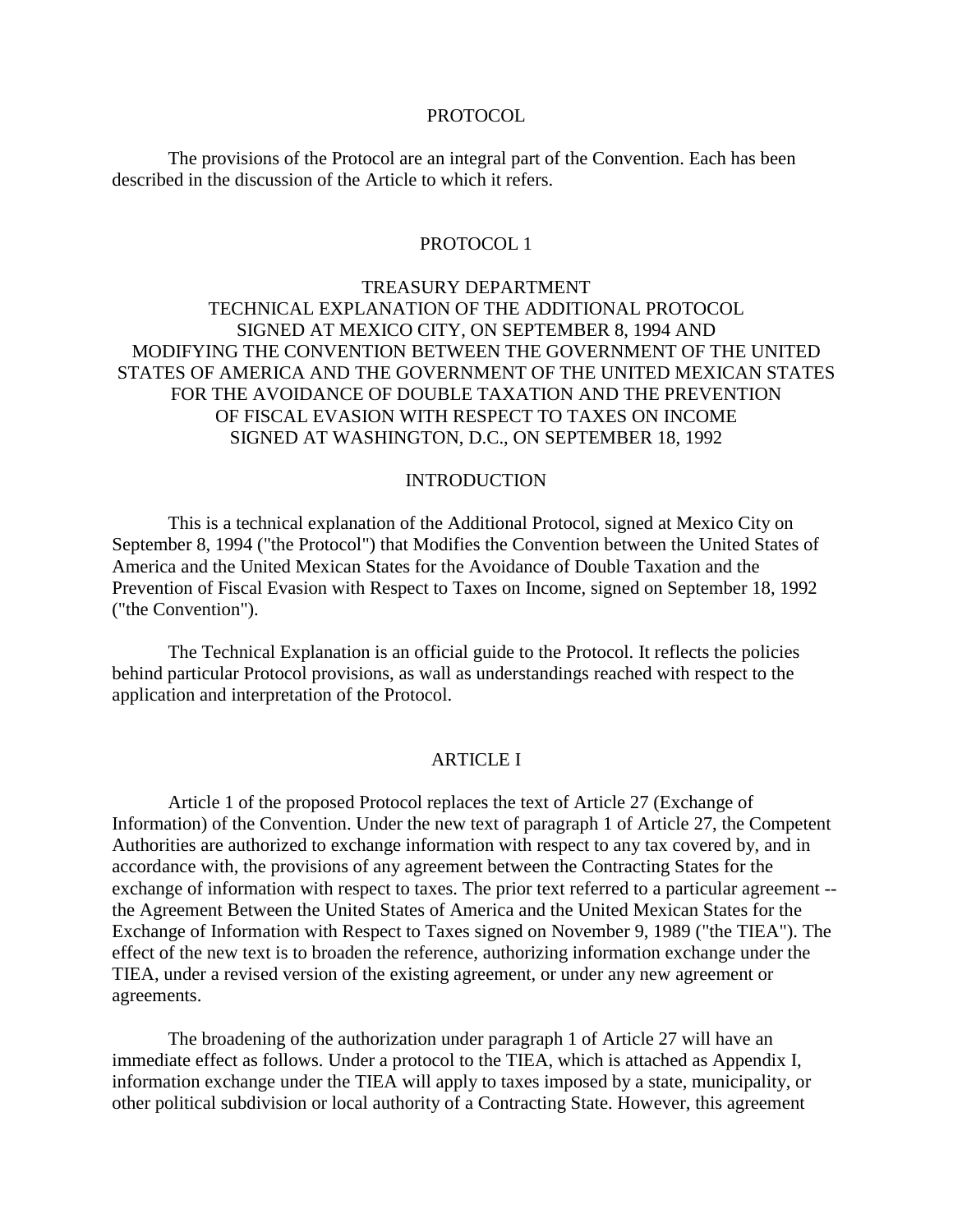## PROTOCOL

The provisions of the Protocol are an integral part of the Convention. Each has been described in the discussion of the Article to which it refers.

## PROTOCOL 1

### TREASURY DEPARTMENT
### TECHNICAL EXPLANATION OF THE ADDITIONAL PROTOCOL SIGNED AT MEXICO CITY, ON SEPTEMBER 8, 1994 AND MODIFYING THE CONVENTION BETWEEN THE GOVERNMENT OF THE UNITED STATES OF AMERICA AND THE GOVERNMENT OF THE UNITED MEXICAN STATES FOR THE AVOIDANCE OF DOUBLE TAXATION AND THE PREVENTION OF FISCAL EVASION WITH RESPECT TO TAXES ON INCOME SIGNED AT WASHINGTON, D.C., ON SEPTEMBER 18, 1992

### INTRODUCTION

This is a technical explanation of the Additional Protocol, signed at Mexico City on September 8, 1994 ("the Protocol") that Modifies the Convention between the United States of America and the United Mexican States for the Avoidance of Double Taxation and the Prevention of Fiscal Evasion with Respect to Taxes on Income, signed on September 18, 1992 ("the Convention").

The Technical Explanation is an official guide to the Protocol. It reflects the policies behind particular Protocol provisions, as wall as understandings reached with respect to the application and interpretation of the Protocol.

### ARTICLE I

Article 1 of the proposed Protocol replaces the text of Article 27 (Exchange of Information) of the Convention. Under the new text of paragraph 1 of Article 27, the Competent Authorities are authorized to exchange information with respect to any tax covered by, and in accordance with, the provisions of any agreement between the Contracting States for the exchange of information with respect to taxes. The prior text referred to a particular agreement -- the Agreement Between the United States of America and the United Mexican States for the Exchange of Information with Respect to Taxes signed on November 9, 1989 ("the TIEA"). The effect of the new text is to broaden the reference, authorizing information exchange under the TIEA, under a revised version of the existing agreement, or under any new agreement or agreements.

The broadening of the authorization under paragraph 1 of Article 27 will have an immediate effect as follows. Under a protocol to the TIEA, which is attached as Appendix I, information exchange under the TIEA will apply to taxes imposed by a state, municipality, or other political subdivision or local authority of a Contracting State. However, this agreement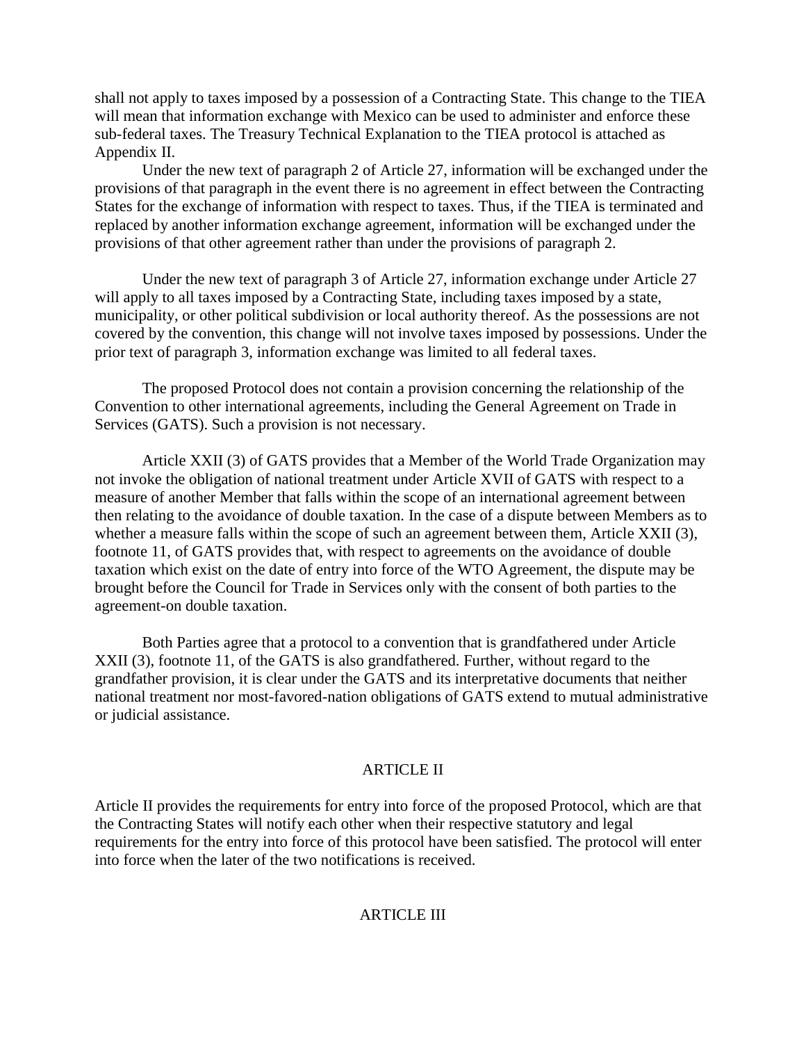shall not apply to taxes imposed by a possession of a Contracting State. This change to the TIEA will mean that information exchange with Mexico can be used to administer and enforce these sub-federal taxes. The Treasury Technical Explanation to the TIEA protocol is attached as Appendix II.

Under the new text of paragraph 2 of Article 27, information will be exchanged under the provisions of that paragraph in the event there is no agreement in effect between the Contracting States for the exchange of information with respect to taxes. Thus, if the TIEA is terminated and replaced by another information exchange agreement, information will be exchanged under the provisions of that other agreement rather than under the provisions of paragraph 2.

Under the new text of paragraph 3 of Article 27, information exchange under Article 27 will apply to all taxes imposed by a Contracting State, including taxes imposed by a state, municipality, or other political subdivision or local authority thereof. As the possessions are not covered by the convention, this change will not involve taxes imposed by possessions. Under the prior text of paragraph 3, information exchange was limited to all federal taxes.

The proposed Protocol does not contain a provision concerning the relationship of the Convention to other international agreements, including the General Agreement on Trade in Services (GATS). Such a provision is not necessary.

Article XXII (3) of GATS provides that a Member of the World Trade Organization may not invoke the obligation of national treatment under Article XVII of GATS with respect to a measure of another Member that falls within the scope of an international agreement between then relating to the avoidance of double taxation. In the case of a dispute between Members as to whether a measure falls within the scope of such an agreement between them, Article XXII (3), footnote 11, of GATS provides that, with respect to agreements on the avoidance of double taxation which exist on the date of entry into force of the WTO Agreement, the dispute may be brought before the Council for Trade in Services only with the consent of both parties to the agreement-on double taxation.

Both Parties agree that a protocol to a convention that is grandfathered under Article XXII (3), footnote 11, of the GATS is also grandfathered. Further, without regard to the grandfather provision, it is clear under the GATS and its interpretative documents that neither national treatment nor most-favored-nation obligations of GATS extend to mutual administrative or judicial assistance.

## ARTICLE II

Article II provides the requirements for entry into force of the proposed Protocol, which are that the Contracting States will notify each other when their respective statutory and legal requirements for the entry into force of this protocol have been satisfied. The protocol will enter into force when the later of the two notifications is received.

## ARTICLE III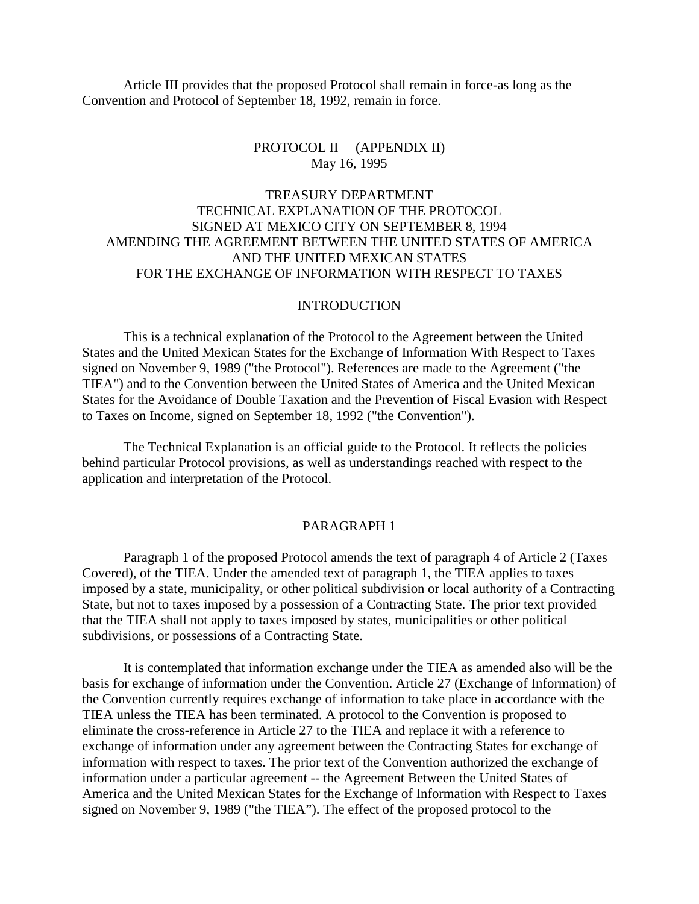Article III provides that the proposed Protocol shall remain in force-as long as the Convention and Protocol of September 18, 1992, remain in force.

## PROTOCOL II (APPENDIX II)
May 16, 1995

## TREASURY DEPARTMENT
## TECHNICAL EXPLANATION OF THE PROTOCOL
## SIGNED AT MEXICO CITY ON SEPTEMBER 8, 1994
## AMENDING THE AGREEMENT BETWEEN THE UNITED STATES OF AMERICA
## AND THE UNITED MEXICAN STATES
## FOR THE EXCHANGE OF INFORMATION WITH RESPECT TO TAXES

### INTRODUCTION

This is a technical explanation of the Protocol to the Agreement between the United States and the United Mexican States for the Exchange of Information With Respect to Taxes signed on November 9, 1989 ("the Protocol"). References are made to the Agreement ("the TIEA") and to the Convention between the United States of America and the United Mexican States for the Avoidance of Double Taxation and the Prevention of Fiscal Evasion with Respect to Taxes on Income, signed on September 18, 1992 ("the Convention").

The Technical Explanation is an official guide to the Protocol. It reflects the policies behind particular Protocol provisions, as well as understandings reached with respect to the application and interpretation of the Protocol.

### PARAGRAPH 1

Paragraph 1 of the proposed Protocol amends the text of paragraph 4 of Article 2 (Taxes Covered), of the TIEA. Under the amended text of paragraph 1, the TIEA applies to taxes imposed by a state, municipality, or other political subdivision or local authority of a Contracting State, but not to taxes imposed by a possession of a Contracting State. The prior text provided that the TIEA shall not apply to taxes imposed by states, municipalities or other political subdivisions, or possessions of a Contracting State.

It is contemplated that information exchange under the TIEA as amended also will be the basis for exchange of information under the Convention. Article 27 (Exchange of Information) of the Convention currently requires exchange of information to take place in accordance with the TIEA unless the TIEA has been terminated. A protocol to the Convention is proposed to eliminate the cross-reference in Article 27 to the TIEA and replace it with a reference to exchange of information under any agreement between the Contracting States for exchange of information with respect to taxes. The prior text of the Convention authorized the exchange of information under a particular agreement -- the Agreement Between the United States of America and the United Mexican States for the Exchange of Information with Respect to Taxes signed on November 9, 1989 ("the TIEA"). The effect of the proposed protocol to the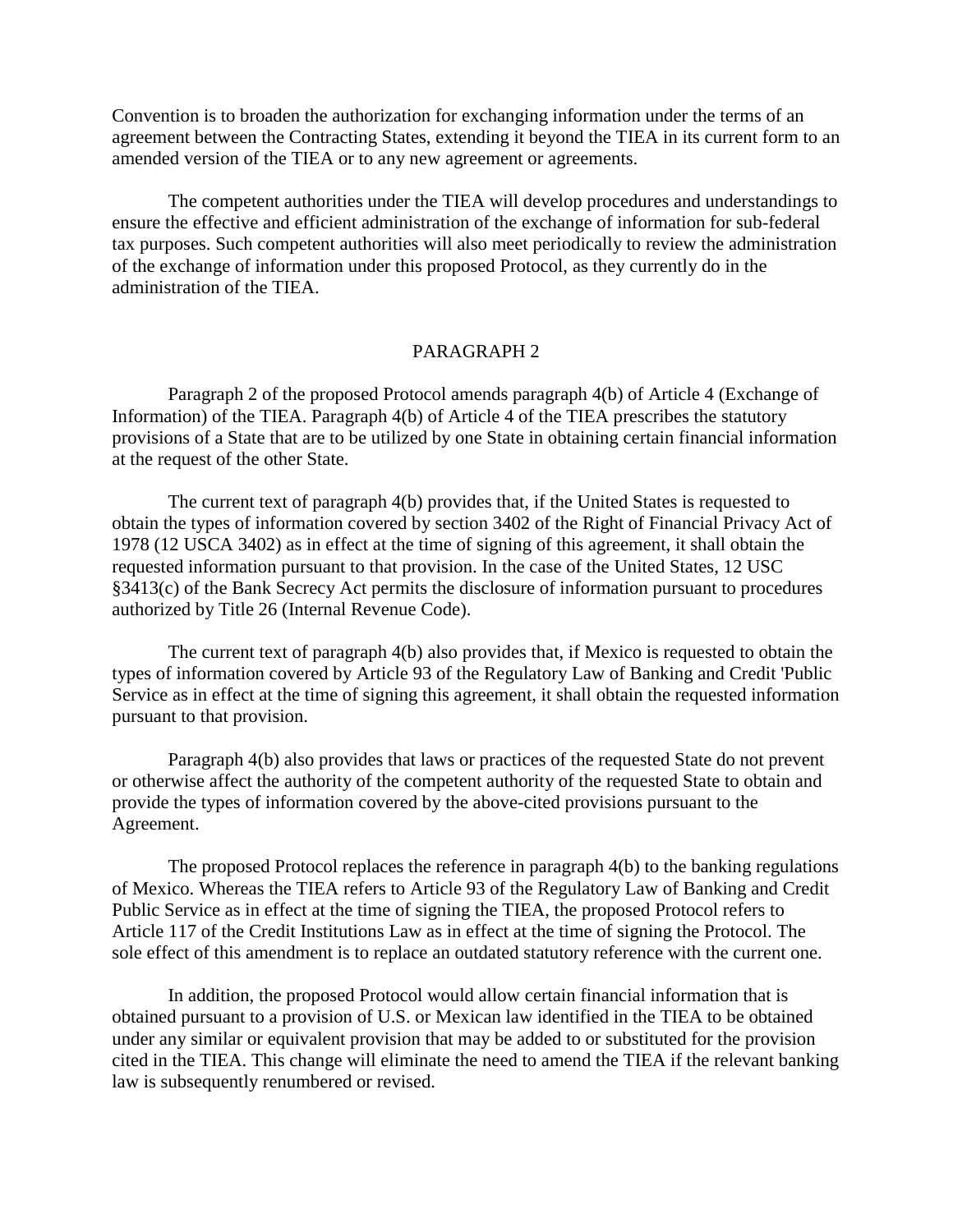Convention is to broaden the authorization for exchanging information under the terms of an agreement between the Contracting States, extending it beyond the TIEA in its current form to an amended version of the TIEA or to any new agreement or agreements.

The competent authorities under the TIEA will develop procedures and understandings to ensure the effective and efficient administration of the exchange of information for sub-federal tax purposes. Such competent authorities will also meet periodically to review the administration of the exchange of information under this proposed Protocol, as they currently do in the administration of the TIEA.

## PARAGRAPH 2

Paragraph 2 of the proposed Protocol amends paragraph 4(b) of Article 4 (Exchange of Information) of the TIEA. Paragraph 4(b) of Article 4 of the TIEA prescribes the statutory provisions of a State that are to be utilized by one State in obtaining certain financial information at the request of the other State.

The current text of paragraph 4(b) provides that, if the United States is requested to obtain the types of information covered by section 3402 of the Right of Financial Privacy Act of 1978 (12 USCA 3402) as in effect at the time of signing of this agreement, it shall obtain the requested information pursuant to that provision. In the case of the United States, 12 USC §3413(c) of the Bank Secrecy Act permits the disclosure of information pursuant to procedures authorized by Title 26 (Internal Revenue Code).

The current text of paragraph 4(b) also provides that, if Mexico is requested to obtain the types of information covered by Article 93 of the Regulatory Law of Banking and Credit 'Public Service as in effect at the time of signing this agreement, it shall obtain the requested information pursuant to that provision.

Paragraph 4(b) also provides that laws or practices of the requested State do not prevent or otherwise affect the authority of the competent authority of the requested State to obtain and provide the types of information covered by the above-cited provisions pursuant to the Agreement.

The proposed Protocol replaces the reference in paragraph 4(b) to the banking regulations of Mexico. Whereas the TIEA refers to Article 93 of the Regulatory Law of Banking and Credit Public Service as in effect at the time of signing the TIEA, the proposed Protocol refers to Article 117 of the Credit Institutions Law as in effect at the time of signing the Protocol. The sole effect of this amendment is to replace an outdated statutory reference with the current one.

In addition, the proposed Protocol would allow certain financial information that is obtained pursuant to a provision of U.S. or Mexican law identified in the TIEA to be obtained under any similar or equivalent provision that may be added to or substituted for the provision cited in the TIEA. This change will eliminate the need to amend the TIEA if the relevant banking law is subsequently renumbered or revised.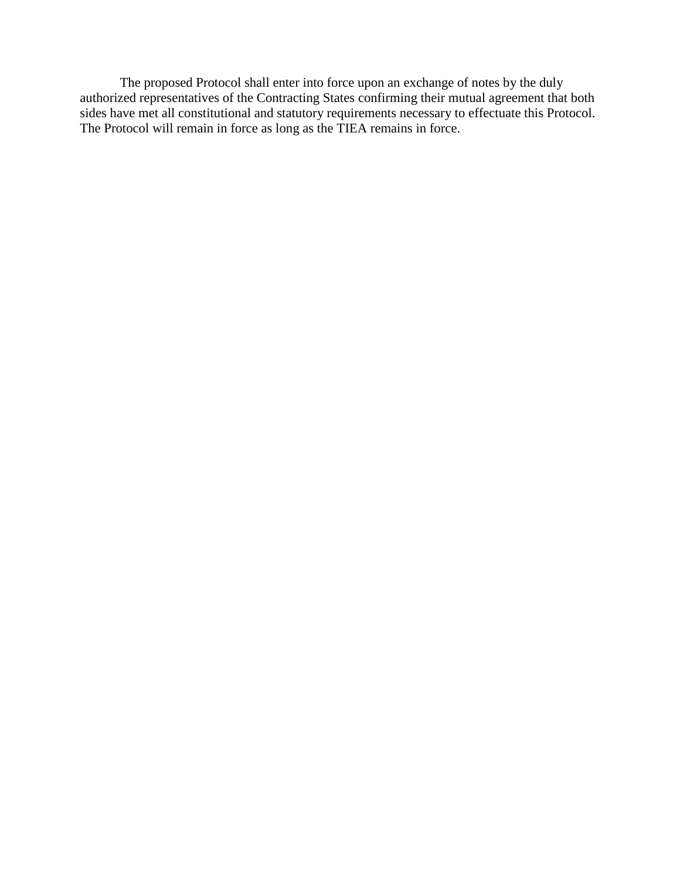The proposed Protocol shall enter into force upon an exchange of notes by the duly authorized representatives of the Contracting States confirming their mutual agreement that both sides have met all constitutional and statutory requirements necessary to effectuate this Protocol. The Protocol will remain in force as long as the TIEA remains in force.